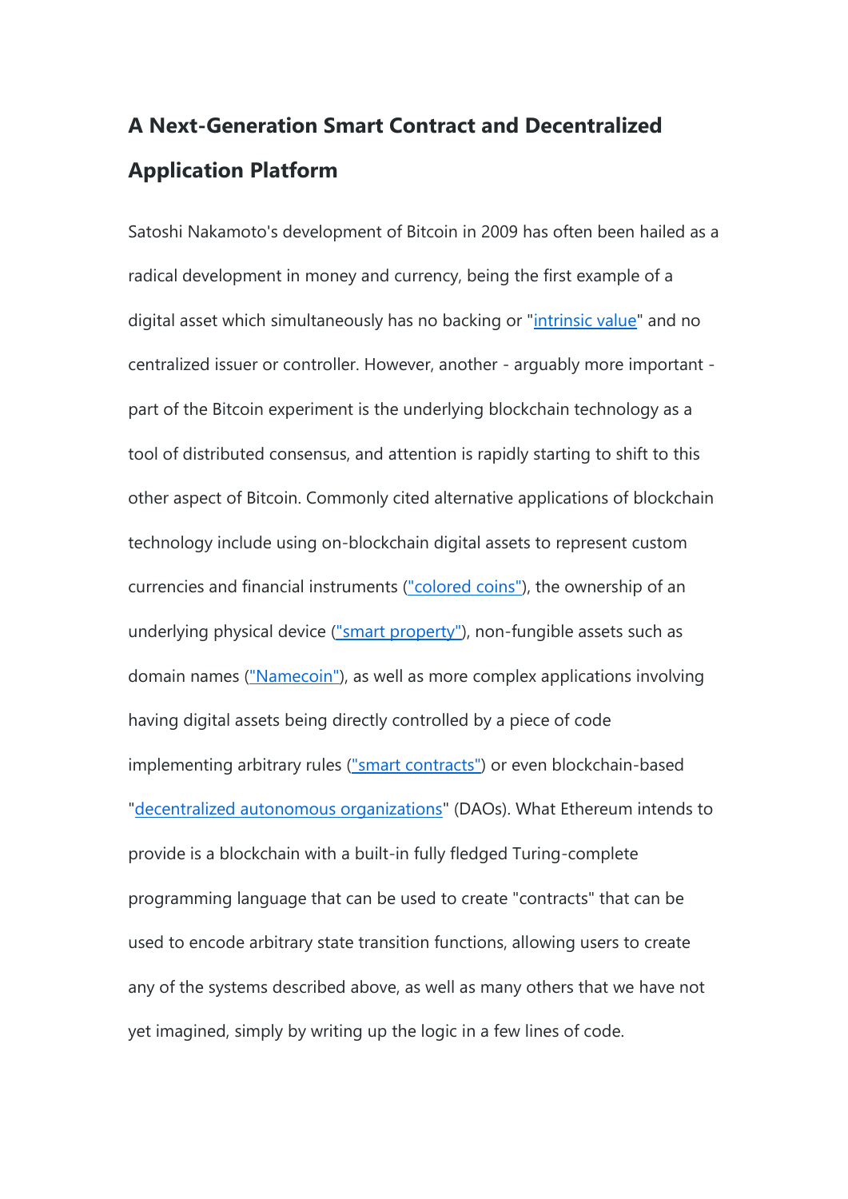# A Next-Generation Smart Contract and Decentralized Application Platform

Satoshi Nakamoto's development of Bitcoin in 2009 has often been hailed as a radical development in money and currency, being the first example of a digital asset which simultaneously has no backing or "intrinsic value" and no centralized issuer or controller. However, another - arguably more important - part of the Bitcoin experiment is the underlying blockchain technology as a tool of distributed consensus, and attention is rapidly starting to shift to this other aspect of Bitcoin. Commonly cited alternative applications of blockchain technology include using on-blockchain digital assets to represent custom currencies and financial instruments ("colored coins"), the ownership of an underlying physical device ("smart property"), non-fungible assets such as domain names ("Namecoin"), as well as more complex applications involving having digital assets being directly controlled by a piece of code implementing arbitrary rules ("smart contracts") or even blockchain-based "decentralized autonomous organizations" (DAOs). What Ethereum intends to provide is a blockchain with a built-in fully fledged Turing-complete programming language that can be used to create "contracts" that can be used to encode arbitrary state transition functions, allowing users to create any of the systems described above, as well as many others that we have not yet imagined, simply by writing up the logic in a few lines of code.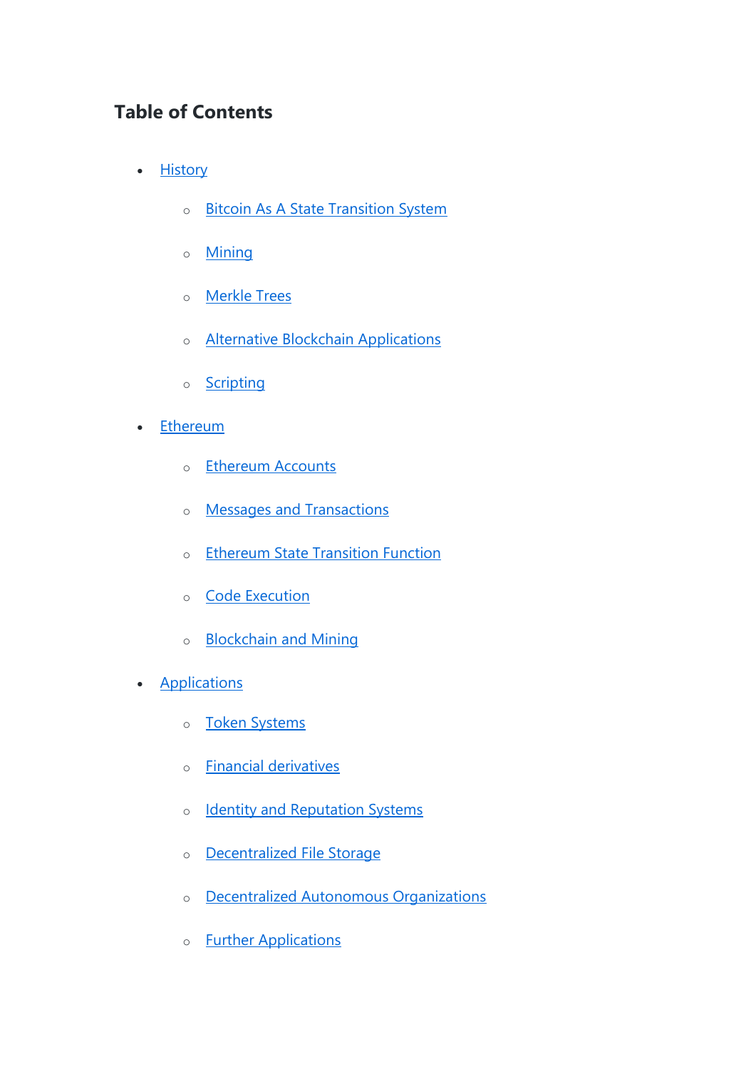## Table of Contents

- History
  - Bitcoin As A State Transition System
  - Mining
  - Merkle Trees
  - Alternative Blockchain Applications
  - Scripting
- Ethereum
  - Ethereum Accounts
  - Messages and Transactions
  - Ethereum State Transition Function
  - Code Execution
  - Blockchain and Mining
- Applications
  - Token Systems
  - Financial derivatives
  - Identity and Reputation Systems
  - Decentralized File Storage
  - Decentralized Autonomous Organizations
  - Further Applications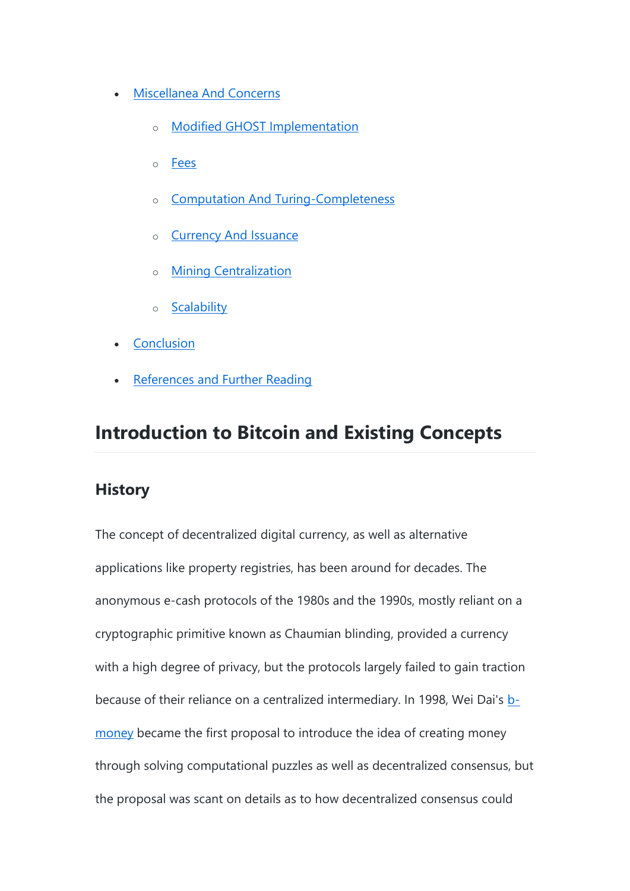- Miscellanea And Concerns
    - Modified GHOST Implementation
    - Fees
    - Computation And Turing-Completeness
    - Currency And Issuance
    - Mining Centralization
    - Scalability
- Conclusion
- References and Further Reading

# Introduction to Bitcoin and Existing Concepts

## History

The concept of decentralized digital currency, as well as alternative applications like property registries, has been around for decades. The anonymous e-cash protocols of the 1980s and the 1990s, mostly reliant on a cryptographic primitive known as Chaumian blinding, provided a currency with a high degree of privacy, but the protocols largely failed to gain traction because of their reliance on a centralized intermediary. In 1998, Wei Dai's b-money became the first proposal to introduce the idea of creating money through solving computational puzzles as well as decentralized consensus, but the proposal was scant on details as to how decentralized consensus could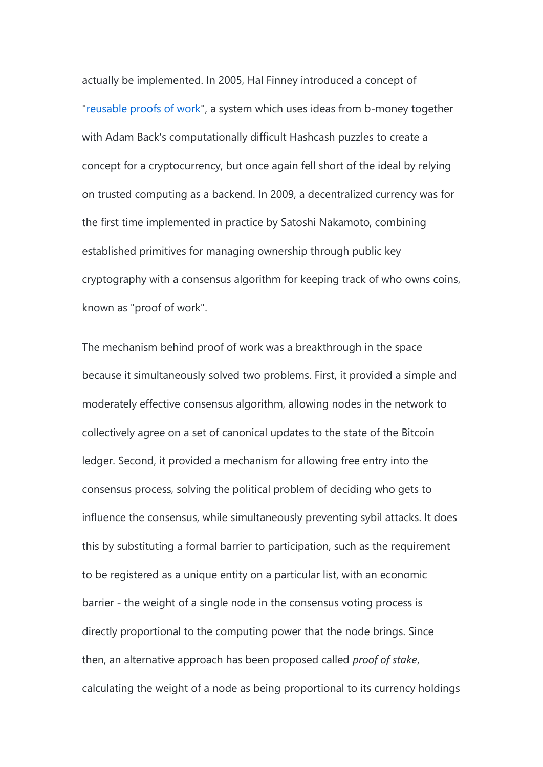actually be implemented. In 2005, Hal Finney introduced a concept of "[reusable proofs of work](https://nakamotoinstitute.org/finney/rpow/)", a system which uses ideas from b-money together with Adam Back's computationally difficult Hashcash puzzles to create a concept for a cryptocurrency, but once again fell short of the ideal by relying on trusted computing as a backend. In 2009, a decentralized currency was for the first time implemented in practice by Satoshi Nakamoto, combining established primitives for managing ownership through public key cryptography with a consensus algorithm for keeping track of who owns coins, known as "proof of work".

The mechanism behind proof of work was a breakthrough in the space because it simultaneously solved two problems. First, it provided a simple and moderately effective consensus algorithm, allowing nodes in the network to collectively agree on a set of canonical updates to the state of the Bitcoin ledger. Second, it provided a mechanism for allowing free entry into the consensus process, solving the political problem of deciding who gets to influence the consensus, while simultaneously preventing sybil attacks. It does this by substituting a formal barrier to participation, such as the requirement to be registered as a unique entity on a particular list, with an economic barrier - the weight of a single node in the consensus voting process is directly proportional to the computing power that the node brings. Since then, an alternative approach has been proposed called *proof of stake*, calculating the weight of a node as being proportional to its currency holdings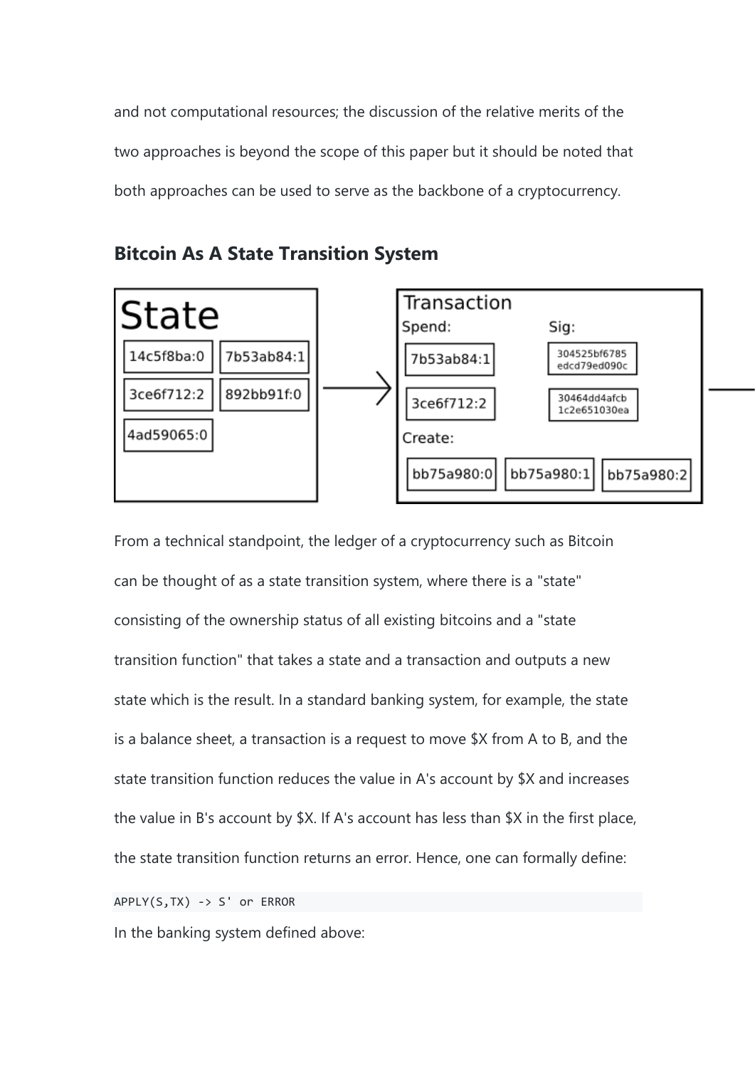and not computational resources; the discussion of the relative merits of the two approaches is beyond the scope of this paper but it should be noted that both approaches can be used to serve as the backbone of a cryptocurrency.

## Bitcoin As A State Transition System

From a technical standpoint, the ledger of a cryptocurrency such as Bitcoin can be thought of as a state transition system, where there is a "state" consisting of the ownership status of all existing bitcoins and a "state transition function" that takes a state and a transaction and outputs a new state which is the result. In a standard banking system, for example, the state is a balance sheet, a transaction is a request to move $X from A to B, and the state transition function reduces the value in A's account by $X and increases the value in B's account by $X. If A's account has less than $X in the first place, the state transition function returns an error. Hence, one can formally define:

```
APPLY(S,TX) -> S' or ERROR
```

In the banking system defined above: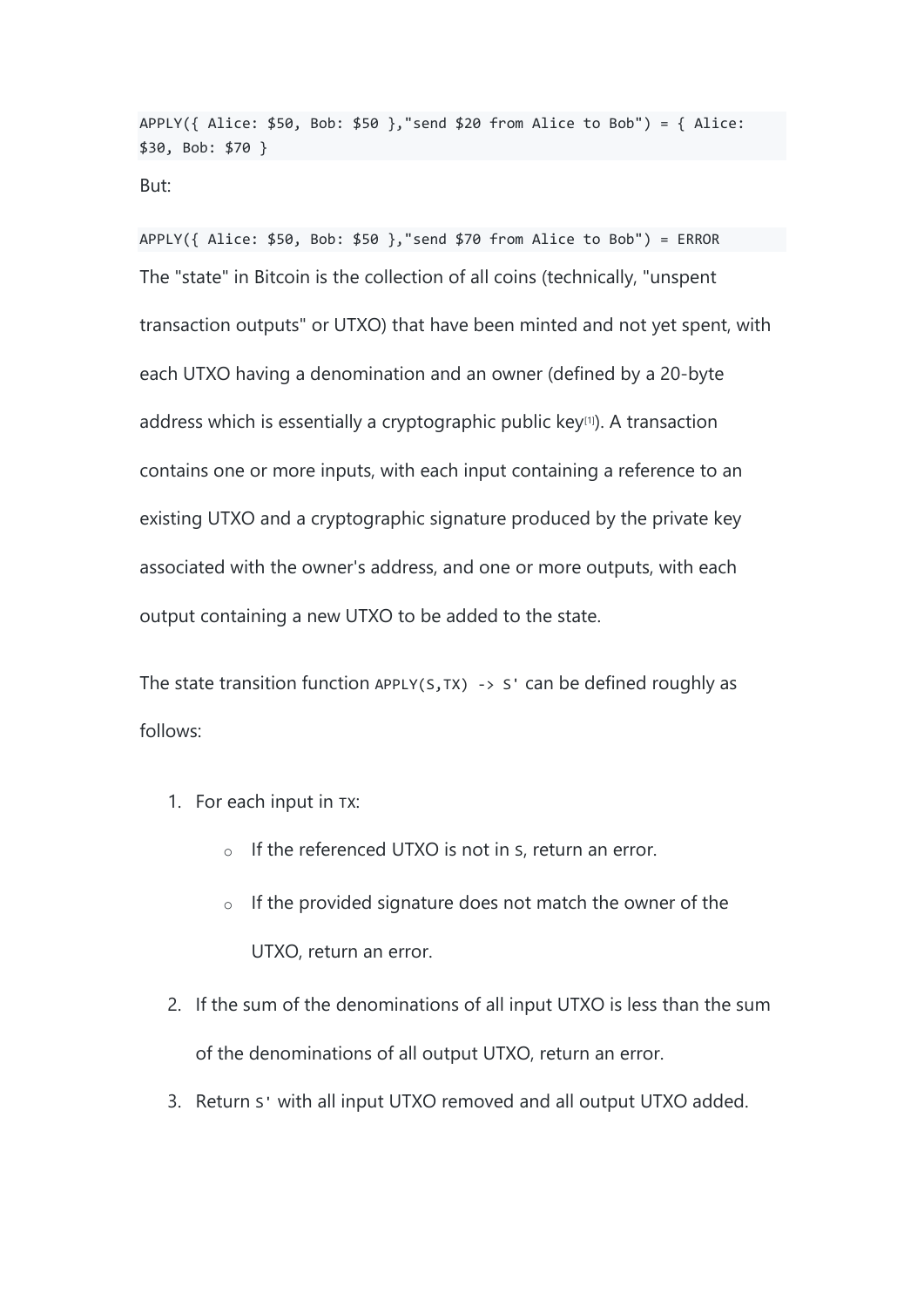```
APPLY({ Alice: $50, Bob: $50 },"send $20 from Alice to Bob") = { Alice: $30, Bob: $70 }
```

But:

```
APPLY({ Alice: $50, Bob: $50 },"send $70 from Alice to Bob") = ERROR
```

The "state" in Bitcoin is the collection of all coins (technically, "unspent transaction outputs" or UTXO) that have been minted and not yet spent, with each UTXO having a denomination and an owner (defined by a 20-byte address which is essentially a cryptographic public key[1]). A transaction contains one or more inputs, with each input containing a reference to an existing UTXO and a cryptographic signature produced by the private key associated with the owner's address, and one or more outputs, with each output containing a new UTXO to be added to the state.

The state transition function `APPLY(S,TX) -> S'` can be defined roughly as follows:

1. For each input in `TX`:
   - If the referenced UTXO is not in `S`, return an error.
   - If the provided signature does not match the owner of the UTXO, return an error.
2. If the sum of the denominations of all input UTXO is less than the sum of the denominations of all output UTXO, return an error.
3. Return `S'` with all input UTXO removed and all output UTXO added.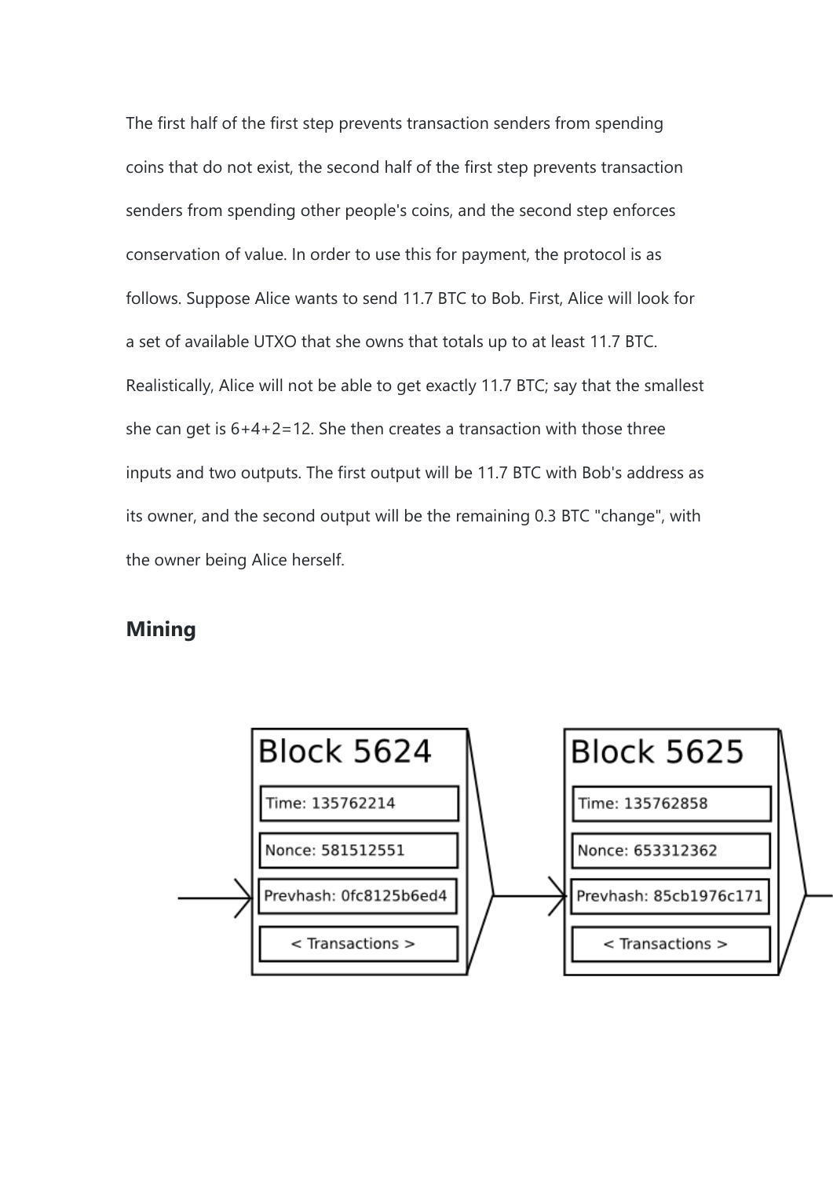The first half of the first step prevents transaction senders from spending coins that do not exist, the second half of the first step prevents transaction senders from spending other people's coins, and the second step enforces conservation of value. In order to use this for payment, the protocol is as follows. Suppose Alice wants to send 11.7 BTC to Bob. First, Alice will look for a set of available UTXO that she owns that totals up to at least 11.7 BTC. Realistically, Alice will not be able to get exactly 11.7 BTC; say that the smallest she can get is 6+4+2=12. She then creates a transaction with those three inputs and two outputs. The first output will be 11.7 BTC with Bob's address as its owner, and the second output will be the remaining 0.3 BTC "change", with the owner being Alice herself.

## Mining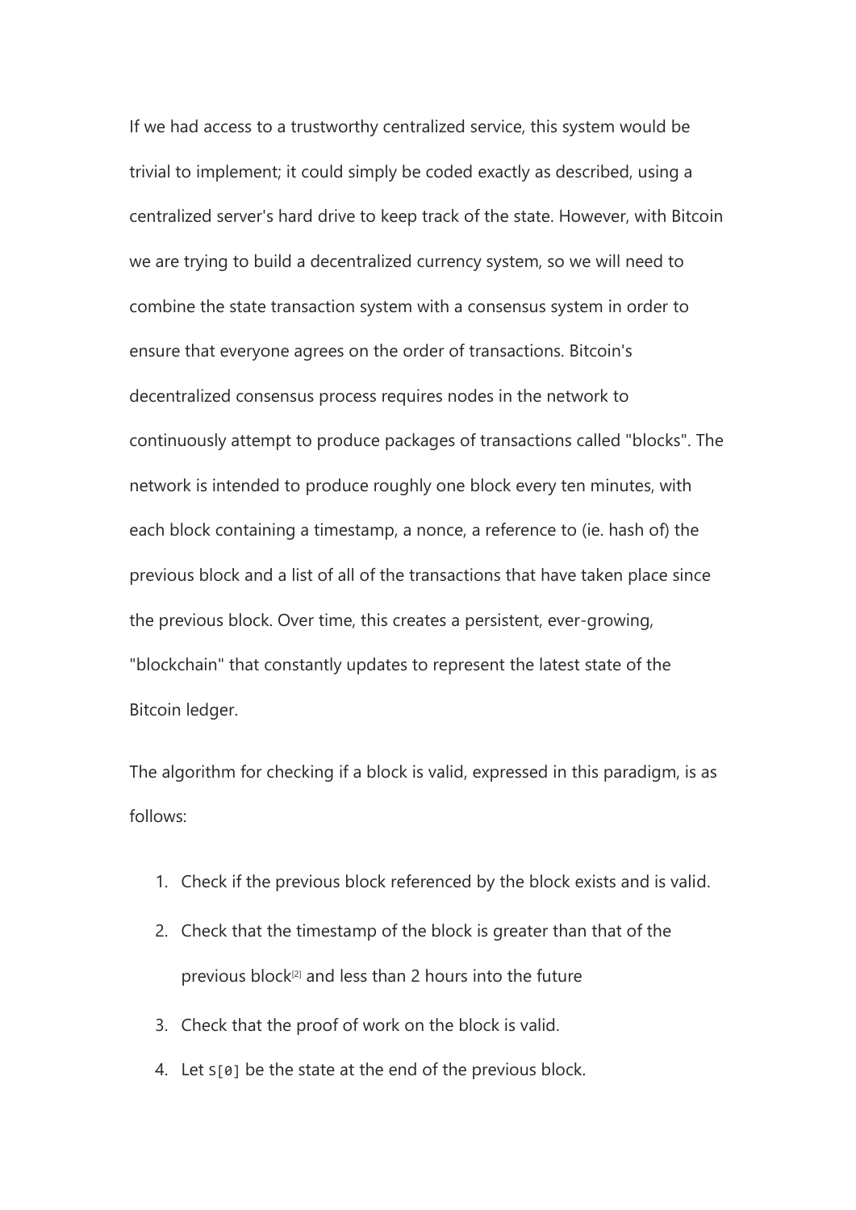If we had access to a trustworthy centralized service, this system would be trivial to implement; it could simply be coded exactly as described, using a centralized server's hard drive to keep track of the state. However, with Bitcoin we are trying to build a decentralized currency system, so we will need to combine the state transaction system with a consensus system in order to ensure that everyone agrees on the order of transactions. Bitcoin's decentralized consensus process requires nodes in the network to continuously attempt to produce packages of transactions called "blocks". The network is intended to produce roughly one block every ten minutes, with each block containing a timestamp, a nonce, a reference to (ie. hash of) the previous block and a list of all of the transactions that have taken place since the previous block. Over time, this creates a persistent, ever-growing, "blockchain" that constantly updates to represent the latest state of the Bitcoin ledger.

The algorithm for checking if a block is valid, expressed in this paradigm, is as follows:

1. Check if the previous block referenced by the block exists and is valid.
2. Check that the timestamp of the block is greater than that of the previous block[2] and less than 2 hours into the future
3. Check that the proof of work on the block is valid.
4. Let `S[0]` be the state at the end of the previous block.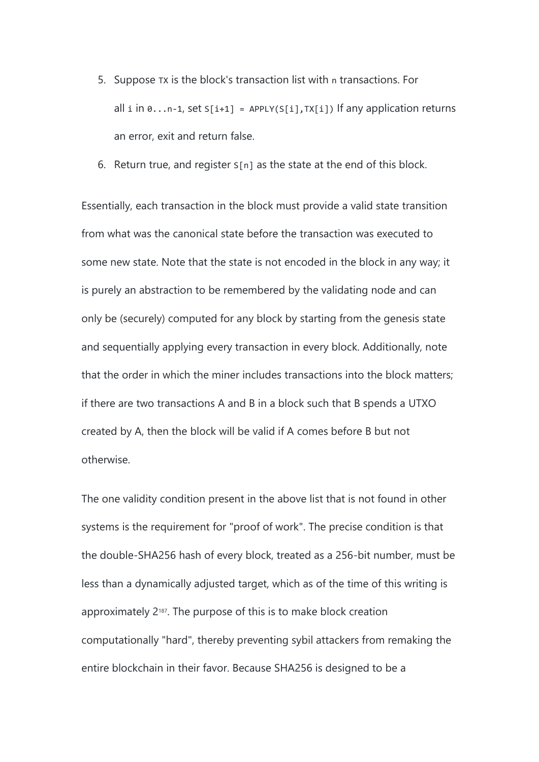5. Suppose `TX` is the block's transaction list with `n` transactions. For all `i` in `0...n-1`, set `S[i+1] = APPLY(S[i],TX[i])` If any application returns an error, exit and return false.
6. Return true, and register `S[n]` as the state at the end of this block.

Essentially, each transaction in the block must provide a valid state transition from what was the canonical state before the transaction was executed to some new state. Note that the state is not encoded in the block in any way; it is purely an abstraction to be remembered by the validating node and can only be (securely) computed for any block by starting from the genesis state and sequentially applying every transaction in every block. Additionally, note that the order in which the miner includes transactions into the block matters; if there are two transactions A and B in a block such that B spends a UTXO created by A, then the block will be valid if A comes before B but not otherwise.

The one validity condition present in the above list that is not found in other systems is the requirement for "proof of work". The precise condition is that the double-SHA256 hash of every block, treated as a 256-bit number, must be less than a dynamically adjusted target, which as of the time of this writing is approximately $2^{187}$. The purpose of this is to make block creation computationally "hard", thereby preventing sybil attackers from remaking the entire blockchain in their favor. Because SHA256 is designed to be a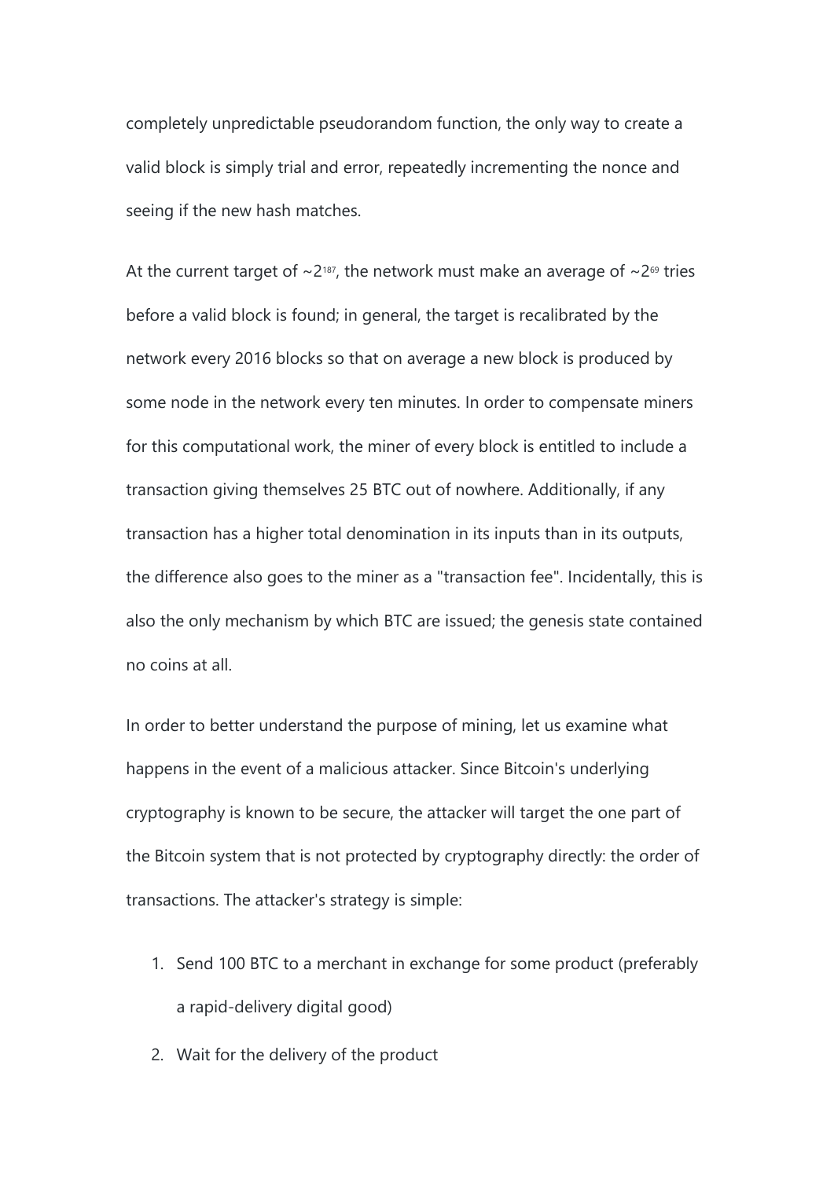completely unpredictable pseudorandom function, the only way to create a valid block is simply trial and error, repeatedly incrementing the nonce and seeing if the new hash matches.

At the current target of $\sim 2^{187}$, the network must make an average of $\sim 2^{69}$ tries before a valid block is found; in general, the target is recalibrated by the network every 2016 blocks so that on average a new block is produced by some node in the network every ten minutes. In order to compensate miners for this computational work, the miner of every block is entitled to include a transaction giving themselves 25 BTC out of nowhere. Additionally, if any transaction has a higher total denomination in its inputs than in its outputs, the difference also goes to the miner as a "transaction fee". Incidentally, this is also the only mechanism by which BTC are issued; the genesis state contained no coins at all.

In order to better understand the purpose of mining, let us examine what happens in the event of a malicious attacker. Since Bitcoin's underlying cryptography is known to be secure, the attacker will target the one part of the Bitcoin system that is not protected by cryptography directly: the order of transactions. The attacker's strategy is simple:

1. Send 100 BTC to a merchant in exchange for some product (preferably a rapid-delivery digital good)
2. Wait for the delivery of the product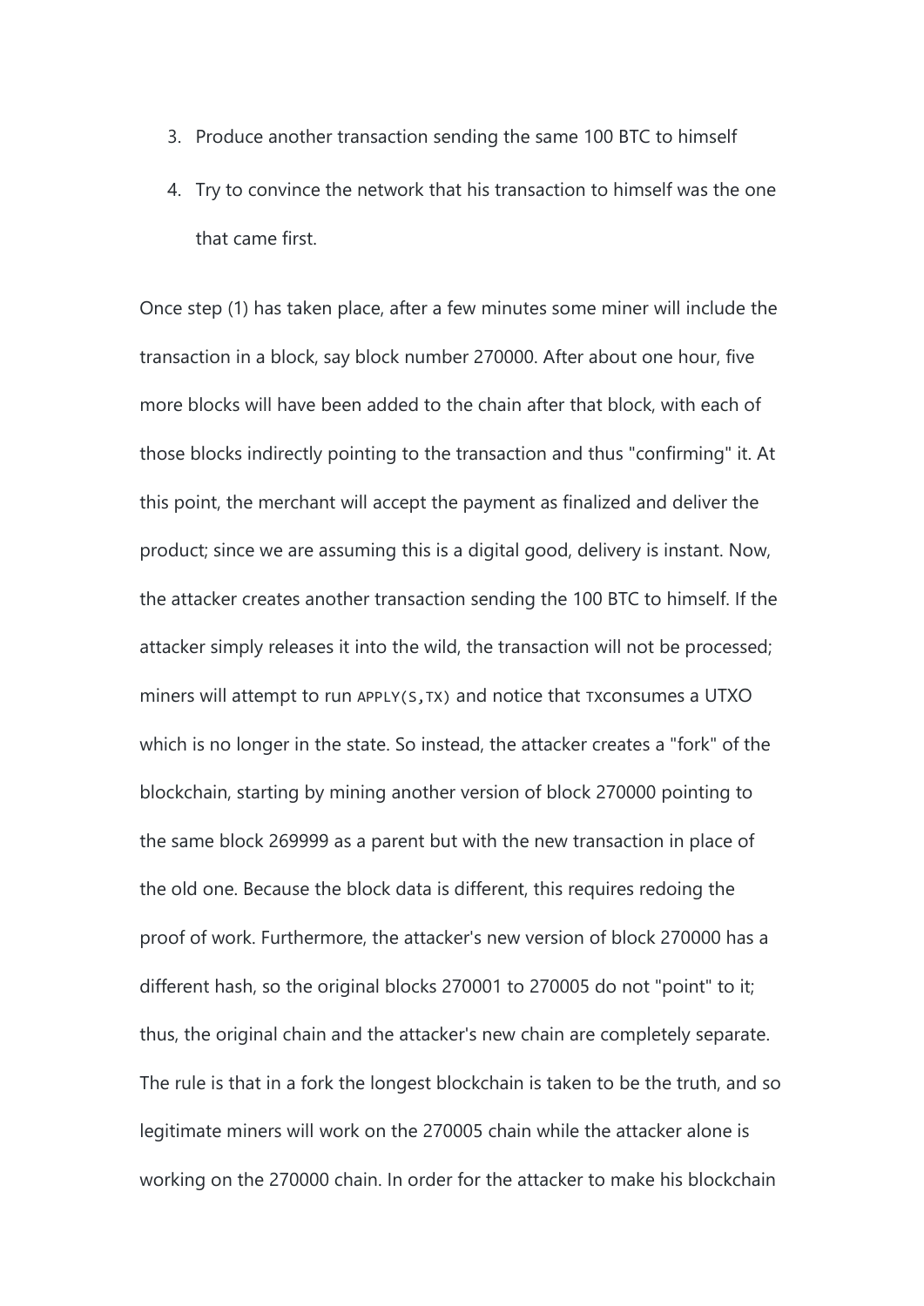3. Produce another transaction sending the same 100 BTC to himself
4. Try to convince the network that his transaction to himself was the one that came first.

Once step (1) has taken place, after a few minutes some miner will include the transaction in a block, say block number 270000. After about one hour, five more blocks will have been added to the chain after that block, with each of those blocks indirectly pointing to the transaction and thus "confirming" it. At this point, the merchant will accept the payment as finalized and deliver the product; since we are assuming this is a digital good, delivery is instant. Now, the attacker creates another transaction sending the 100 BTC to himself. If the attacker simply releases it into the wild, the transaction will not be processed; miners will attempt to run `APPLY(S,TX)` and notice that `TX`consumes a UTXO which is no longer in the state. So instead, the attacker creates a "fork" of the blockchain, starting by mining another version of block 270000 pointing to the same block 269999 as a parent but with the new transaction in place of the old one. Because the block data is different, this requires redoing the proof of work. Furthermore, the attacker's new version of block 270000 has a different hash, so the original blocks 270001 to 270005 do not "point" to it; thus, the original chain and the attacker's new chain are completely separate. The rule is that in a fork the longest blockchain is taken to be the truth, and so legitimate miners will work on the 270005 chain while the attacker alone is working on the 270000 chain. In order for the attacker to make his blockchain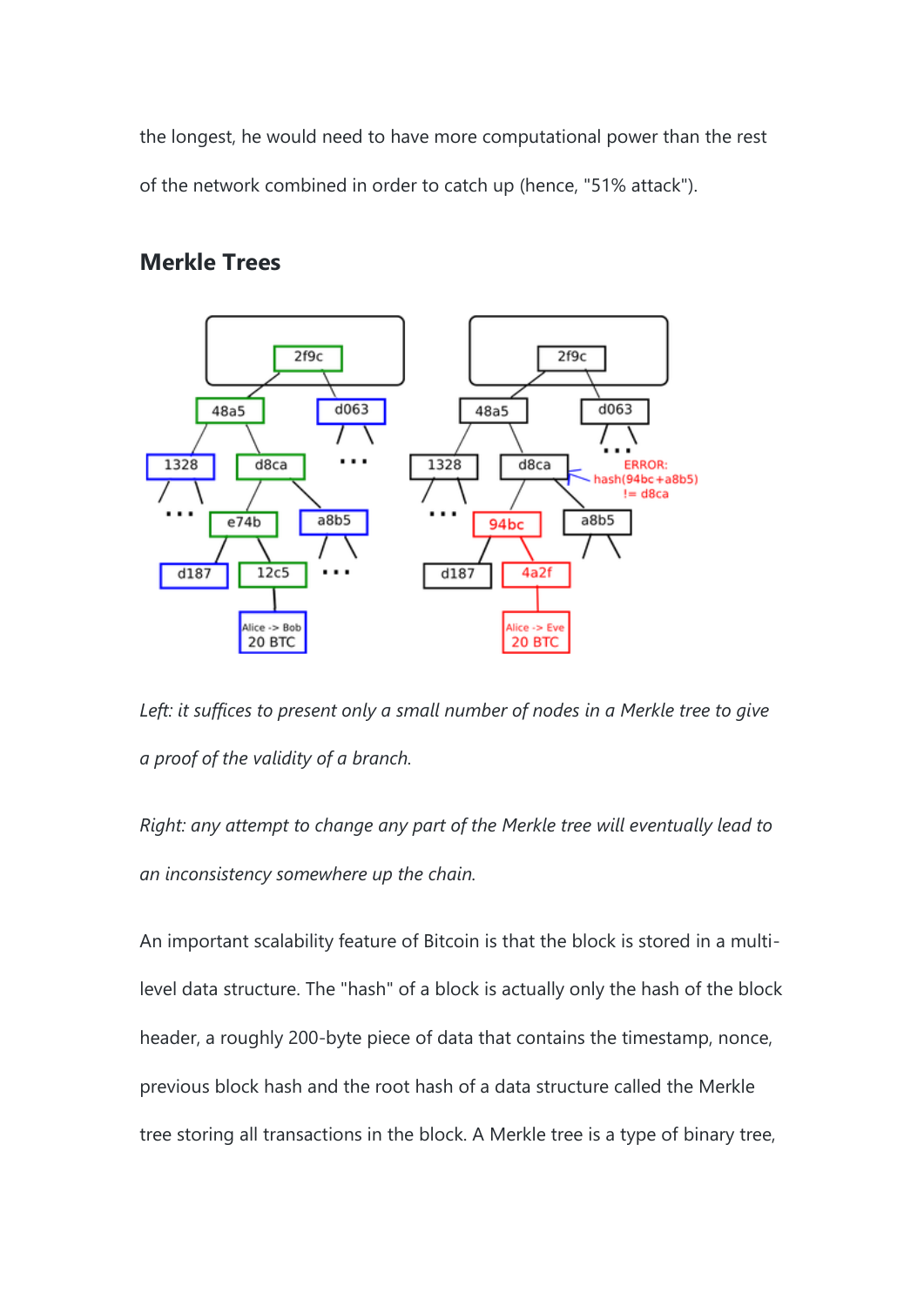the longest, he would need to have more computational power than the rest of the network combined in order to catch up (hence, "51% attack").

## Merkle Trees

*Left: it suffices to present only a small number of nodes in a Merkle tree to give a proof of the validity of a branch.*

*Right: any attempt to change any part of the Merkle tree will eventually lead to an inconsistency somewhere up the chain.*

An important scalability feature of Bitcoin is that the block is stored in a multi-level data structure. The "hash" of a block is actually only the hash of the block header, a roughly 200-byte piece of data that contains the timestamp, nonce, previous block hash and the root hash of a data structure called the Merkle tree storing all transactions in the block. A Merkle tree is a type of binary tree,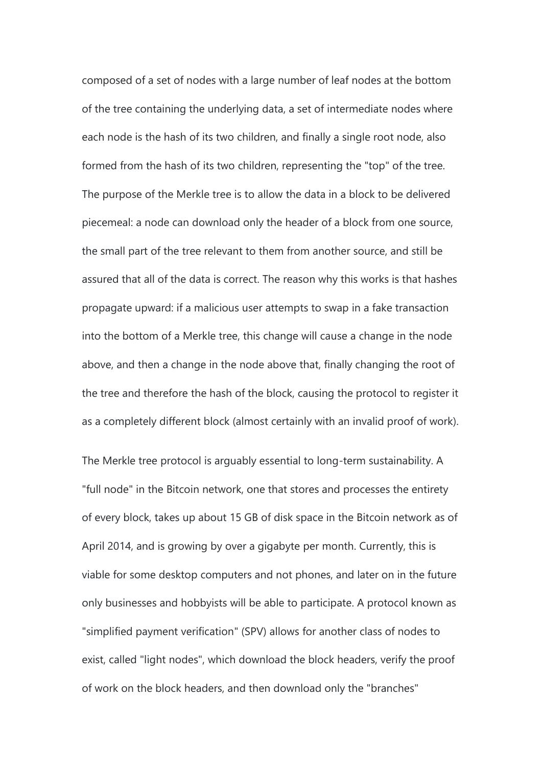composed of a set of nodes with a large number of leaf nodes at the bottom of the tree containing the underlying data, a set of intermediate nodes where each node is the hash of its two children, and finally a single root node, also formed from the hash of its two children, representing the "top" of the tree. The purpose of the Merkle tree is to allow the data in a block to be delivered piecemeal: a node can download only the header of a block from one source, the small part of the tree relevant to them from another source, and still be assured that all of the data is correct. The reason why this works is that hashes propagate upward: if a malicious user attempts to swap in a fake transaction into the bottom of a Merkle tree, this change will cause a change in the node above, and then a change in the node above that, finally changing the root of the tree and therefore the hash of the block, causing the protocol to register it as a completely different block (almost certainly with an invalid proof of work).

The Merkle tree protocol is arguably essential to long-term sustainability. A "full node" in the Bitcoin network, one that stores and processes the entirety of every block, takes up about 15 GB of disk space in the Bitcoin network as of April 2014, and is growing by over a gigabyte per month. Currently, this is viable for some desktop computers and not phones, and later on in the future only businesses and hobbyists will be able to participate. A protocol known as "simplified payment verification" (SPV) allows for another class of nodes to exist, called "light nodes", which download the block headers, verify the proof of work on the block headers, and then download only the "branches"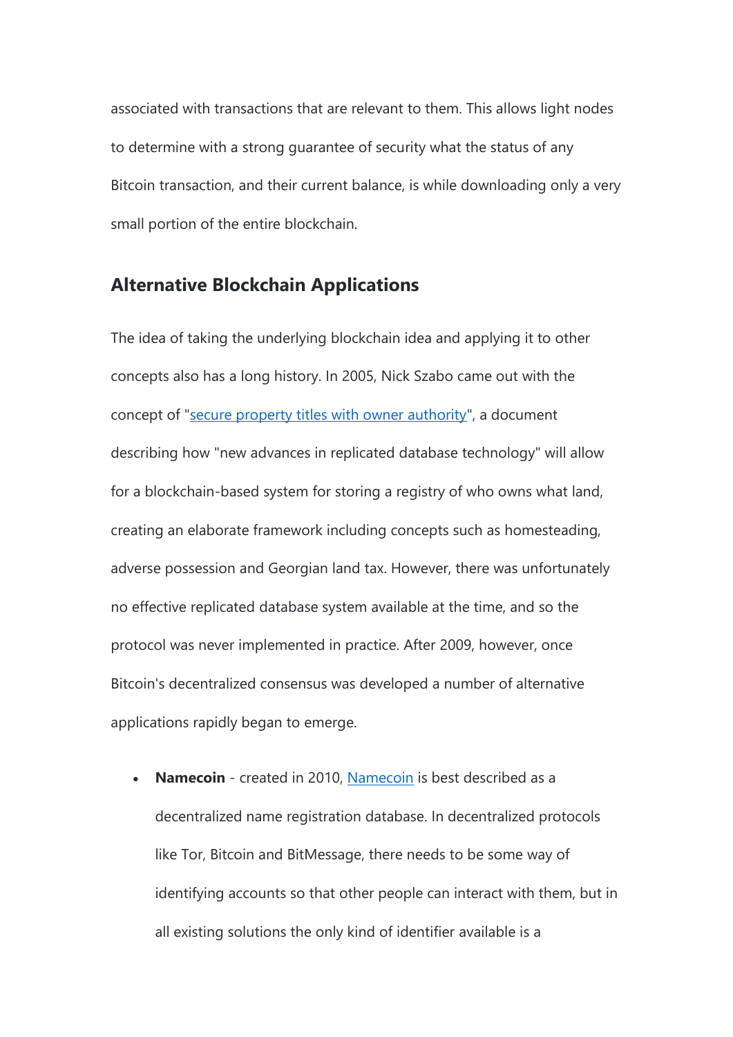associated with transactions that are relevant to them. This allows light nodes to determine with a strong guarantee of security what the status of any Bitcoin transaction, and their current balance, is while downloading only a very small portion of the entire blockchain.

## Alternative Blockchain Applications

The idea of taking the underlying blockchain idea and applying it to other concepts also has a long history. In 2005, Nick Szabo came out with the concept of "secure property titles with owner authority", a document describing how "new advances in replicated database technology" will allow for a blockchain-based system for storing a registry of who owns what land, creating an elaborate framework including concepts such as homesteading, adverse possession and Georgian land tax. However, there was unfortunately no effective replicated database system available at the time, and so the protocol was never implemented in practice. After 2009, however, once Bitcoin's decentralized consensus was developed a number of alternative applications rapidly began to emerge.

- **Namecoin** - created in 2010, Namecoin is best described as a decentralized name registration database. In decentralized protocols like Tor, Bitcoin and BitMessage, there needs to be some way of identifying accounts so that other people can interact with them, but in all existing solutions the only kind of identifier available is a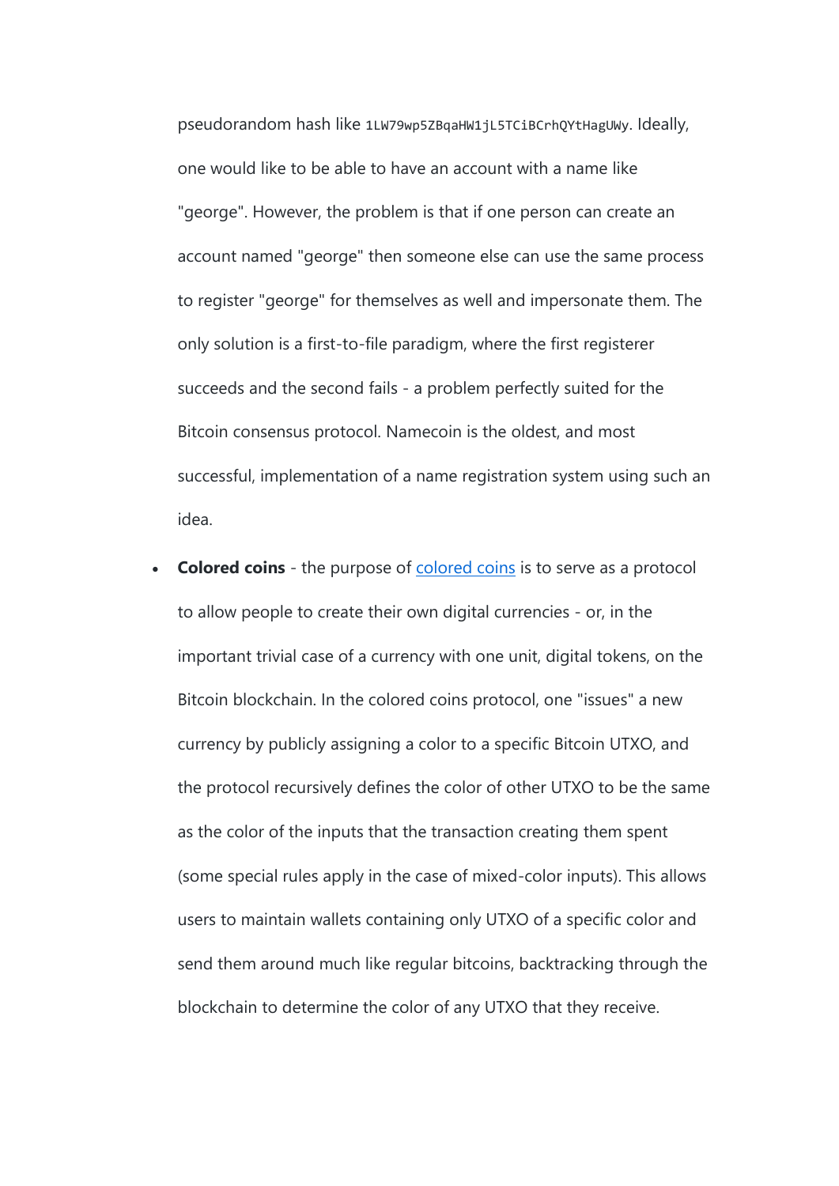pseudorandom hash like `1LW79wp5ZBqaHW1jL5TCiBCrhQYtHagUWy`. Ideally, one would like to be able to have an account with a name like "george". However, the problem is that if one person can create an account named "george" then someone else can use the same process to register "george" for themselves as well and impersonate them. The only solution is a first-to-file paradigm, where the first registerer succeeds and the second fails - a problem perfectly suited for the Bitcoin consensus protocol. Namecoin is the oldest, and most successful, implementation of a name registration system using such an idea.

- **Colored coins** - the purpose of [colored coins]() is to serve as a protocol to allow people to create their own digital currencies - or, in the important trivial case of a currency with one unit, digital tokens, on the Bitcoin blockchain. In the colored coins protocol, one "issues" a new currency by publicly assigning a color to a specific Bitcoin UTXO, and the protocol recursively defines the color of other UTXO to be the same as the color of the inputs that the transaction creating them spent (some special rules apply in the case of mixed-color inputs). This allows users to maintain wallets containing only UTXO of a specific color and send them around much like regular bitcoins, backtracking through the blockchain to determine the color of any UTXO that they receive.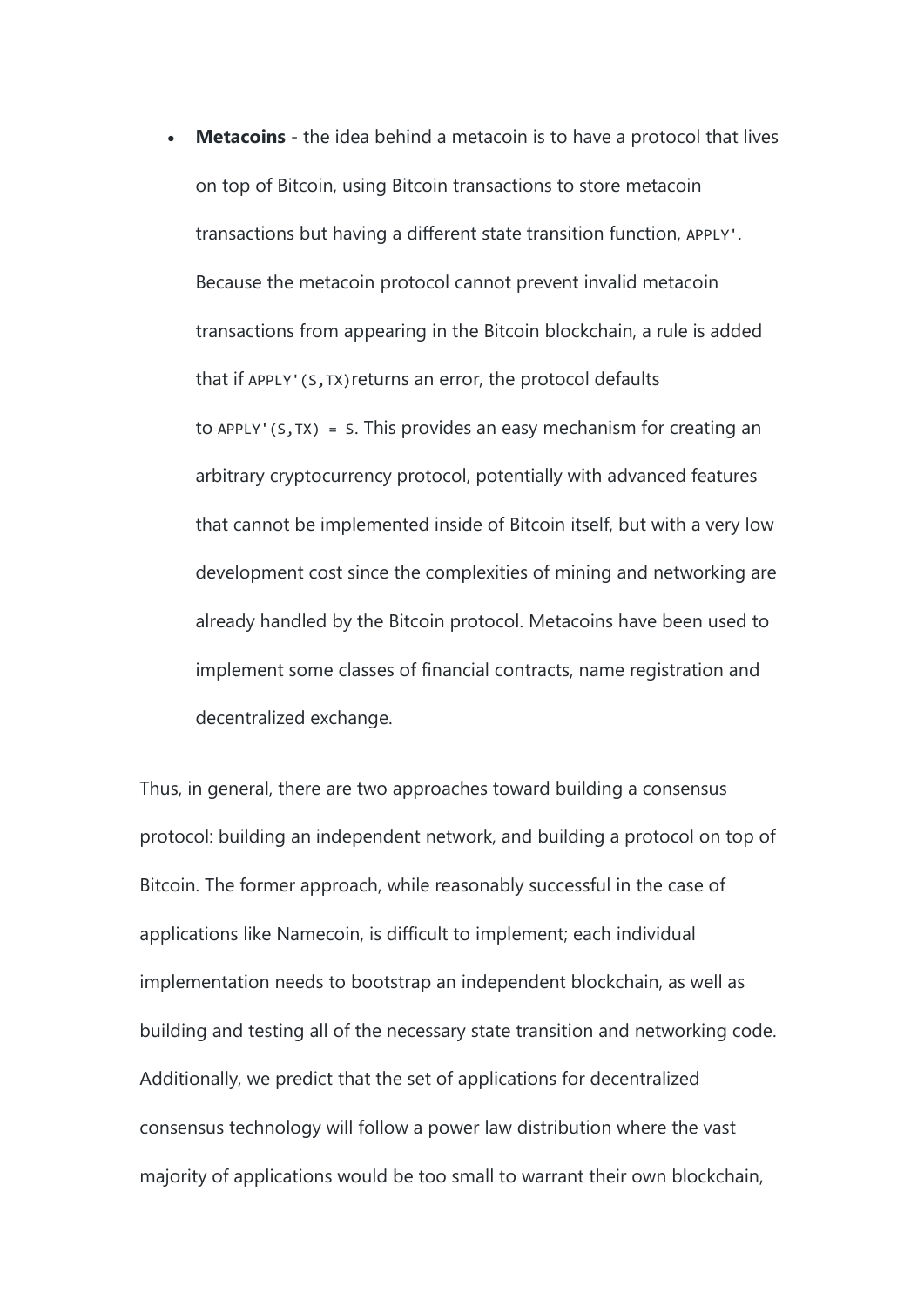- **Metacoins** - the idea behind a metacoin is to have a protocol that lives on top of Bitcoin, using Bitcoin transactions to store metacoin transactions but having a different state transition function, `APPLY'`. Because the metacoin protocol cannot prevent invalid metacoin transactions from appearing in the Bitcoin blockchain, a rule is added that if `APPLY'(S,TX)` returns an error, the protocol defaults to `APPLY'(S,TX) = S`. This provides an easy mechanism for creating an arbitrary cryptocurrency protocol, potentially with advanced features that cannot be implemented inside of Bitcoin itself, but with a very low development cost since the complexities of mining and networking are already handled by the Bitcoin protocol. Metacoins have been used to implement some classes of financial contracts, name registration and decentralized exchange.

Thus, in general, there are two approaches toward building a consensus protocol: building an independent network, and building a protocol on top of Bitcoin. The former approach, while reasonably successful in the case of applications like Namecoin, is difficult to implement; each individual implementation needs to bootstrap an independent blockchain, as well as building and testing all of the necessary state transition and networking code. Additionally, we predict that the set of applications for decentralized consensus technology will follow a power law distribution where the vast majority of applications would be too small to warrant their own blockchain,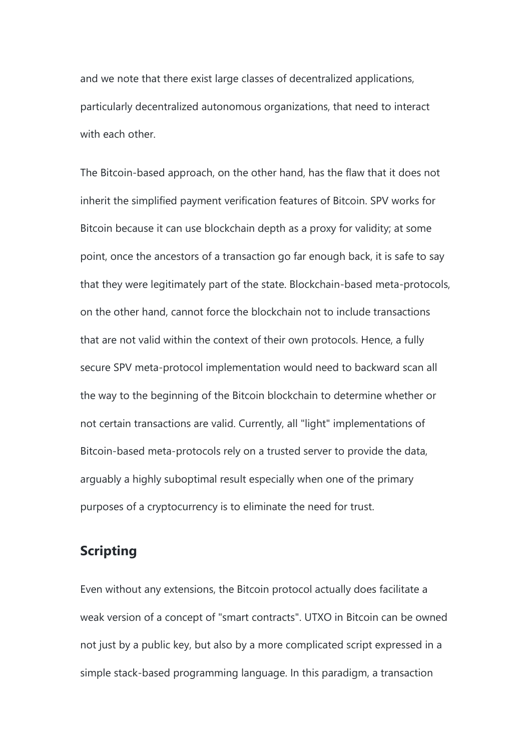and we note that there exist large classes of decentralized applications, particularly decentralized autonomous organizations, that need to interact with each other.

The Bitcoin-based approach, on the other hand, has the flaw that it does not inherit the simplified payment verification features of Bitcoin. SPV works for Bitcoin because it can use blockchain depth as a proxy for validity; at some point, once the ancestors of a transaction go far enough back, it is safe to say that they were legitimately part of the state. Blockchain-based meta-protocols, on the other hand, cannot force the blockchain not to include transactions that are not valid within the context of their own protocols. Hence, a fully secure SPV meta-protocol implementation would need to backward scan all the way to the beginning of the Bitcoin blockchain to determine whether or not certain transactions are valid. Currently, all "light" implementations of Bitcoin-based meta-protocols rely on a trusted server to provide the data, arguably a highly suboptimal result especially when one of the primary purposes of a cryptocurrency is to eliminate the need for trust.

## Scripting

Even without any extensions, the Bitcoin protocol actually does facilitate a weak version of a concept of "smart contracts". UTXO in Bitcoin can be owned not just by a public key, but also by a more complicated script expressed in a simple stack-based programming language. In this paradigm, a transaction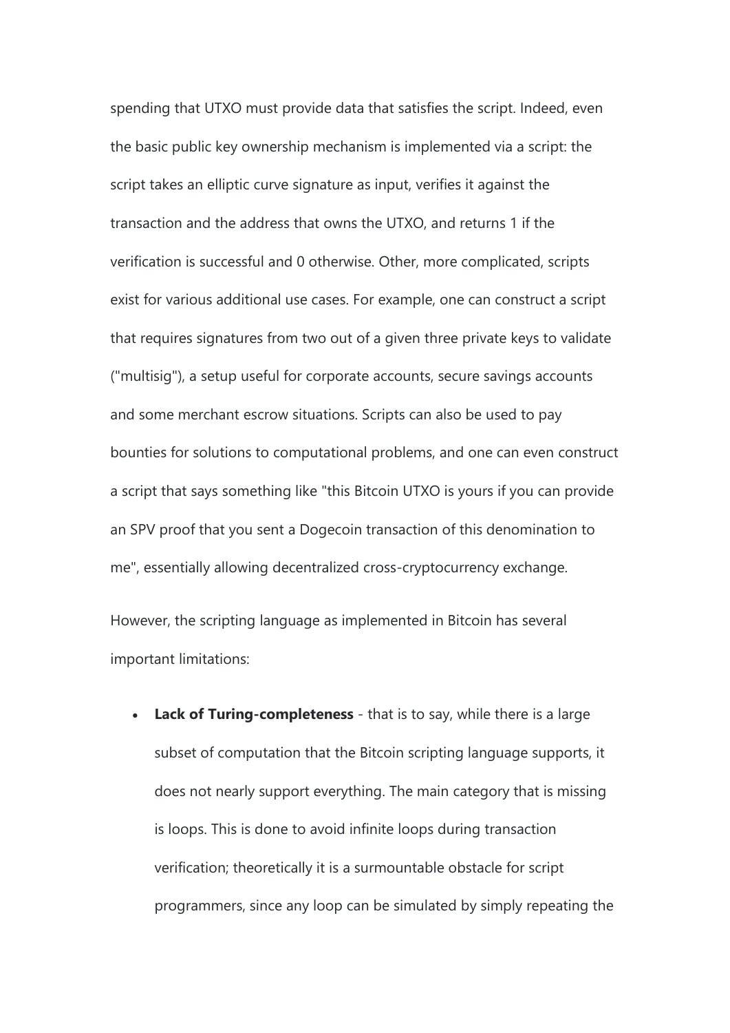spending that UTXO must provide data that satisfies the script. Indeed, even the basic public key ownership mechanism is implemented via a script: the script takes an elliptic curve signature as input, verifies it against the transaction and the address that owns the UTXO, and returns 1 if the verification is successful and 0 otherwise. Other, more complicated, scripts exist for various additional use cases. For example, one can construct a script that requires signatures from two out of a given three private keys to validate ("multisig"), a setup useful for corporate accounts, secure savings accounts and some merchant escrow situations. Scripts can also be used to pay bounties for solutions to computational problems, and one can even construct a script that says something like "this Bitcoin UTXO is yours if you can provide an SPV proof that you sent a Dogecoin transaction of this denomination to me", essentially allowing decentralized cross-cryptocurrency exchange.

However, the scripting language as implemented in Bitcoin has several important limitations:

- **Lack of Turing-completeness** - that is to say, while there is a large subset of computation that the Bitcoin scripting language supports, it does not nearly support everything. The main category that is missing is loops. This is done to avoid infinite loops during transaction verification; theoretically it is a surmountable obstacle for script programmers, since any loop can be simulated by simply repeating the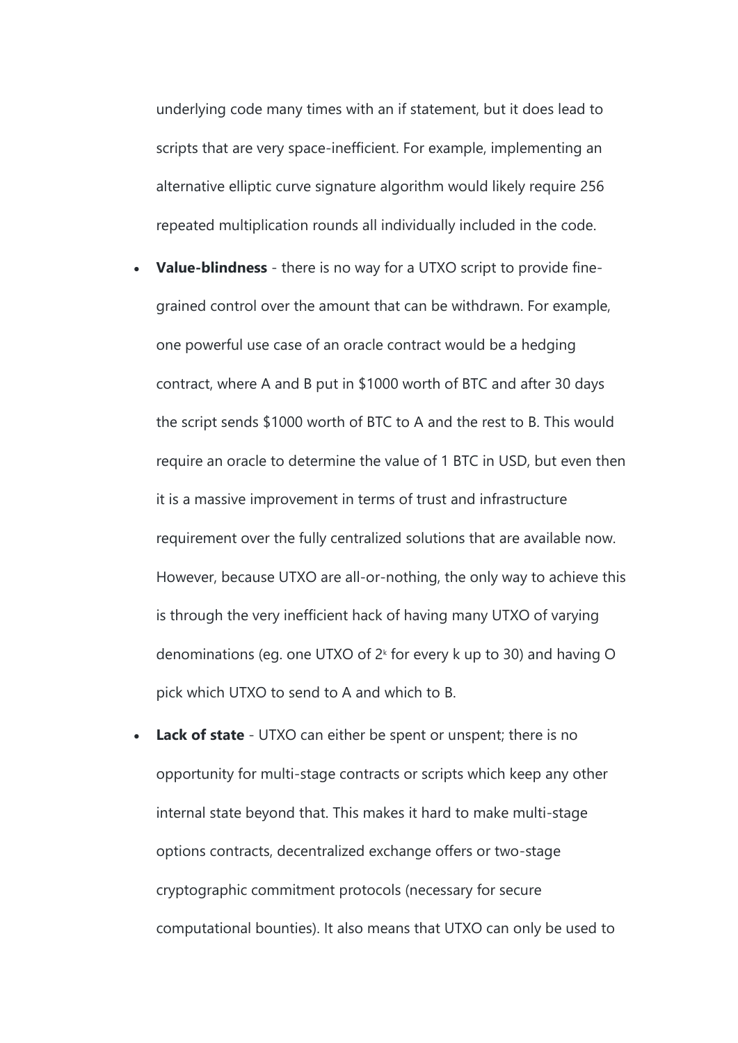underlying code many times with an if statement, but it does lead to scripts that are very space-inefficient. For example, implementing an alternative elliptic curve signature algorithm would likely require 256 repeated multiplication rounds all individually included in the code.

- **Value-blindness** - there is no way for a UTXO script to provide fine-grained control over the amount that can be withdrawn. For example, one powerful use case of an oracle contract would be a hedging contract, where A and B put in $1000 worth of BTC and after 30 days the script sends $1000 worth of BTC to A and the rest to B. This would require an oracle to determine the value of 1 BTC in USD, but even then it is a massive improvement in terms of trust and infrastructure requirement over the fully centralized solutions that are available now. However, because UTXO are all-or-nothing, the only way to achieve this is through the very inefficient hack of having many UTXO of varying denominations (eg. one UTXO of $2^k$ for every k up to 30) and having O pick which UTXO to send to A and which to B.
- **Lack of state** - UTXO can either be spent or unspent; there is no opportunity for multi-stage contracts or scripts which keep any other internal state beyond that. This makes it hard to make multi-stage options contracts, decentralized exchange offers or two-stage cryptographic commitment protocols (necessary for secure computational bounties). It also means that UTXO can only be used to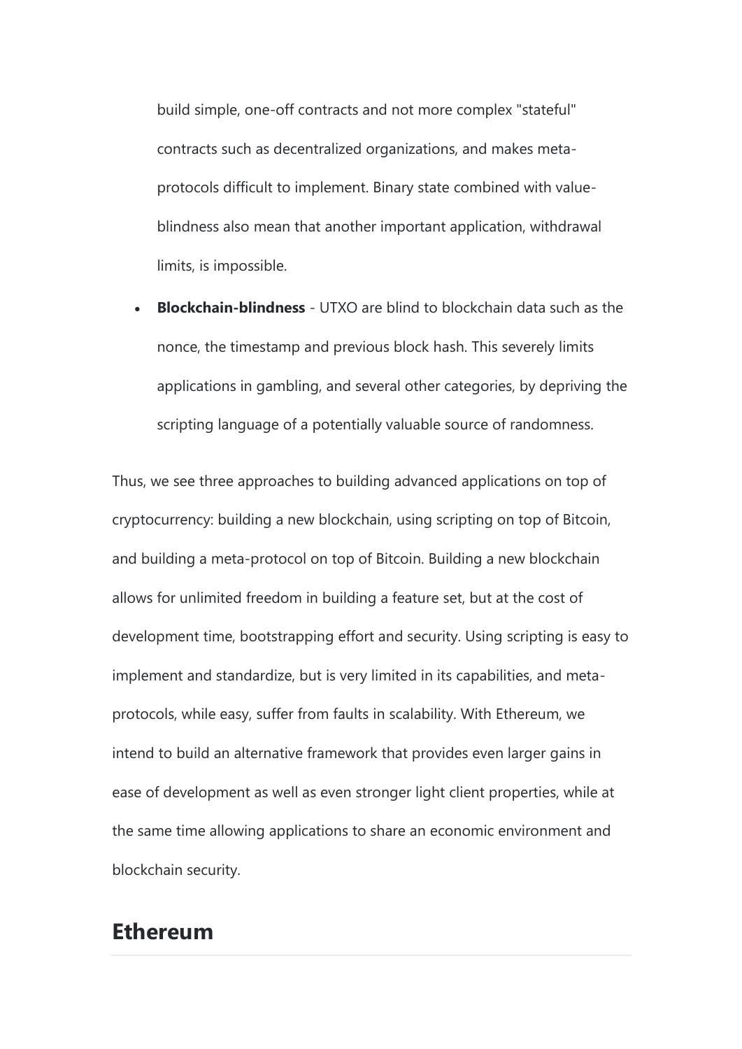build simple, one-off contracts and not more complex "stateful" contracts such as decentralized organizations, and makes meta-protocols difficult to implement. Binary state combined with value-blindness also mean that another important application, withdrawal limits, is impossible.

- **Blockchain-blindness** - UTXO are blind to blockchain data such as the nonce, the timestamp and previous block hash. This severely limits applications in gambling, and several other categories, by depriving the scripting language of a potentially valuable source of randomness.

Thus, we see three approaches to building advanced applications on top of cryptocurrency: building a new blockchain, using scripting on top of Bitcoin, and building a meta-protocol on top of Bitcoin. Building a new blockchain allows for unlimited freedom in building a feature set, but at the cost of development time, bootstrapping effort and security. Using scripting is easy to implement and standardize, but is very limited in its capabilities, and meta-protocols, while easy, suffer from faults in scalability. With Ethereum, we intend to build an alternative framework that provides even larger gains in ease of development as well as even stronger light client properties, while at the same time allowing applications to share an economic environment and blockchain security.

## Ethereum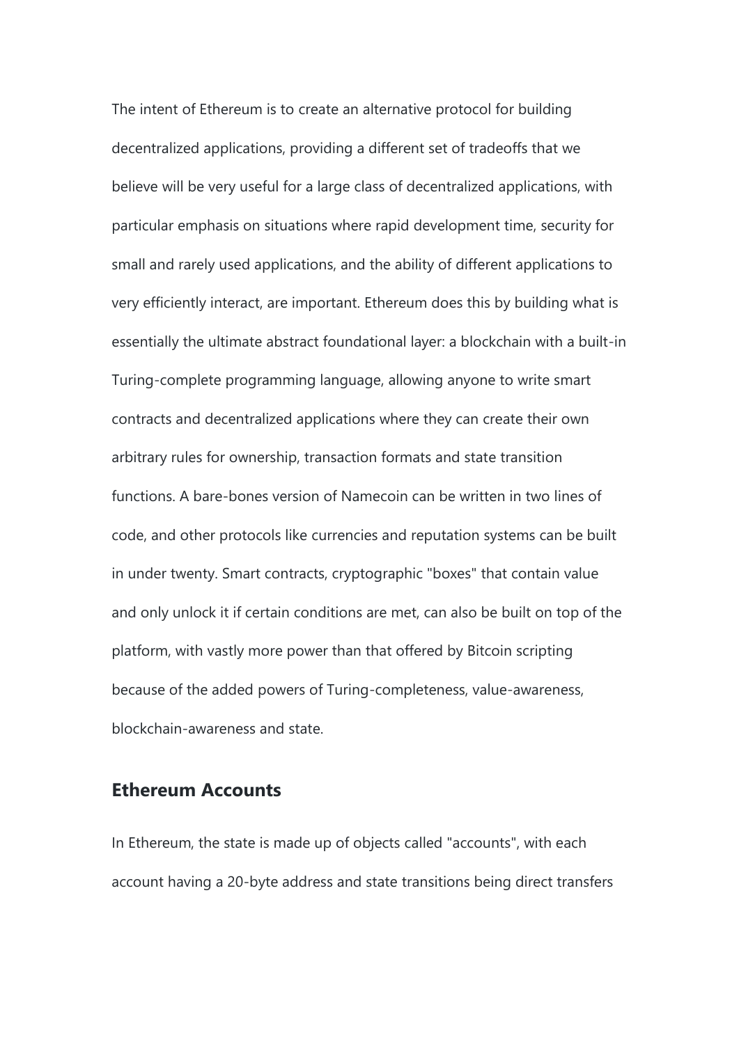The intent of Ethereum is to create an alternative protocol for building decentralized applications, providing a different set of tradeoffs that we believe will be very useful for a large class of decentralized applications, with particular emphasis on situations where rapid development time, security for small and rarely used applications, and the ability of different applications to very efficiently interact, are important. Ethereum does this by building what is essentially the ultimate abstract foundational layer: a blockchain with a built-in Turing-complete programming language, allowing anyone to write smart contracts and decentralized applications where they can create their own arbitrary rules for ownership, transaction formats and state transition functions. A bare-bones version of Namecoin can be written in two lines of code, and other protocols like currencies and reputation systems can be built in under twenty. Smart contracts, cryptographic "boxes" that contain value and only unlock it if certain conditions are met, can also be built on top of the platform, with vastly more power than that offered by Bitcoin scripting because of the added powers of Turing-completeness, value-awareness, blockchain-awareness and state.

## Ethereum Accounts

In Ethereum, the state is made up of objects called "accounts", with each account having a 20-byte address and state transitions being direct transfers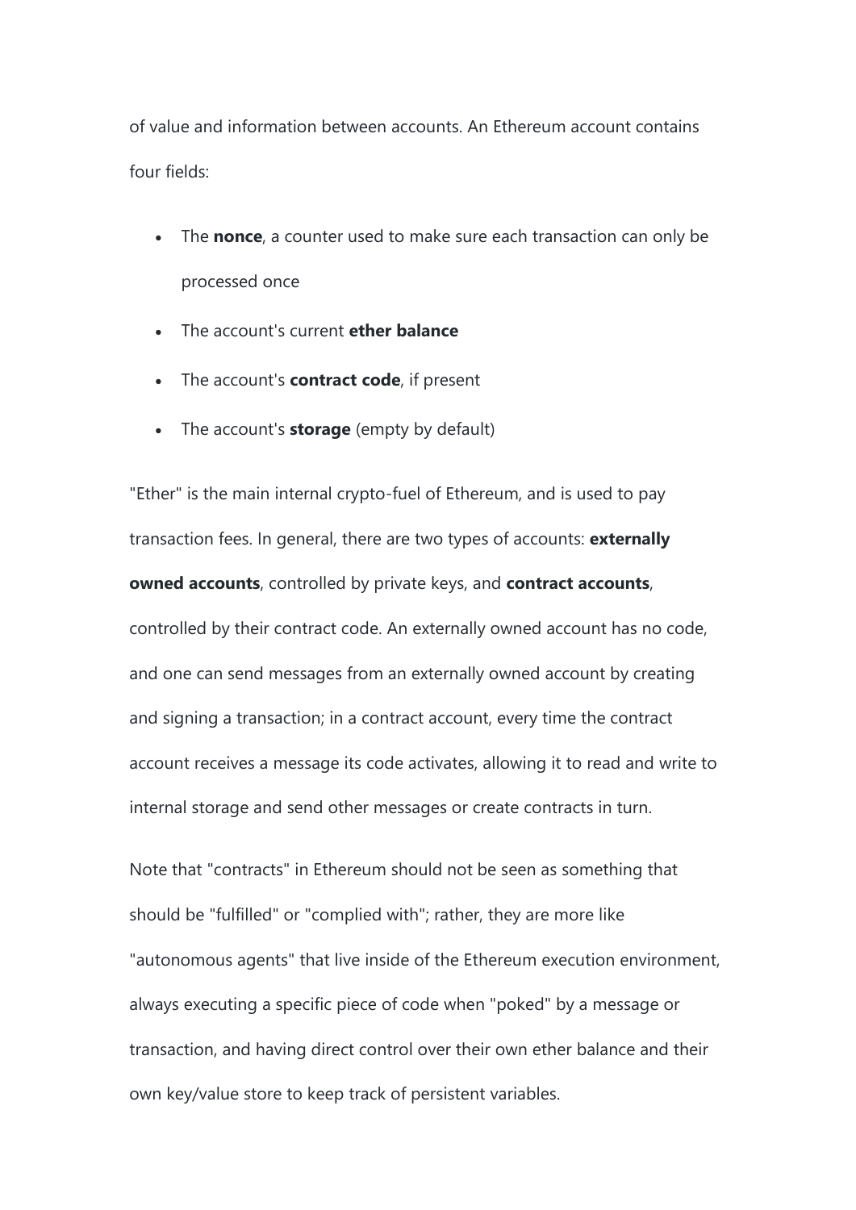of value and information between accounts. An Ethereum account contains four fields:

- The **nonce**, a counter used to make sure each transaction can only be processed once
- The account's current **ether balance**
- The account's **contract code**, if present
- The account's **storage** (empty by default)

"Ether" is the main internal crypto-fuel of Ethereum, and is used to pay transaction fees. In general, there are two types of accounts: **externally owned accounts**, controlled by private keys, and **contract accounts**, controlled by their contract code. An externally owned account has no code, and one can send messages from an externally owned account by creating and signing a transaction; in a contract account, every time the contract account receives a message its code activates, allowing it to read and write to internal storage and send other messages or create contracts in turn.

Note that "contracts" in Ethereum should not be seen as something that should be "fulfilled" or "complied with"; rather, they are more like "autonomous agents" that live inside of the Ethereum execution environment, always executing a specific piece of code when "poked" by a message or transaction, and having direct control over their own ether balance and their own key/value store to keep track of persistent variables.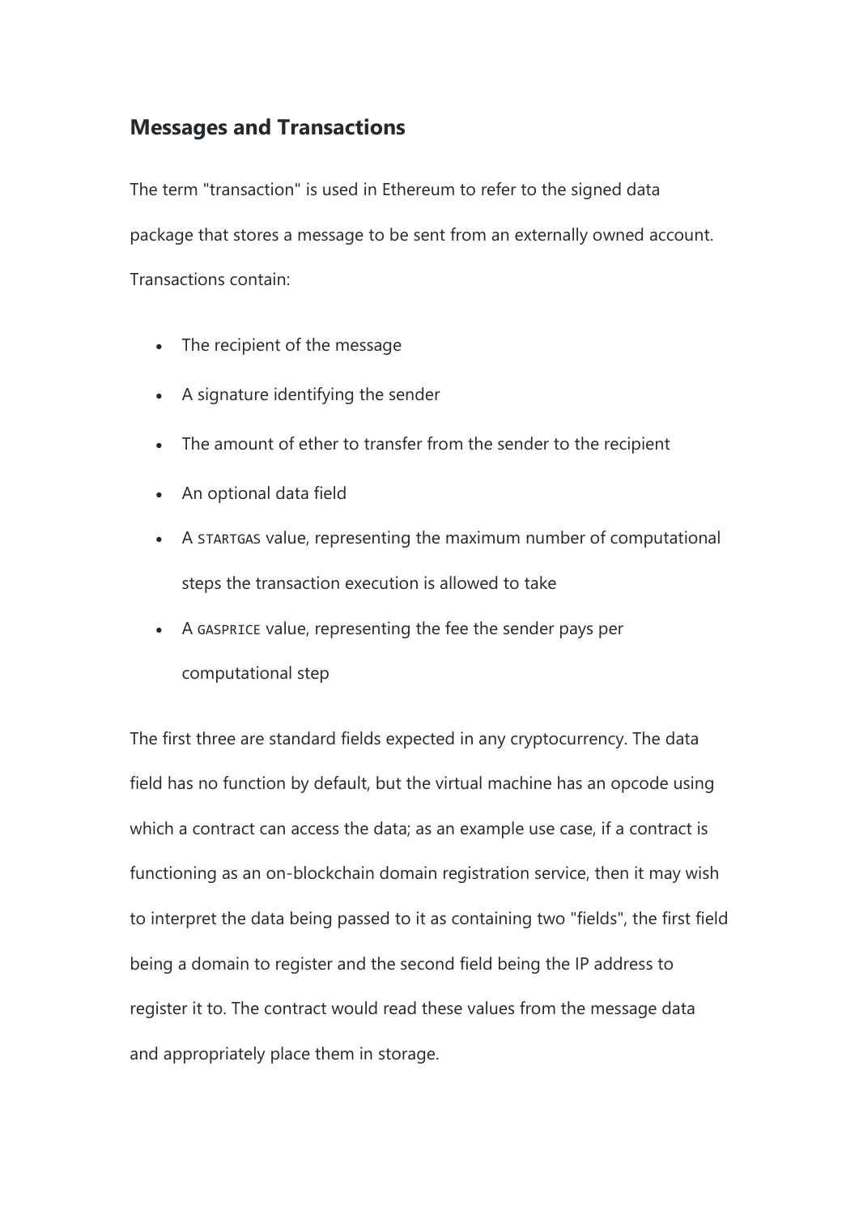## Messages and Transactions

The term "transaction" is used in Ethereum to refer to the signed data package that stores a message to be sent from an externally owned account. Transactions contain:

- The recipient of the message
- A signature identifying the sender
- The amount of ether to transfer from the sender to the recipient
- An optional data field
- A `STARTGAS` value, representing the maximum number of computational steps the transaction execution is allowed to take
- A `GASPRICE` value, representing the fee the sender pays per computational step

The first three are standard fields expected in any cryptocurrency. The data field has no function by default, but the virtual machine has an opcode using which a contract can access the data; as an example use case, if a contract is functioning as an on-blockchain domain registration service, then it may wish to interpret the data being passed to it as containing two "fields", the first field being a domain to register and the second field being the IP address to register it to. The contract would read these values from the message data and appropriately place them in storage.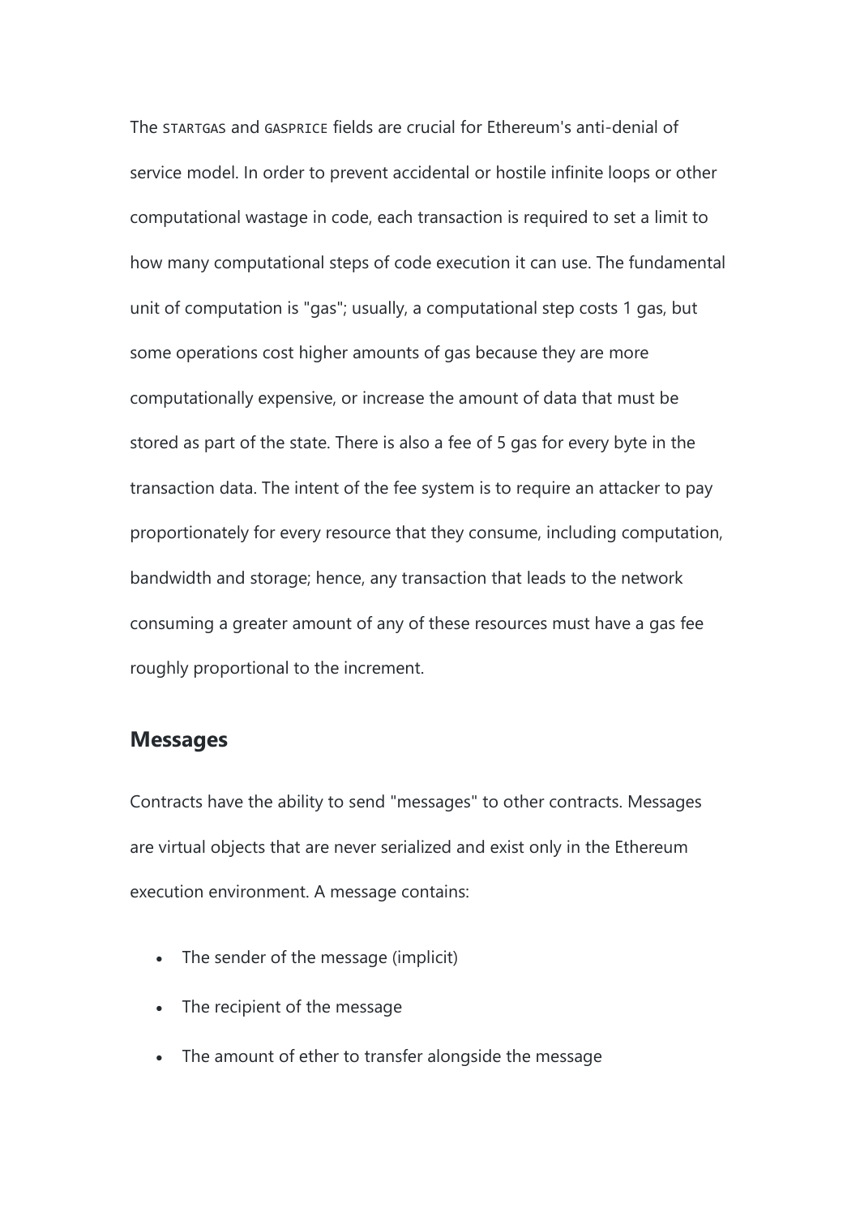The `STARTGAS` and `GASPRICE` fields are crucial for Ethereum's anti-denial of service model. In order to prevent accidental or hostile infinite loops or other computational wastage in code, each transaction is required to set a limit to how many computational steps of code execution it can use. The fundamental unit of computation is "gas"; usually, a computational step costs 1 gas, but some operations cost higher amounts of gas because they are more computationally expensive, or increase the amount of data that must be stored as part of the state. There is also a fee of 5 gas for every byte in the transaction data. The intent of the fee system is to require an attacker to pay proportionately for every resource that they consume, including computation, bandwidth and storage; hence, any transaction that leads to the network consuming a greater amount of any of these resources must have a gas fee roughly proportional to the increment.

## Messages

Contracts have the ability to send "messages" to other contracts. Messages are virtual objects that are never serialized and exist only in the Ethereum execution environment. A message contains:

- The sender of the message (implicit)
- The recipient of the message
- The amount of ether to transfer alongside the message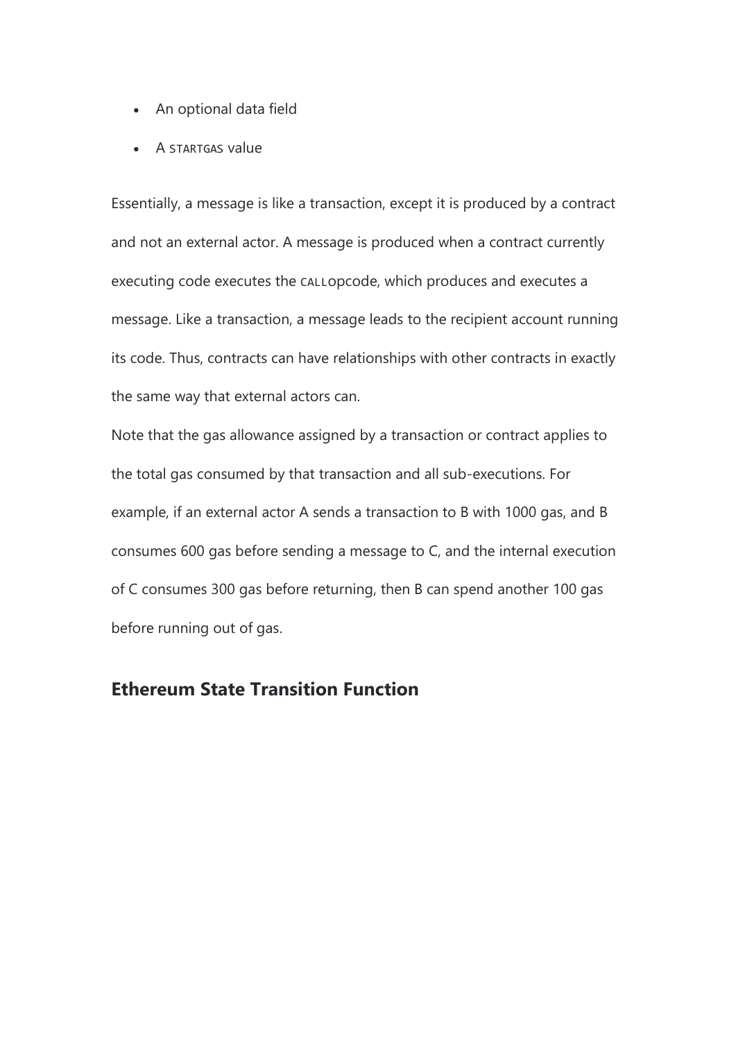- An optional data field
- A `STARTGAS` value

Essentially, a message is like a transaction, except it is produced by a contract and not an external actor. A message is produced when a contract currently executing code executes the `CALL`opcode, which produces and executes a message. Like a transaction, a message leads to the recipient account running its code. Thus, contracts can have relationships with other contracts in exactly the same way that external actors can.

Note that the gas allowance assigned by a transaction or contract applies to the total gas consumed by that transaction and all sub-executions. For example, if an external actor A sends a transaction to B with 1000 gas, and B consumes 600 gas before sending a message to C, and the internal execution of C consumes 300 gas before returning, then B can spend another 100 gas before running out of gas.

## Ethereum State Transition Function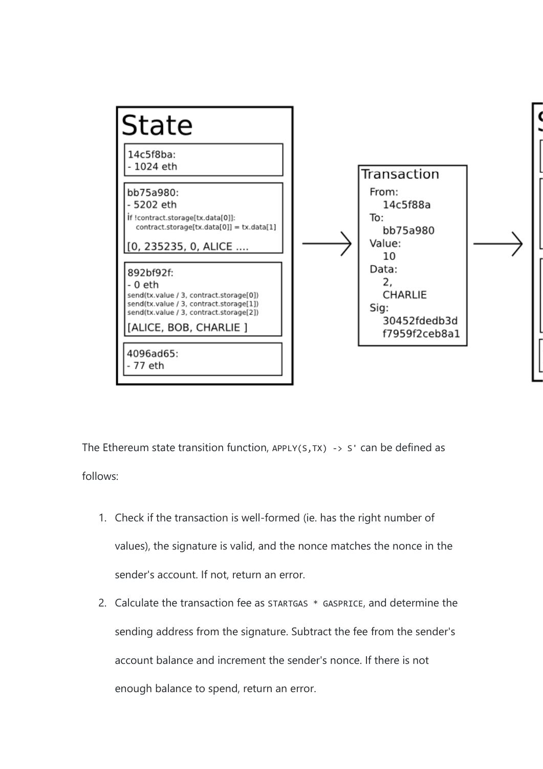The Ethereum state transition function, `APPLY(S,TX) -> S'` can be defined as follows:

1. Check if the transaction is well-formed (ie. has the right number of values), the signature is valid, and the nonce matches the nonce in the sender's account. If not, return an error.
2. Calculate the transaction fee as `STARTGAS * GASPRICE`, and determine the sending address from the signature. Subtract the fee from the sender's account balance and increment the sender's nonce. If there is not enough balance to spend, return an error.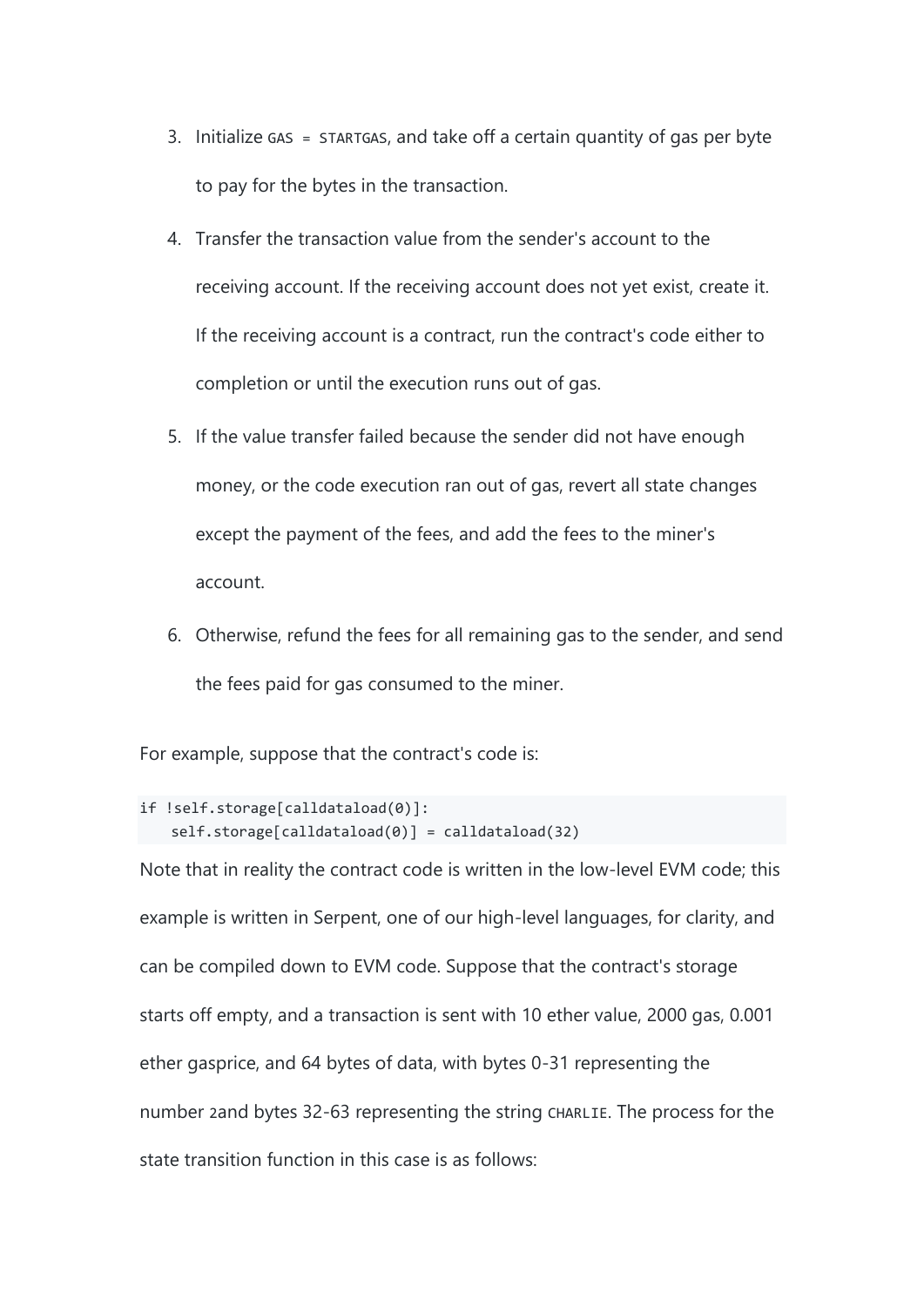3. Initialize `GAS = STARTGAS`, and take off a certain quantity of gas per byte to pay for the bytes in the transaction.
4. Transfer the transaction value from the sender's account to the receiving account. If the receiving account does not yet exist, create it. If the receiving account is a contract, run the contract's code either to completion or until the execution runs out of gas.
5. If the value transfer failed because the sender did not have enough money, or the code execution ran out of gas, revert all state changes except the payment of the fees, and add the fees to the miner's account.
6. Otherwise, refund the fees for all remaining gas to the sender, and send the fees paid for gas consumed to the miner.

For example, suppose that the contract's code is:

```
if !self.storage[calldataload(0)]:
    self.storage[calldataload(0)] = calldataload(32)
```

Note that in reality the contract code is written in the low-level EVM code; this example is written in Serpent, one of our high-level languages, for clarity, and can be compiled down to EVM code. Suppose that the contract's storage starts off empty, and a transaction is sent with 10 ether value, 2000 gas, 0.001 ether gasprice, and 64 bytes of data, with bytes 0-31 representing the number `2`and bytes 32-63 representing the string `CHARLIE`. The process for the state transition function in this case is as follows: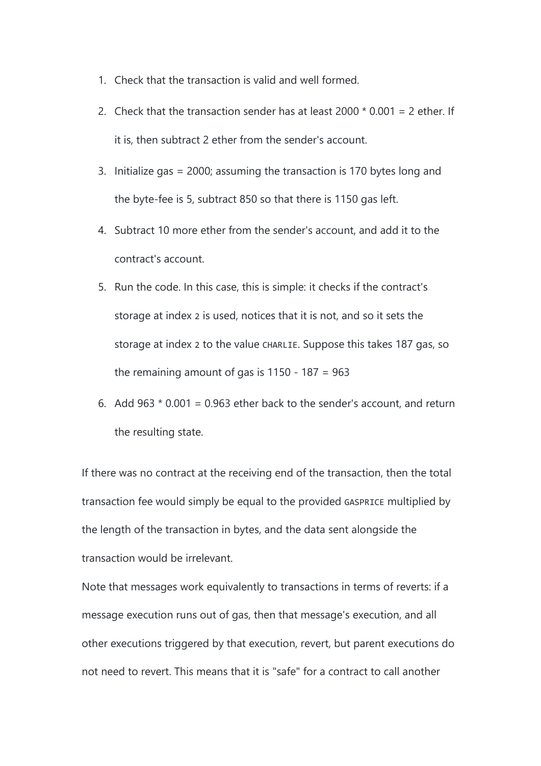1. Check that the transaction is valid and well formed.
2. Check that the transaction sender has at least 2000 * 0.001 = 2 ether. If it is, then subtract 2 ether from the sender's account.
3. Initialize gas = 2000; assuming the transaction is 170 bytes long and the byte-fee is 5, subtract 850 so that there is 1150 gas left.
4. Subtract 10 more ether from the sender's account, and add it to the contract's account.
5. Run the code. In this case, this is simple: it checks if the contract's storage at index `2` is used, notices that it is not, and so it sets the storage at index `2` to the value `CHARLIE`. Suppose this takes 187 gas, so the remaining amount of gas is 1150 - 187 = 963
6. Add 963 * 0.001 = 0.963 ether back to the sender's account, and return the resulting state.

If there was no contract at the receiving end of the transaction, then the total transaction fee would simply be equal to the provided `GASPRICE` multiplied by the length of the transaction in bytes, and the data sent alongside the transaction would be irrelevant.

Note that messages work equivalently to transactions in terms of reverts: if a message execution runs out of gas, then that message's execution, and all other executions triggered by that execution, revert, but parent executions do not need to revert. This means that it is "safe" for a contract to call another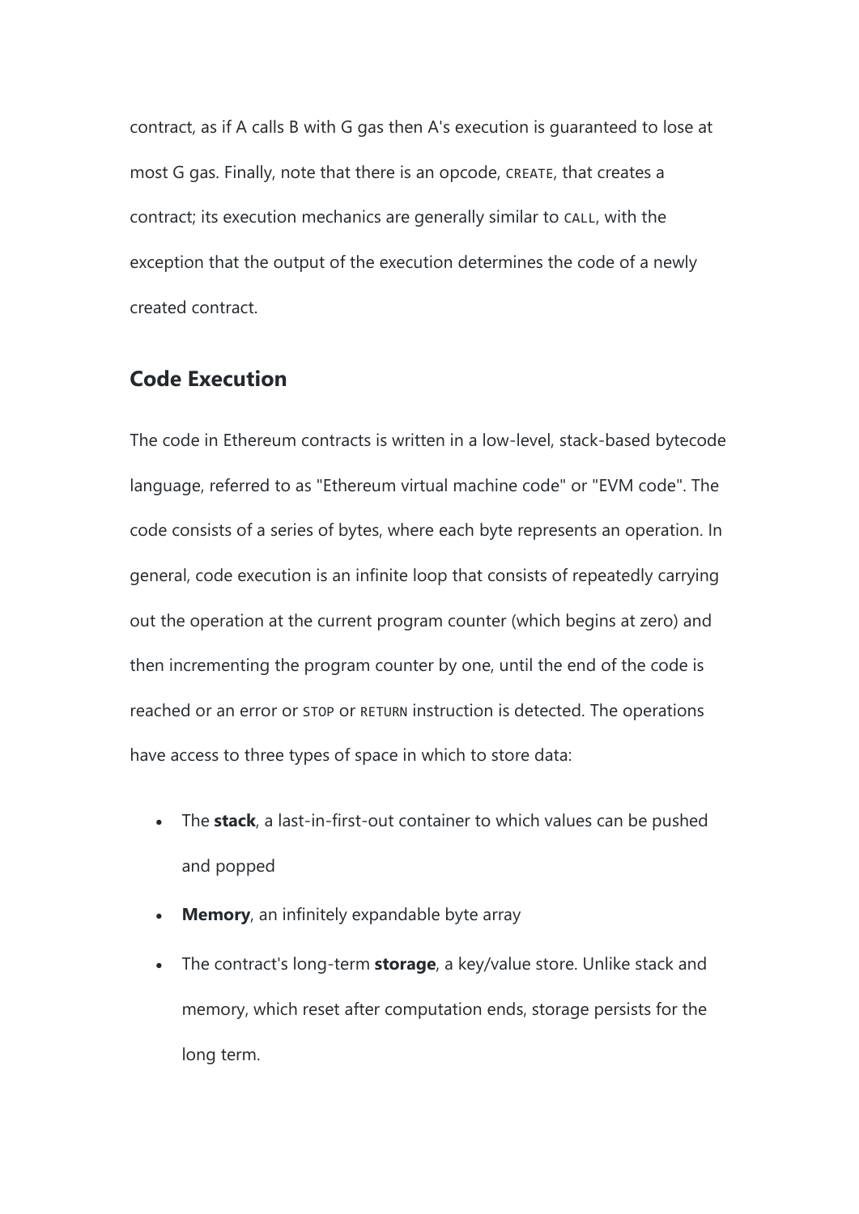contract, as if A calls B with G gas then A's execution is guaranteed to lose at most G gas. Finally, note that there is an opcode, `CREATE`, that creates a contract; its execution mechanics are generally similar to `CALL`, with the exception that the output of the execution determines the code of a newly created contract.

## Code Execution

The code in Ethereum contracts is written in a low-level, stack-based bytecode language, referred to as "Ethereum virtual machine code" or "EVM code". The code consists of a series of bytes, where each byte represents an operation. In general, code execution is an infinite loop that consists of repeatedly carrying out the operation at the current program counter (which begins at zero) and then incrementing the program counter by one, until the end of the code is reached or an error or `STOP` or `RETURN` instruction is detected. The operations have access to three types of space in which to store data:

- The **stack**, a last-in-first-out container to which values can be pushed and popped
- **Memory**, an infinitely expandable byte array
- The contract's long-term **storage**, a key/value store. Unlike stack and memory, which reset after computation ends, storage persists for the long term.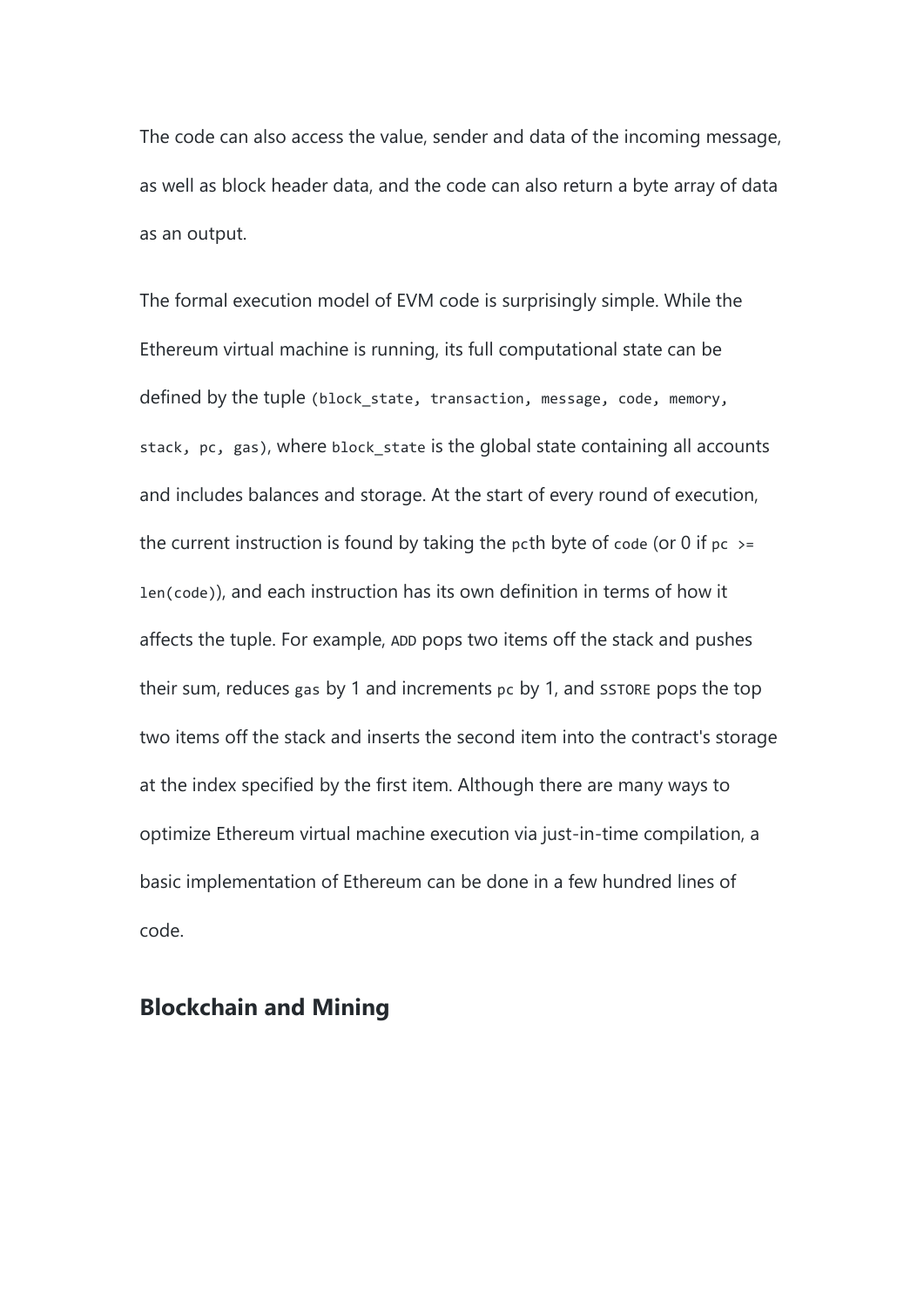The code can also access the value, sender and data of the incoming message, as well as block header data, and the code can also return a byte array of data as an output.

The formal execution model of EVM code is surprisingly simple. While the Ethereum virtual machine is running, its full computational state can be defined by the tuple `(block_state, transaction, message, code, memory, stack, pc, gas)`, where `block_state` is the global state containing all accounts and includes balances and storage. At the start of every round of execution, the current instruction is found by taking the `pc`th byte of `code` (or 0 if `pc >= len(code)`), and each instruction has its own definition in terms of how it affects the tuple. For example, `ADD` pops two items off the stack and pushes their sum, reduces `gas` by 1 and increments `pc` by 1, and `SSTORE` pops the top two items off the stack and inserts the second item into the contract's storage at the index specified by the first item. Although there are many ways to optimize Ethereum virtual machine execution via just-in-time compilation, a basic implementation of Ethereum can be done in a few hundred lines of code.

## Blockchain and Mining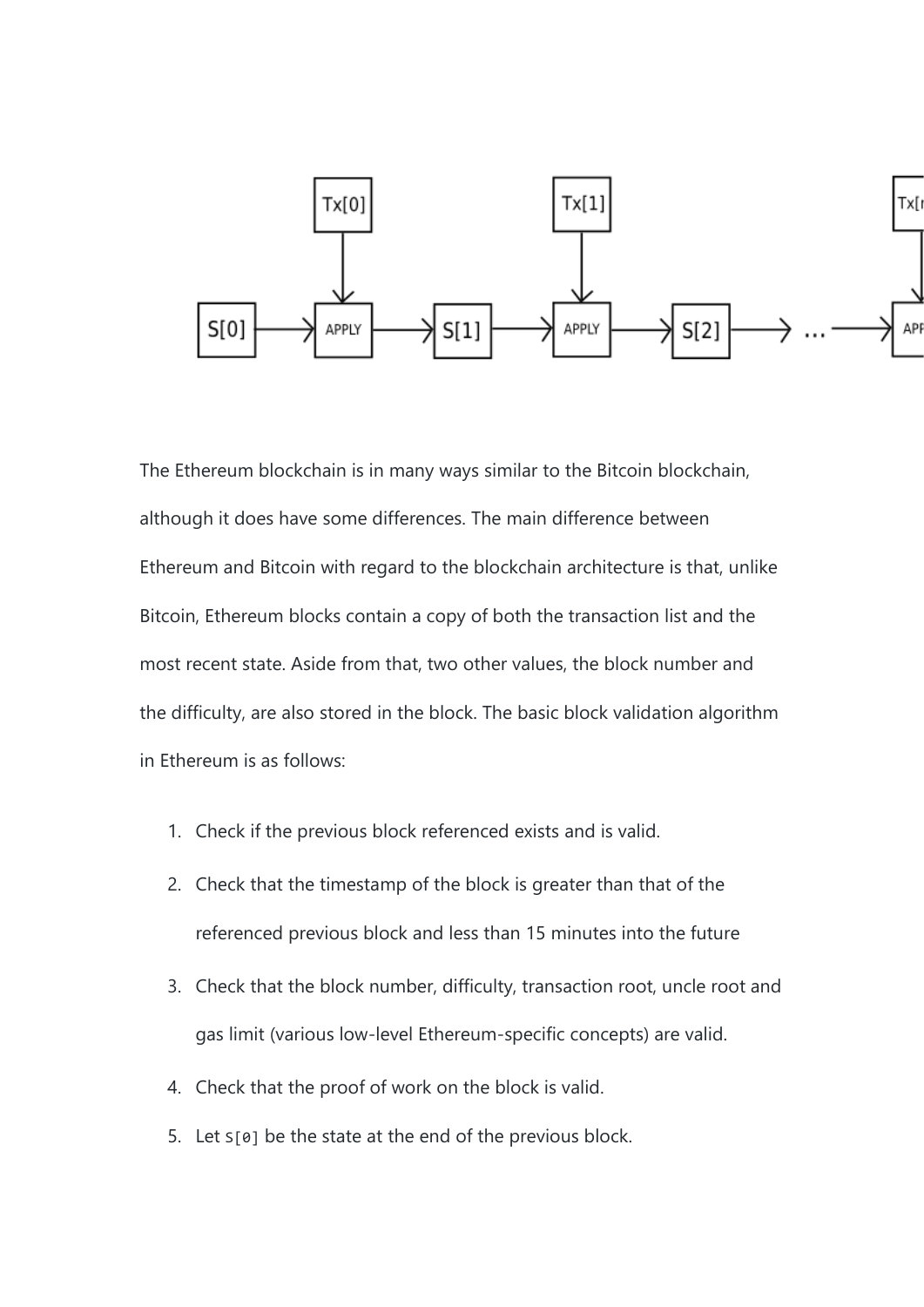The Ethereum blockchain is in many ways similar to the Bitcoin blockchain, although it does have some differences. The main difference between Ethereum and Bitcoin with regard to the blockchain architecture is that, unlike Bitcoin, Ethereum blocks contain a copy of both the transaction list and the most recent state. Aside from that, two other values, the block number and the difficulty, are also stored in the block. The basic block validation algorithm in Ethereum is as follows:

1. Check if the previous block referenced exists and is valid.
2. Check that the timestamp of the block is greater than that of the referenced previous block and less than 15 minutes into the future
3. Check that the block number, difficulty, transaction root, uncle root and gas limit (various low-level Ethereum-specific concepts) are valid.
4. Check that the proof of work on the block is valid.
5. Let `S[0]` be the state at the end of the previous block.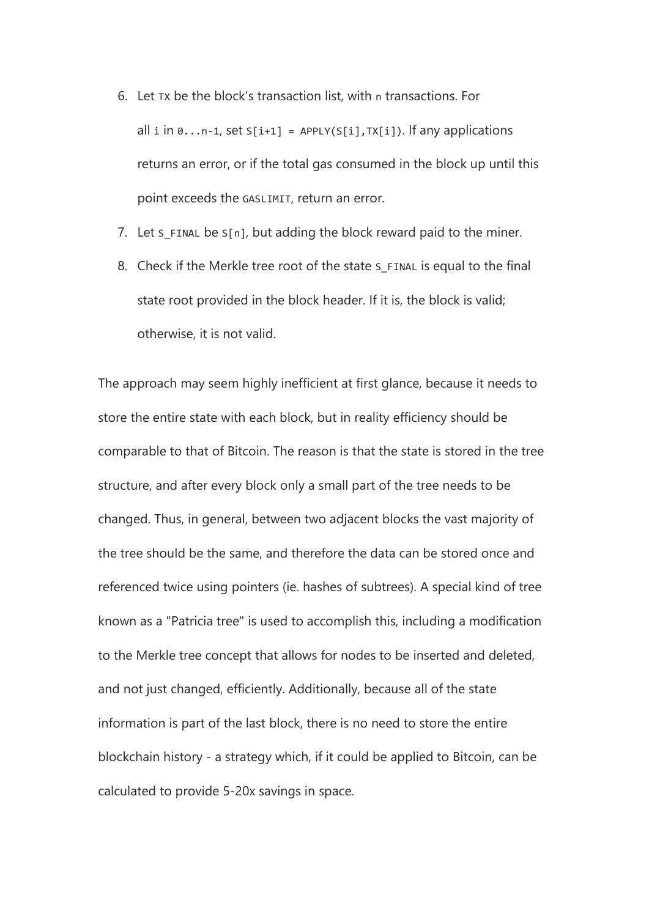6. Let `TX` be the block's transaction list, with `n` transactions. For all `i` in `0...n-1`, set `S[i+1] = APPLY(S[i],TX[i])`. If any applications returns an error, or if the total gas consumed in the block up until this point exceeds the `GASLIMIT`, return an error.
7. Let `S_FINAL` be `S[n]`, but adding the block reward paid to the miner.
8. Check if the Merkle tree root of the state `S_FINAL` is equal to the final state root provided in the block header. If it is, the block is valid; otherwise, it is not valid.

The approach may seem highly inefficient at first glance, because it needs to store the entire state with each block, but in reality efficiency should be comparable to that of Bitcoin. The reason is that the state is stored in the tree structure, and after every block only a small part of the tree needs to be changed. Thus, in general, between two adjacent blocks the vast majority of the tree should be the same, and therefore the data can be stored once and referenced twice using pointers (ie. hashes of subtrees). A special kind of tree known as a "Patricia tree" is used to accomplish this, including a modification to the Merkle tree concept that allows for nodes to be inserted and deleted, and not just changed, efficiently. Additionally, because all of the state information is part of the last block, there is no need to store the entire blockchain history - a strategy which, if it could be applied to Bitcoin, can be calculated to provide 5-20x savings in space.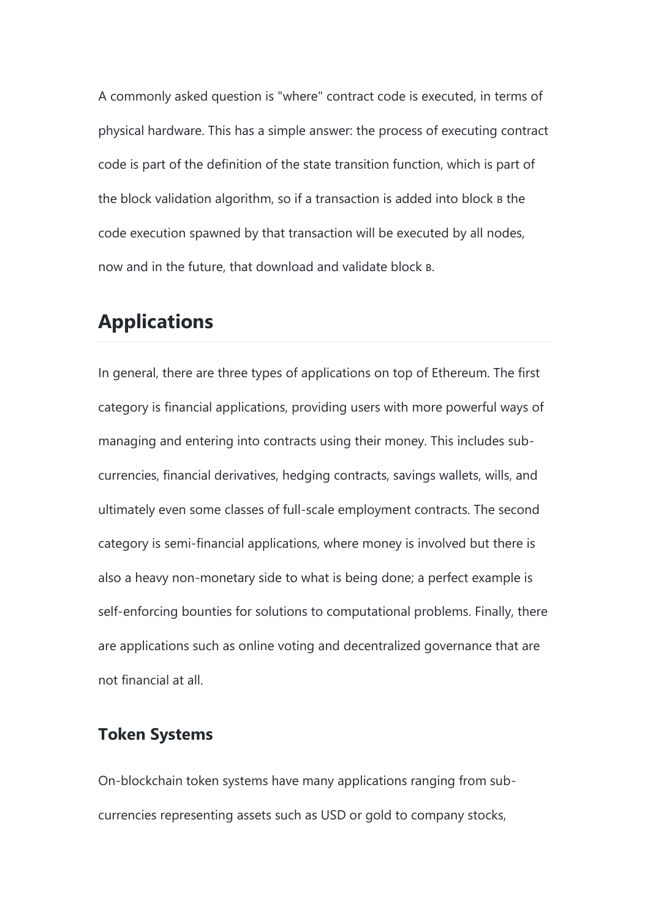A commonly asked question is "where" contract code is executed, in terms of physical hardware. This has a simple answer: the process of executing contract code is part of the definition of the state transition function, which is part of the block validation algorithm, so if a transaction is added into block `B` the code execution spawned by that transaction will be executed by all nodes, now and in the future, that download and validate block `B`.

## Applications

In general, there are three types of applications on top of Ethereum. The first category is financial applications, providing users with more powerful ways of managing and entering into contracts using their money. This includes sub-currencies, financial derivatives, hedging contracts, savings wallets, wills, and ultimately even some classes of full-scale employment contracts. The second category is semi-financial applications, where money is involved but there is also a heavy non-monetary side to what is being done; a perfect example is self-enforcing bounties for solutions to computational problems. Finally, there are applications such as online voting and decentralized governance that are not financial at all.

### Token Systems

On-blockchain token systems have many applications ranging from sub-currencies representing assets such as USD or gold to company stocks,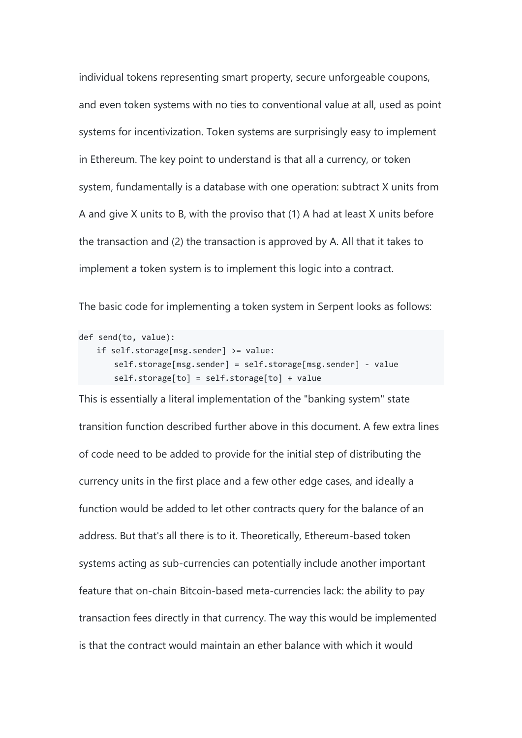individual tokens representing smart property, secure unforgeable coupons, and even token systems with no ties to conventional value at all, used as point systems for incentivization. Token systems are surprisingly easy to implement in Ethereum. The key point to understand is that all a currency, or token system, fundamentally is a database with one operation: subtract X units from A and give X units to B, with the proviso that (1) A had at least X units before the transaction and (2) the transaction is approved by A. All that it takes to implement a token system is to implement this logic into a contract.

The basic code for implementing a token system in Serpent looks as follows:

```
def send(to, value):
    if self.storage[msg.sender] >= value:
        self.storage[msg.sender] = self.storage[msg.sender] - value
        self.storage[to] = self.storage[to] + value
```

This is essentially a literal implementation of the "banking system" state transition function described further above in this document. A few extra lines of code need to be added to provide for the initial step of distributing the currency units in the first place and a few other edge cases, and ideally a function would be added to let other contracts query for the balance of an address. But that's all there is to it. Theoretically, Ethereum-based token systems acting as sub-currencies can potentially include another important feature that on-chain Bitcoin-based meta-currencies lack: the ability to pay transaction fees directly in that currency. The way this would be implemented is that the contract would maintain an ether balance with which it would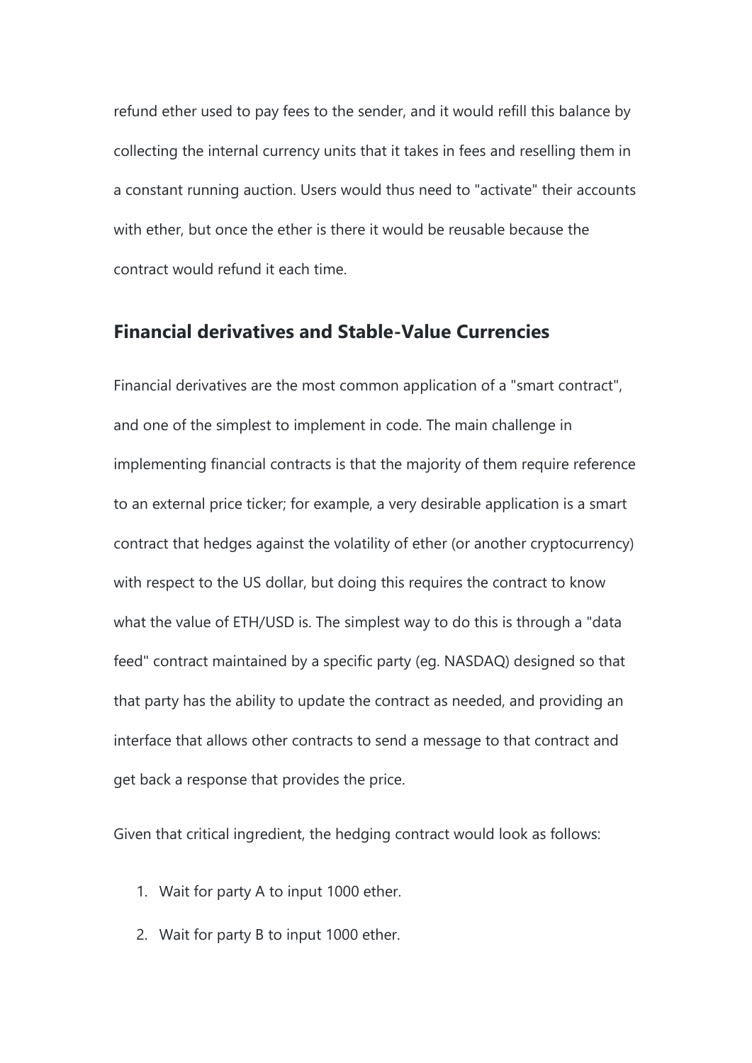refund ether used to pay fees to the sender, and it would refill this balance by collecting the internal currency units that it takes in fees and reselling them in a constant running auction. Users would thus need to "activate" their accounts with ether, but once the ether is there it would be reusable because the contract would refund it each time.

## Financial derivatives and Stable-Value Currencies

Financial derivatives are the most common application of a "smart contract", and one of the simplest to implement in code. The main challenge in implementing financial contracts is that the majority of them require reference to an external price ticker; for example, a very desirable application is a smart contract that hedges against the volatility of ether (or another cryptocurrency) with respect to the US dollar, but doing this requires the contract to know what the value of ETH/USD is. The simplest way to do this is through a "data feed" contract maintained by a specific party (eg. NASDAQ) designed so that that party has the ability to update the contract as needed, and providing an interface that allows other contracts to send a message to that contract and get back a response that provides the price.

Given that critical ingredient, the hedging contract would look as follows:

1. Wait for party A to input 1000 ether.
2. Wait for party B to input 1000 ether.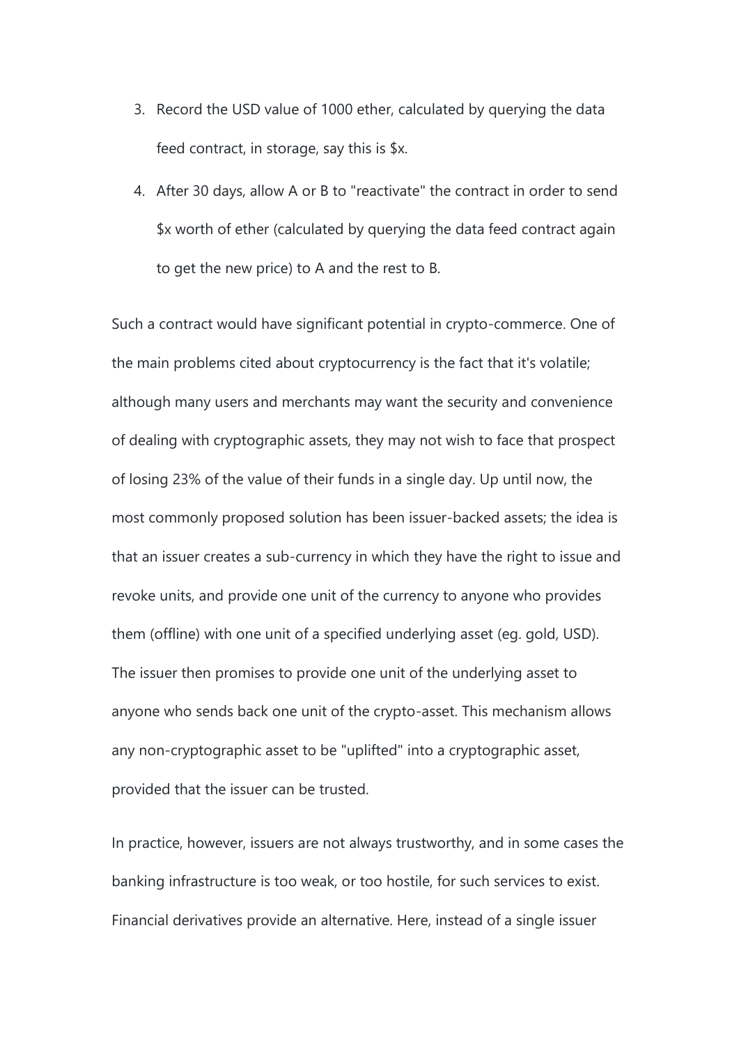3. Record the USD value of 1000 ether, calculated by querying the data feed contract, in storage, say this is $x.
4. After 30 days, allow A or B to "reactivate" the contract in order to send $x worth of ether (calculated by querying the data feed contract again to get the new price) to A and the rest to B.

Such a contract would have significant potential in crypto-commerce. One of the main problems cited about cryptocurrency is the fact that it's volatile; although many users and merchants may want the security and convenience of dealing with cryptographic assets, they may not wish to face that prospect of losing 23% of the value of their funds in a single day. Up until now, the most commonly proposed solution has been issuer-backed assets; the idea is that an issuer creates a sub-currency in which they have the right to issue and revoke units, and provide one unit of the currency to anyone who provides them (offline) with one unit of a specified underlying asset (eg. gold, USD). The issuer then promises to provide one unit of the underlying asset to anyone who sends back one unit of the crypto-asset. This mechanism allows any non-cryptographic asset to be "uplifted" into a cryptographic asset, provided that the issuer can be trusted.

In practice, however, issuers are not always trustworthy, and in some cases the banking infrastructure is too weak, or too hostile, for such services to exist. Financial derivatives provide an alternative. Here, instead of a single issuer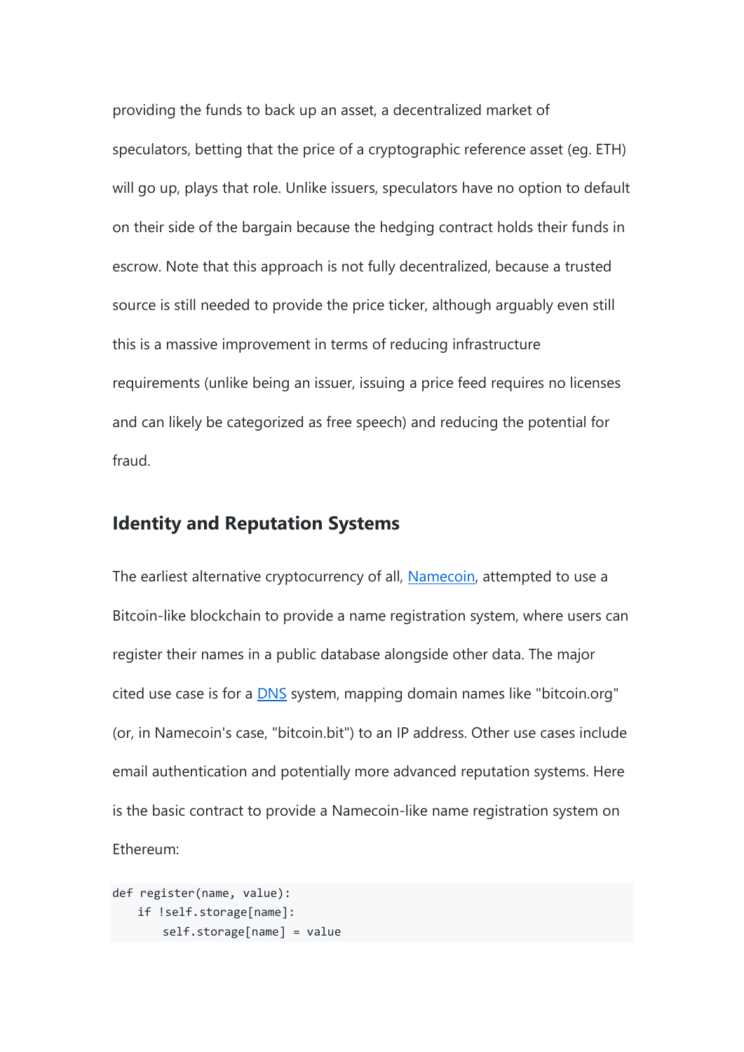providing the funds to back up an asset, a decentralized market of speculators, betting that the price of a cryptographic reference asset (eg. ETH) will go up, plays that role. Unlike issuers, speculators have no option to default on their side of the bargain because the hedging contract holds their funds in escrow. Note that this approach is not fully decentralized, because a trusted source is still needed to provide the price ticker, although arguably even still this is a massive improvement in terms of reducing infrastructure requirements (unlike being an issuer, issuing a price feed requires no licenses and can likely be categorized as free speech) and reducing the potential for fraud.

## Identity and Reputation Systems

The earliest alternative cryptocurrency of all, [Namecoin](), attempted to use a Bitcoin-like blockchain to provide a name registration system, where users can register their names in a public database alongside other data. The major cited use case is for a [DNS]() system, mapping domain names like "bitcoin.org" (or, in Namecoin's case, "bitcoin.bit") to an IP address. Other use cases include email authentication and potentially more advanced reputation systems. Here is the basic contract to provide a Namecoin-like name registration system on Ethereum:

```
def register(name, value):
   if !self.storage[name]:
       self.storage[name] = value
```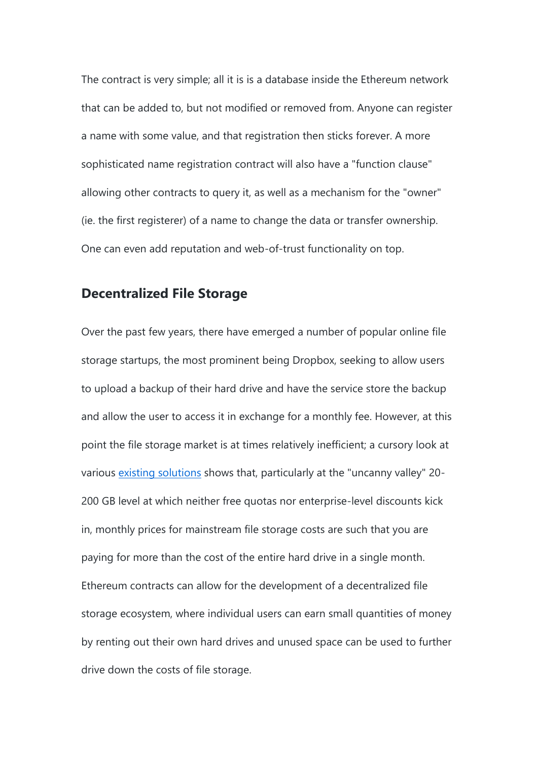The contract is very simple; all it is is a database inside the Ethereum network that can be added to, but not modified or removed from. Anyone can register a name with some value, and that registration then sticks forever. A more sophisticated name registration contract will also have a "function clause" allowing other contracts to query it, as well as a mechanism for the "owner" (ie. the first registerer) of a name to change the data or transfer ownership. One can even add reputation and web-of-trust functionality on top.

## Decentralized File Storage

Over the past few years, there have emerged a number of popular online file storage startups, the most prominent being Dropbox, seeking to allow users to upload a backup of their hard drive and have the service store the backup and allow the user to access it in exchange for a monthly fee. However, at this point the file storage market is at times relatively inefficient; a cursory look at various existing solutions shows that, particularly at the "uncanny valley" 20-200 GB level at which neither free quotas nor enterprise-level discounts kick in, monthly prices for mainstream file storage costs are such that you are paying for more than the cost of the entire hard drive in a single month. Ethereum contracts can allow for the development of a decentralized file storage ecosystem, where individual users can earn small quantities of money by renting out their own hard drives and unused space can be used to further drive down the costs of file storage.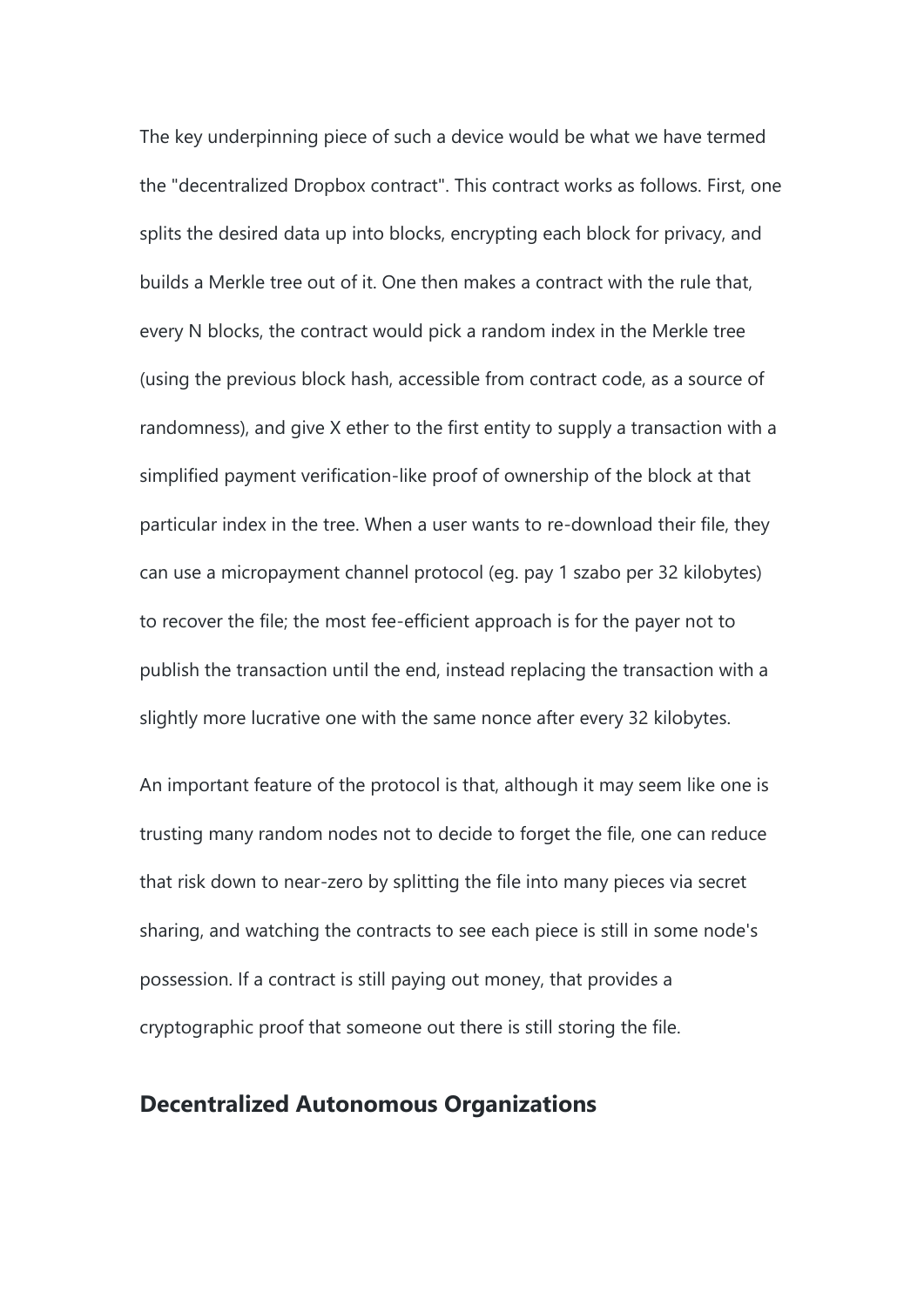The key underpinning piece of such a device would be what we have termed the "decentralized Dropbox contract". This contract works as follows. First, one splits the desired data up into blocks, encrypting each block for privacy, and builds a Merkle tree out of it. One then makes a contract with the rule that, every N blocks, the contract would pick a random index in the Merkle tree (using the previous block hash, accessible from contract code, as a source of randomness), and give X ether to the first entity to supply a transaction with a simplified payment verification-like proof of ownership of the block at that particular index in the tree. When a user wants to re-download their file, they can use a micropayment channel protocol (eg. pay 1 szabo per 32 kilobytes) to recover the file; the most fee-efficient approach is for the payer not to publish the transaction until the end, instead replacing the transaction with a slightly more lucrative one with the same nonce after every 32 kilobytes.

An important feature of the protocol is that, although it may seem like one is trusting many random nodes not to decide to forget the file, one can reduce that risk down to near-zero by splitting the file into many pieces via secret sharing, and watching the contracts to see each piece is still in some node's possession. If a contract is still paying out money, that provides a cryptographic proof that someone out there is still storing the file.

## Decentralized Autonomous Organizations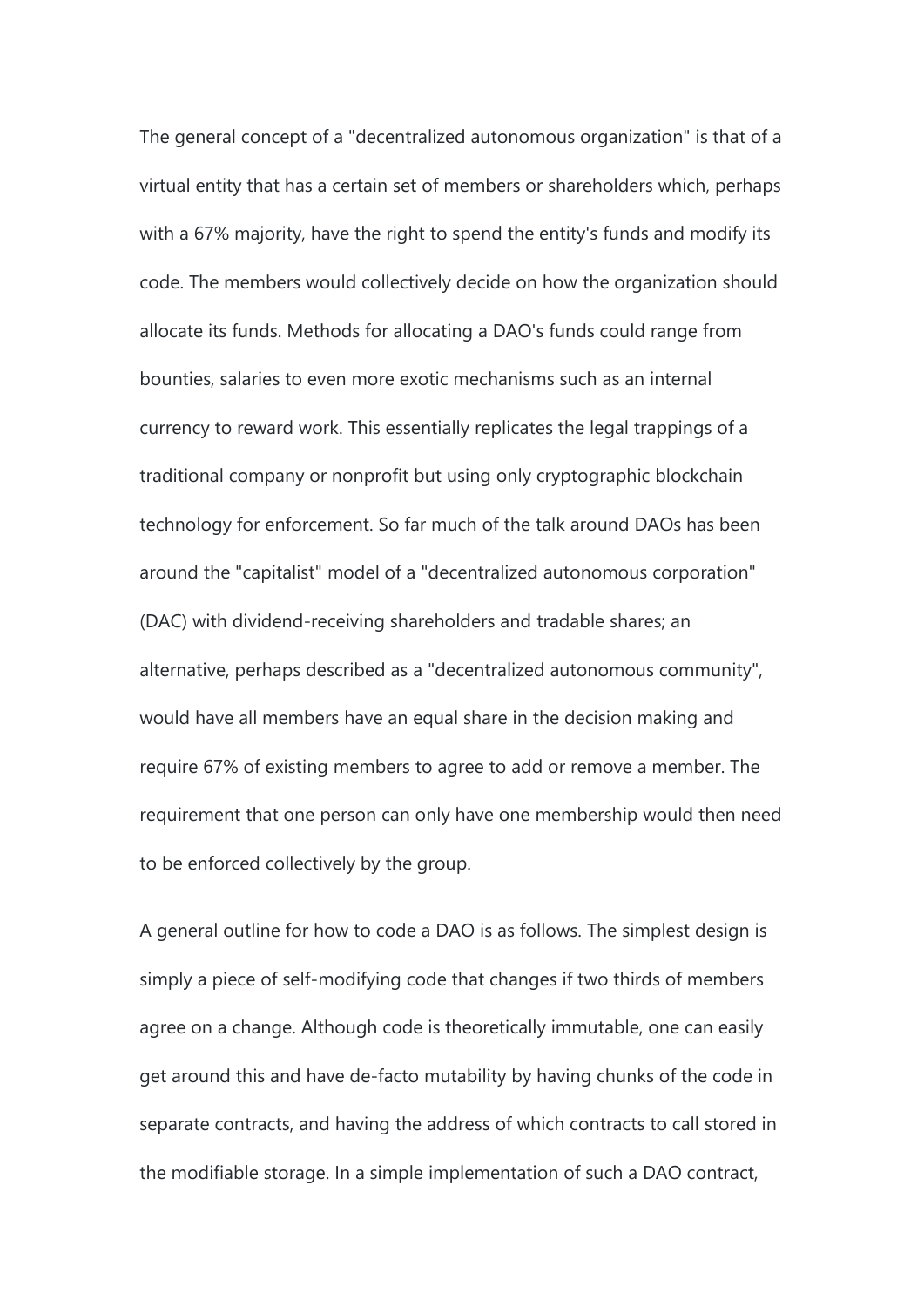The general concept of a "decentralized autonomous organization" is that of a virtual entity that has a certain set of members or shareholders which, perhaps with a 67% majority, have the right to spend the entity's funds and modify its code. The members would collectively decide on how the organization should allocate its funds. Methods for allocating a DAO's funds could range from bounties, salaries to even more exotic mechanisms such as an internal currency to reward work. This essentially replicates the legal trappings of a traditional company or nonprofit but using only cryptographic blockchain technology for enforcement. So far much of the talk around DAOs has been around the "capitalist" model of a "decentralized autonomous corporation" (DAC) with dividend-receiving shareholders and tradable shares; an alternative, perhaps described as a "decentralized autonomous community", would have all members have an equal share in the decision making and require 67% of existing members to agree to add or remove a member. The requirement that one person can only have one membership would then need to be enforced collectively by the group.

A general outline for how to code a DAO is as follows. The simplest design is simply a piece of self-modifying code that changes if two thirds of members agree on a change. Although code is theoretically immutable, one can easily get around this and have de-facto mutability by having chunks of the code in separate contracts, and having the address of which contracts to call stored in the modifiable storage. In a simple implementation of such a DAO contract,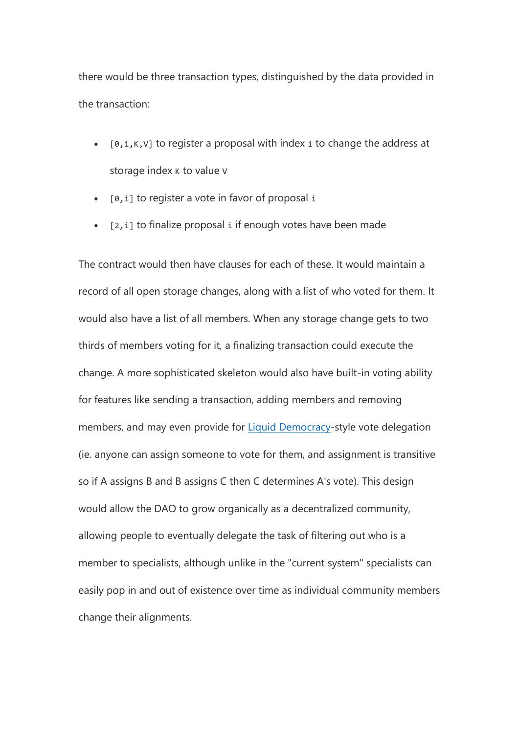there would be three transaction types, distinguished by the data provided in the transaction:

- `[0,i,K,V]` to register a proposal with index `i` to change the address at storage index `K` to value `V`
- `[0,i]` to register a vote in favor of proposal `i`
- `[2,i]` to finalize proposal `i` if enough votes have been made

The contract would then have clauses for each of these. It would maintain a record of all open storage changes, along with a list of who voted for them. It would also have a list of all members. When any storage change gets to two thirds of members voting for it, a finalizing transaction could execute the change. A more sophisticated skeleton would also have built-in voting ability for features like sending a transaction, adding members and removing members, and may even provide for [Liquid Democracy](http://en.wikipedia.org/wiki/Liquid_democracy)-style vote delegation (ie. anyone can assign someone to vote for them, and assignment is transitive so if A assigns B and B assigns C then C determines A's vote). This design would allow the DAO to grow organically as a decentralized community, allowing people to eventually delegate the task of filtering out who is a member to specialists, although unlike in the "current system" specialists can easily pop in and out of existence over time as individual community members change their alignments.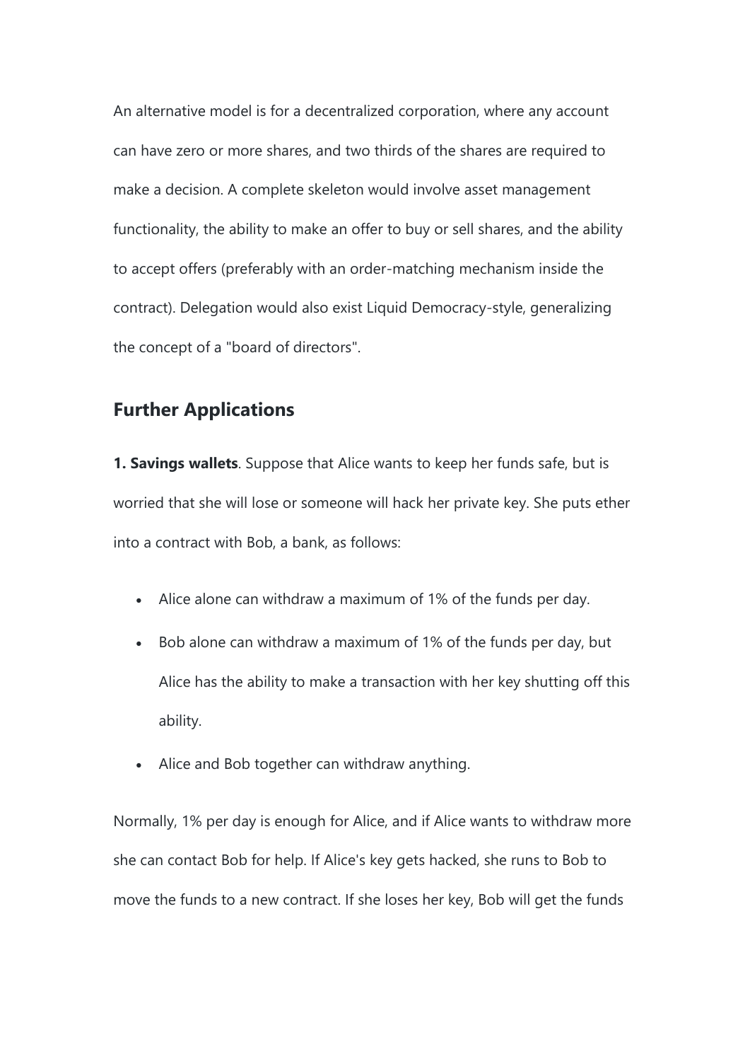An alternative model is for a decentralized corporation, where any account can have zero or more shares, and two thirds of the shares are required to make a decision. A complete skeleton would involve asset management functionality, the ability to make an offer to buy or sell shares, and the ability to accept offers (preferably with an order-matching mechanism inside the contract). Delegation would also exist Liquid Democracy-style, generalizing the concept of a "board of directors".

## Further Applications

**1. Savings wallets**. Suppose that Alice wants to keep her funds safe, but is worried that she will lose or someone will hack her private key. She puts ether into a contract with Bob, a bank, as follows:

- Alice alone can withdraw a maximum of 1% of the funds per day.
- Bob alone can withdraw a maximum of 1% of the funds per day, but Alice has the ability to make a transaction with her key shutting off this ability.
- Alice and Bob together can withdraw anything.

Normally, 1% per day is enough for Alice, and if Alice wants to withdraw more she can contact Bob for help. If Alice's key gets hacked, she runs to Bob to move the funds to a new contract. If she loses her key, Bob will get the funds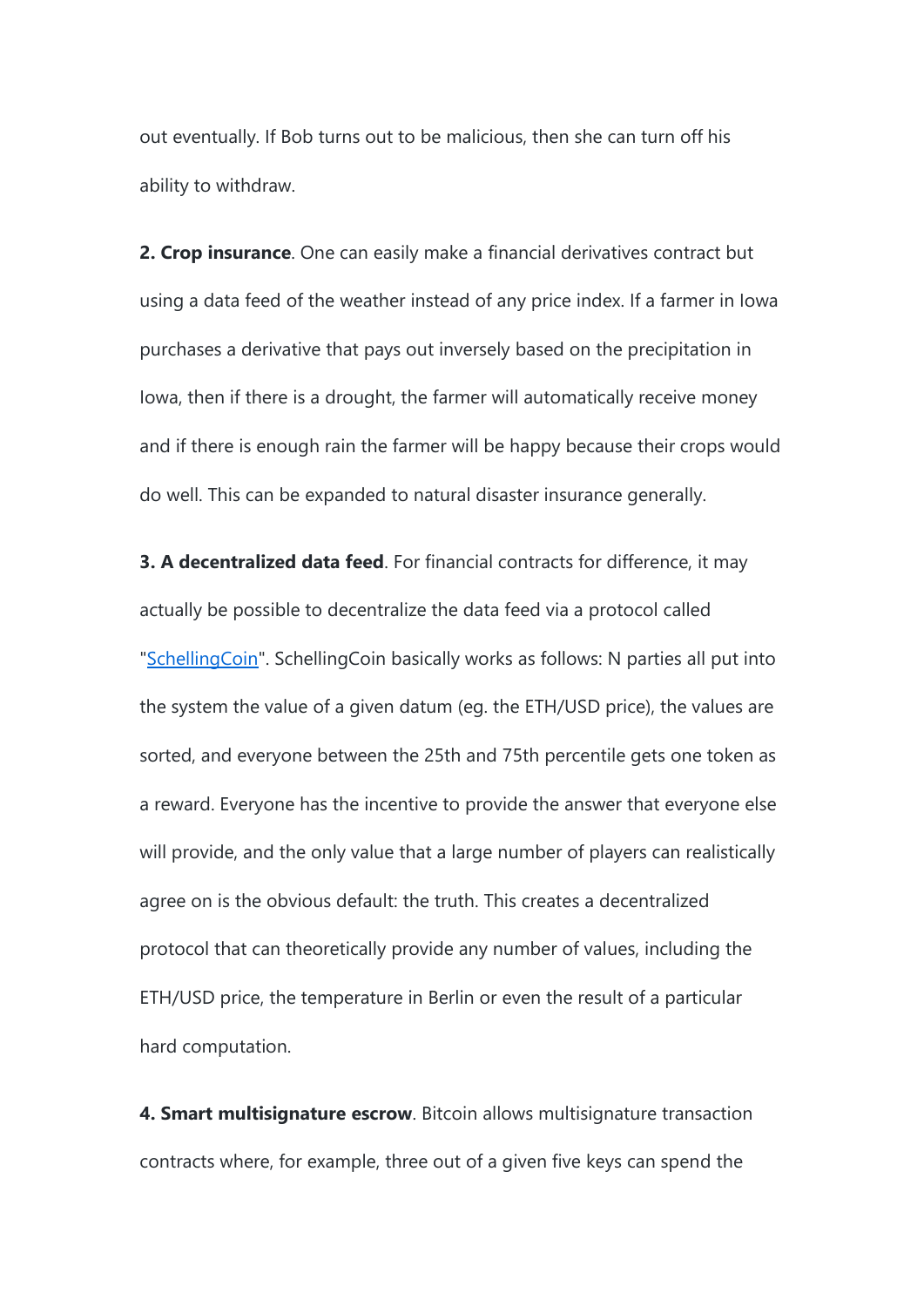out eventually. If Bob turns out to be malicious, then she can turn off his ability to withdraw.

**2. Crop insurance**. One can easily make a financial derivatives contract but using a data feed of the weather instead of any price index. If a farmer in Iowa purchases a derivative that pays out inversely based on the precipitation in Iowa, then if there is a drought, the farmer will automatically receive money and if there is enough rain the farmer will be happy because their crops would do well. This can be expanded to natural disaster insurance generally.

**3. A decentralized data feed**. For financial contracts for difference, it may actually be possible to decentralize the data feed via a protocol called "[SchellingCoin](#)". SchellingCoin basically works as follows: N parties all put into the system the value of a given datum (eg. the ETH/USD price), the values are sorted, and everyone between the 25th and 75th percentile gets one token as a reward. Everyone has the incentive to provide the answer that everyone else will provide, and the only value that a large number of players can realistically agree on is the obvious default: the truth. This creates a decentralized protocol that can theoretically provide any number of values, including the ETH/USD price, the temperature in Berlin or even the result of a particular hard computation.

**4. Smart multisignature escrow**. Bitcoin allows multisignature transaction contracts where, for example, three out of a given five keys can spend the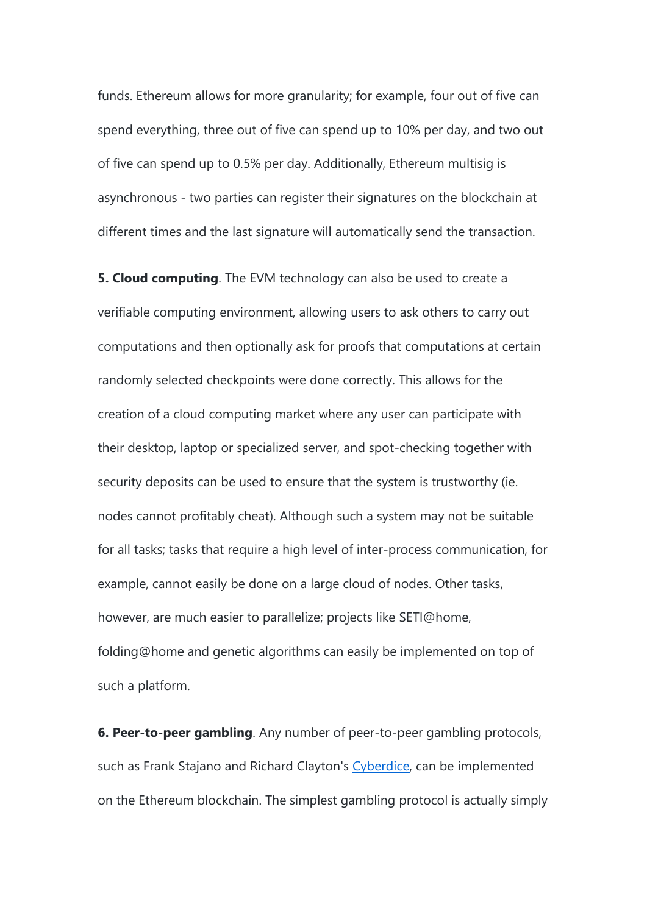funds. Ethereum allows for more granularity; for example, four out of five can spend everything, three out of five can spend up to 10% per day, and two out of five can spend up to 0.5% per day. Additionally, Ethereum multisig is asynchronous - two parties can register their signatures on the blockchain at different times and the last signature will automatically send the transaction.

**5. Cloud computing**. The EVM technology can also be used to create a verifiable computing environment, allowing users to ask others to carry out computations and then optionally ask for proofs that computations at certain randomly selected checkpoints were done correctly. This allows for the creation of a cloud computing market where any user can participate with their desktop, laptop or specialized server, and spot-checking together with security deposits can be used to ensure that the system is trustworthy (ie. nodes cannot profitably cheat). Although such a system may not be suitable for all tasks; tasks that require a high level of inter-process communication, for example, cannot easily be done on a large cloud of nodes. Other tasks, however, are much easier to parallelize; projects like SETI@home, folding@home and genetic algorithms can easily be implemented on top of such a platform.

**6. Peer-to-peer gambling**. Any number of peer-to-peer gambling protocols, such as Frank Stajano and Richard Clayton's [Cyberdice](), can be implemented on the Ethereum blockchain. The simplest gambling protocol is actually simply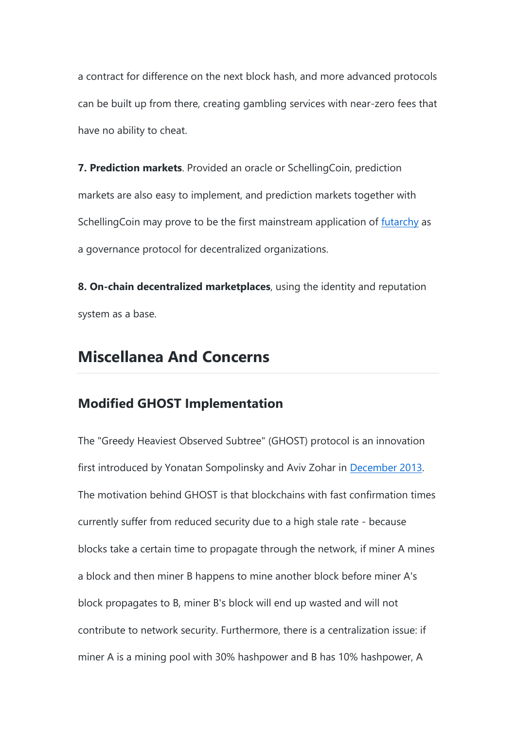a contract for difference on the next block hash, and more advanced protocols can be built up from there, creating gambling services with near-zero fees that have no ability to cheat.

**7. Prediction markets**. Provided an oracle or SchellingCoin, prediction markets are also easy to implement, and prediction markets together with SchellingCoin may prove to be the first mainstream application of [futarchy]() as a governance protocol for decentralized organizations.

**8. On-chain decentralized marketplaces**, using the identity and reputation system as a base.

## Miscellanea And Concerns

### Modified GHOST Implementation

The "Greedy Heaviest Observed Subtree" (GHOST) protocol is an innovation first introduced by Yonatan Sompolinsky and Aviv Zohar in [December 2013](). The motivation behind GHOST is that blockchains with fast confirmation times currently suffer from reduced security due to a high stale rate - because blocks take a certain time to propagate through the network, if miner A mines a block and then miner B happens to mine another block before miner A's block propagates to B, miner B's block will end up wasted and will not contribute to network security. Furthermore, there is a centralization issue: if miner A is a mining pool with 30% hashpower and B has 10% hashpower, A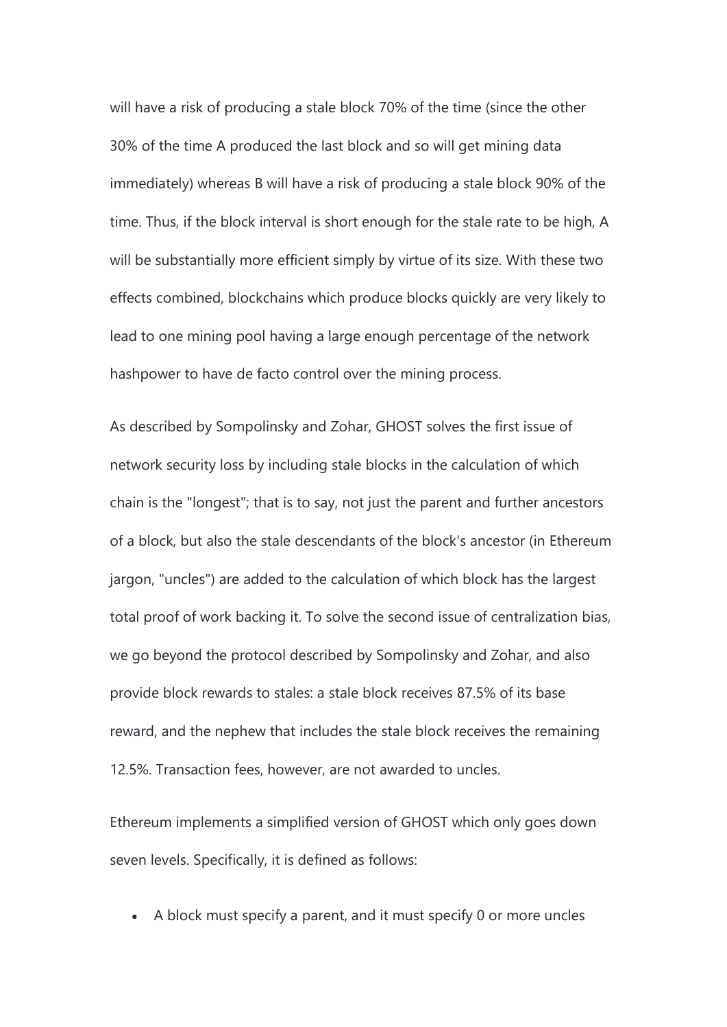will have a risk of producing a stale block 70% of the time (since the other 30% of the time A produced the last block and so will get mining data immediately) whereas B will have a risk of producing a stale block 90% of the time. Thus, if the block interval is short enough for the stale rate to be high, A will be substantially more efficient simply by virtue of its size. With these two effects combined, blockchains which produce blocks quickly are very likely to lead to one mining pool having a large enough percentage of the network hashpower to have de facto control over the mining process.

As described by Sompolinsky and Zohar, GHOST solves the first issue of network security loss by including stale blocks in the calculation of which chain is the "longest"; that is to say, not just the parent and further ancestors of a block, but also the stale descendants of the block's ancestor (in Ethereum jargon, "uncles") are added to the calculation of which block has the largest total proof of work backing it. To solve the second issue of centralization bias, we go beyond the protocol described by Sompolinsky and Zohar, and also provide block rewards to stales: a stale block receives 87.5% of its base reward, and the nephew that includes the stale block receives the remaining 12.5%. Transaction fees, however, are not awarded to uncles.

Ethereum implements a simplified version of GHOST which only goes down seven levels. Specifically, it is defined as follows:

- A block must specify a parent, and it must specify 0 or more uncles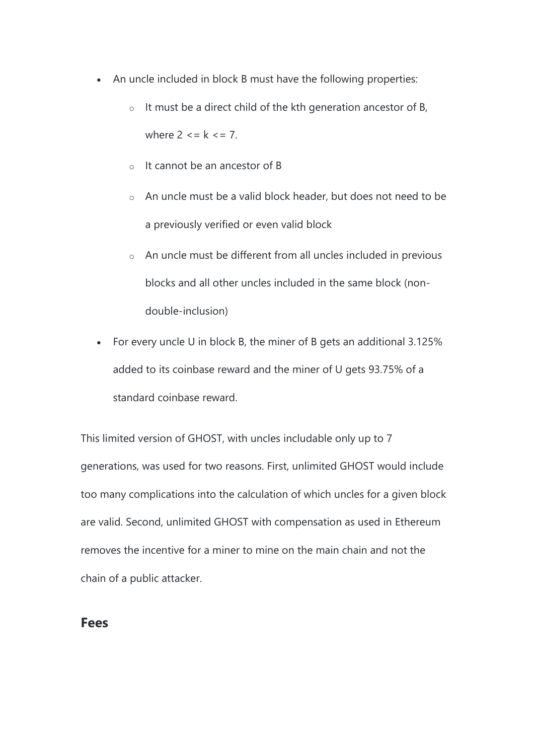- An uncle included in block B must have the following properties:
    - It must be a direct child of the kth generation ancestor of B, where 2 <= k <= 7.
    - It cannot be an ancestor of B
    - An uncle must be a valid block header, but does not need to be a previously verified or even valid block
    - An uncle must be different from all uncles included in previous blocks and all other uncles included in the same block (non-double-inclusion)
- For every uncle U in block B, the miner of B gets an additional 3.125% added to its coinbase reward and the miner of U gets 93.75% of a standard coinbase reward.

This limited version of GHOST, with uncles includable only up to 7 generations, was used for two reasons. First, unlimited GHOST would include too many complications into the calculation of which uncles for a given block are valid. Second, unlimited GHOST with compensation as used in Ethereum removes the incentive for a miner to mine on the main chain and not the chain of a public attacker.

## Fees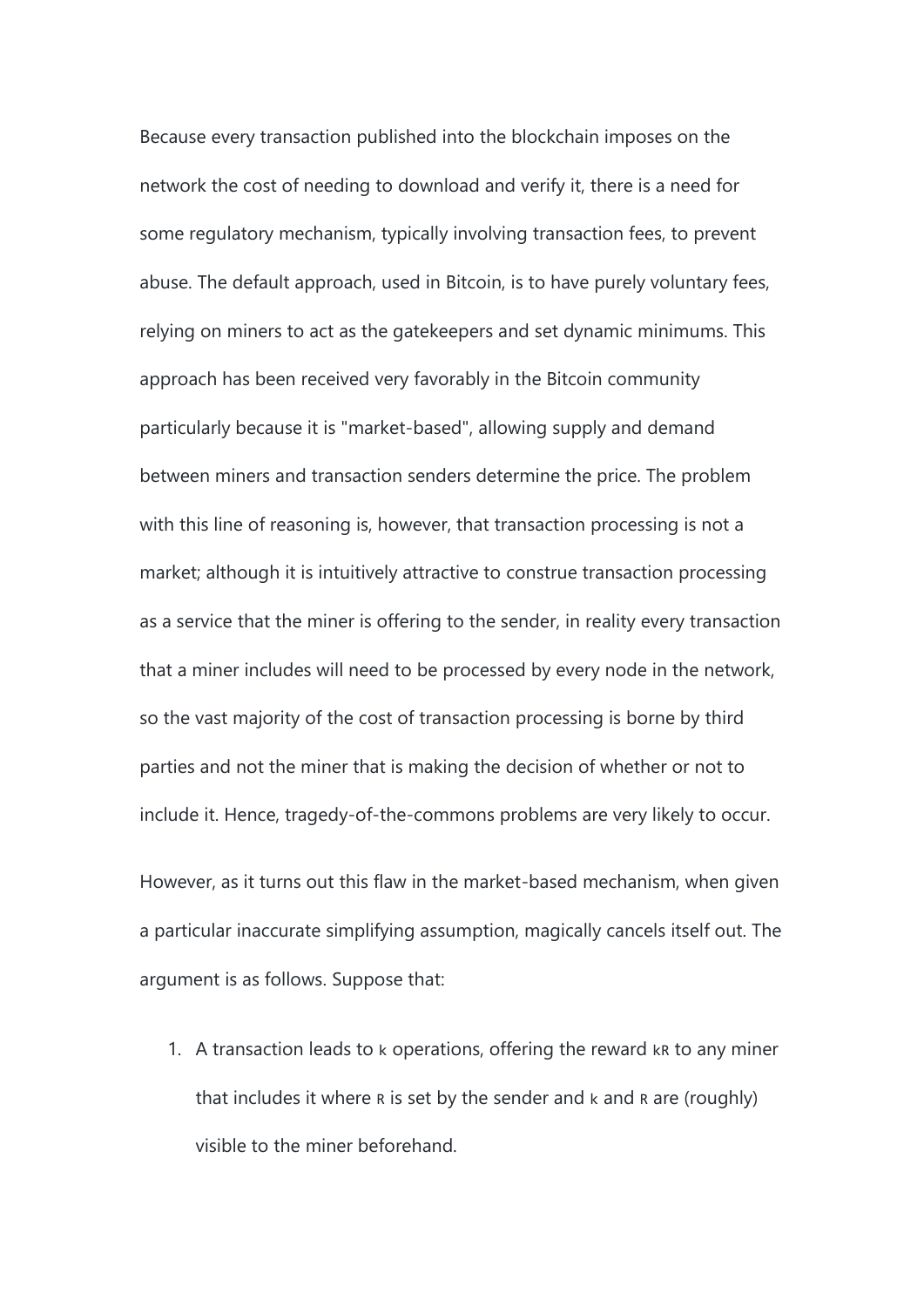Because every transaction published into the blockchain imposes on the network the cost of needing to download and verify it, there is a need for some regulatory mechanism, typically involving transaction fees, to prevent abuse. The default approach, used in Bitcoin, is to have purely voluntary fees, relying on miners to act as the gatekeepers and set dynamic minimums. This approach has been received very favorably in the Bitcoin community particularly because it is "market-based", allowing supply and demand between miners and transaction senders determine the price. The problem with this line of reasoning is, however, that transaction processing is not a market; although it is intuitively attractive to construe transaction processing as a service that the miner is offering to the sender, in reality every transaction that a miner includes will need to be processed by every node in the network, so the vast majority of the cost of transaction processing is borne by third parties and not the miner that is making the decision of whether or not to include it. Hence, tragedy-of-the-commons problems are very likely to occur.

However, as it turns out this flaw in the market-based mechanism, when given a particular inaccurate simplifying assumption, magically cancels itself out. The argument is as follows. Suppose that:

1. A transaction leads to $k$ operations, offering the reward $kR$ to any miner that includes it where $R$ is set by the sender and $k$ and $R$ are (roughly) visible to the miner beforehand.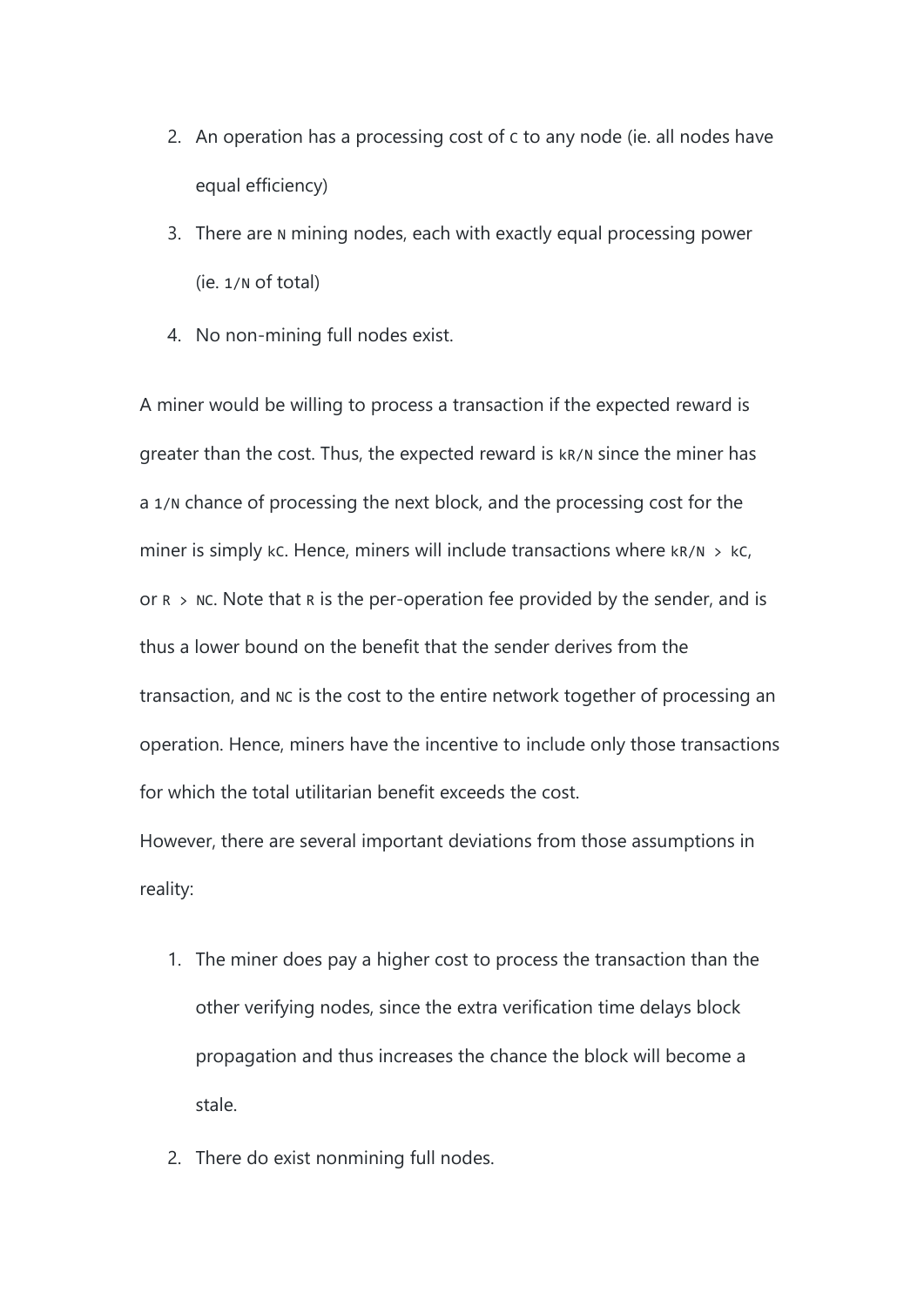2. An operation has a processing cost of $C$ to any node (ie. all nodes have equal efficiency)
3. There are $N$ mining nodes, each with exactly equal processing power (ie. $1/N$ of total)
4. No non-mining full nodes exist.

A miner would be willing to process a transaction if the expected reward is greater than the cost. Thus, the expected reward is $kR/N$ since the miner has a $1/N$ chance of processing the next block, and the processing cost for the miner is simply $kC$. Hence, miners will include transactions where $kR/N > kC$, or $R > NC$. Note that $R$ is the per-operation fee provided by the sender, and is thus a lower bound on the benefit that the sender derives from the transaction, and $NC$ is the cost to the entire network together of processing an operation. Hence, miners have the incentive to include only those transactions for which the total utilitarian benefit exceeds the cost.

However, there are several important deviations from those assumptions in reality:

1. The miner does pay a higher cost to process the transaction than the other verifying nodes, since the extra verification time delays block propagation and thus increases the chance the block will become a stale.
2. There do exist nonmining full nodes.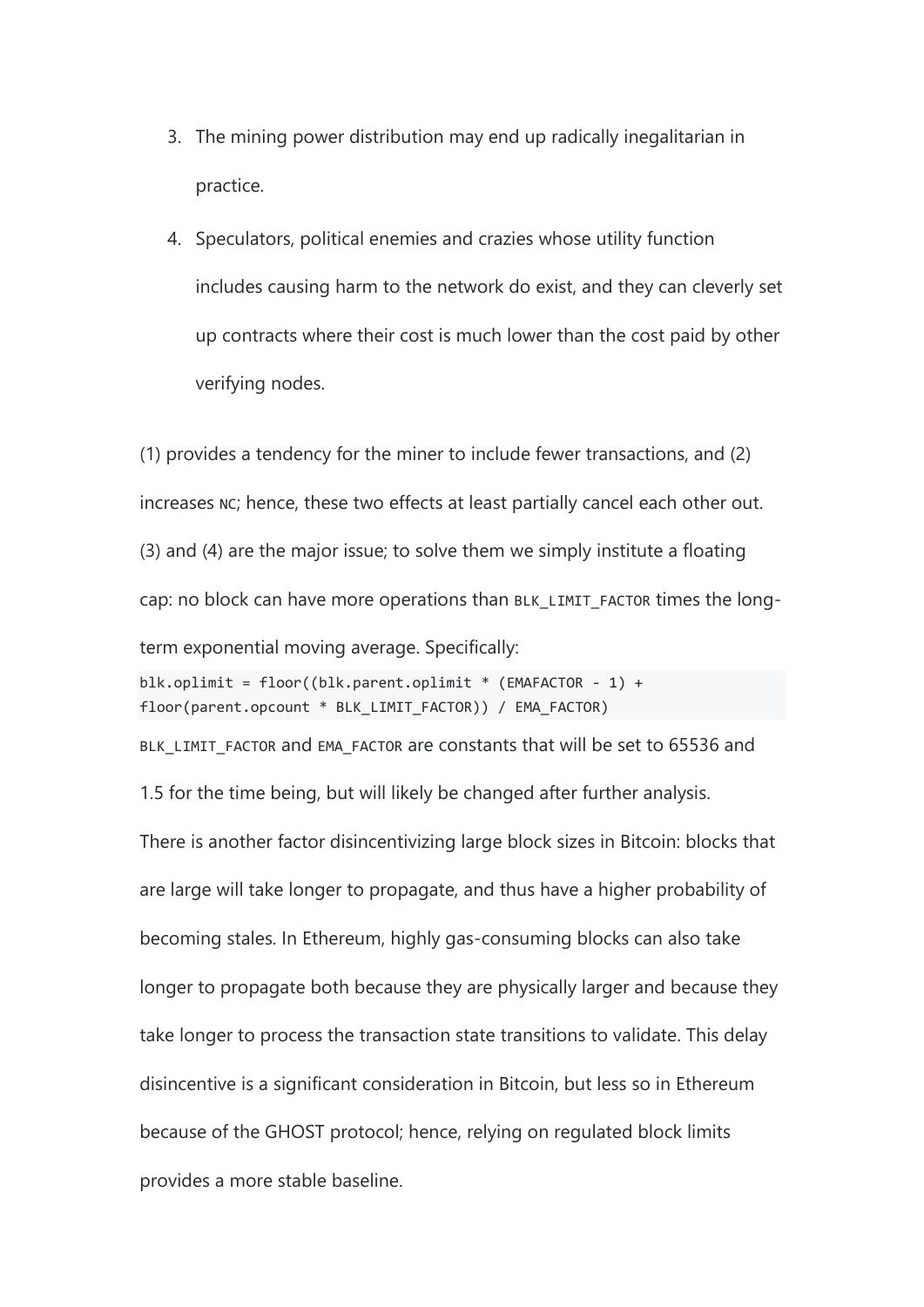3. The mining power distribution may end up radically inegalitarian in practice.
4. Speculators, political enemies and crazies whose utility function includes causing harm to the network do exist, and they can cleverly set up contracts where their cost is much lower than the cost paid by other verifying nodes.

(1) provides a tendency for the miner to include fewer transactions, and (2) increases `NC`; hence, these two effects at least partially cancel each other out. (3) and (4) are the major issue; to solve them we simply institute a floating cap: no block can have more operations than `BLK_LIMIT_FACTOR` times the long-term exponential moving average. Specifically:

```
blk.oplimit = floor((blk.parent.oplimit * (EMAFACTOR - 1) +
floor(parent.opcount * BLK_LIMIT_FACTOR)) / EMA_FACTOR)
```

`BLK_LIMIT_FACTOR` and `EMA_FACTOR` are constants that will be set to 65536 and 1.5 for the time being, but will likely be changed after further analysis.

There is another factor disincentivizing large block sizes in Bitcoin: blocks that are large will take longer to propagate, and thus have a higher probability of becoming stales. In Ethereum, highly gas-consuming blocks can also take longer to propagate both because they are physically larger and because they take longer to process the transaction state transitions to validate. This delay disincentive is a significant consideration in Bitcoin, but less so in Ethereum because of the GHOST protocol; hence, relying on regulated block limits provides a more stable baseline.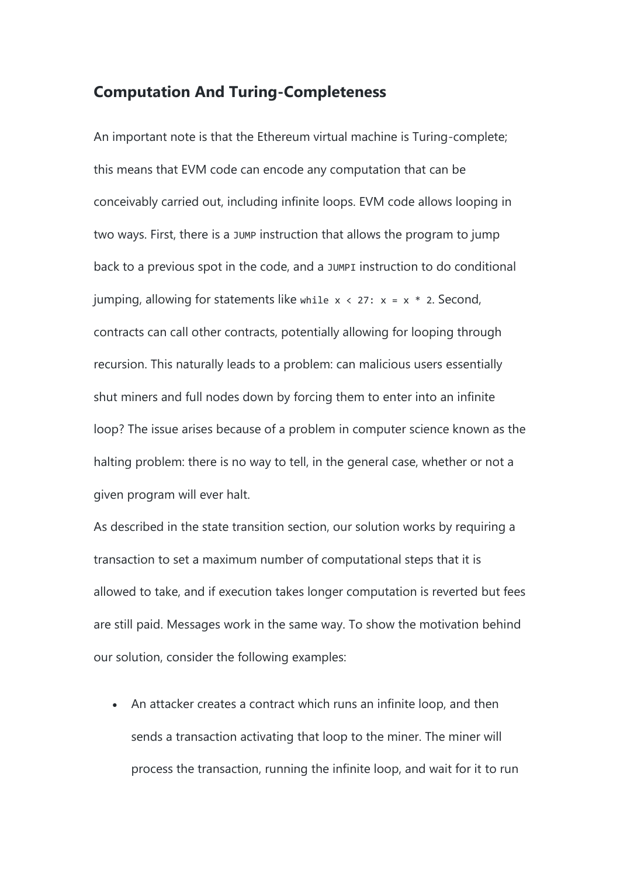## Computation And Turing-Completeness

An important note is that the Ethereum virtual machine is Turing-complete; this means that EVM code can encode any computation that can be conceivably carried out, including infinite loops. EVM code allows looping in two ways. First, there is a `JUMP` instruction that allows the program to jump back to a previous spot in the code, and a `JUMPI` instruction to do conditional jumping, allowing for statements like `while x < 27: x = x * 2`. Second, contracts can call other contracts, potentially allowing for looping through recursion. This naturally leads to a problem: can malicious users essentially shut miners and full nodes down by forcing them to enter into an infinite loop? The issue arises because of a problem in computer science known as the halting problem: there is no way to tell, in the general case, whether or not a given program will ever halt.

As described in the state transition section, our solution works by requiring a transaction to set a maximum number of computational steps that it is allowed to take, and if execution takes longer computation is reverted but fees are still paid. Messages work in the same way. To show the motivation behind our solution, consider the following examples:

- An attacker creates a contract which runs an infinite loop, and then sends a transaction activating that loop to the miner. The miner will process the transaction, running the infinite loop, and wait for it to run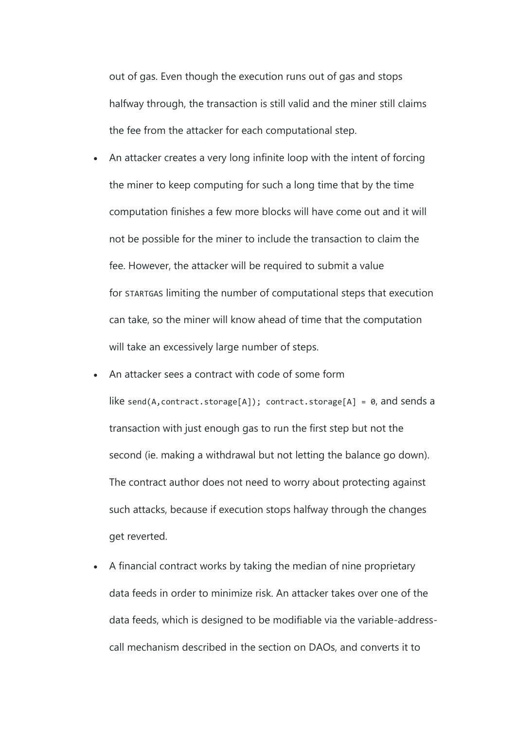out of gas. Even though the execution runs out of gas and stops halfway through, the transaction is still valid and the miner still claims the fee from the attacker for each computational step.

- An attacker creates a very long infinite loop with the intent of forcing the miner to keep computing for such a long time that by the time computation finishes a few more blocks will have come out and it will not be possible for the miner to include the transaction to claim the fee. However, the attacker will be required to submit a value for `STARTGAS` limiting the number of computational steps that execution can take, so the miner will know ahead of time that the computation will take an excessively large number of steps.
- An attacker sees a contract with code of some form like `send(A,contract.storage[A]); contract.storage[A] = 0`, and sends a transaction with just enough gas to run the first step but not the second (ie. making a withdrawal but not letting the balance go down). The contract author does not need to worry about protecting against such attacks, because if execution stops halfway through the changes get reverted.
- A financial contract works by taking the median of nine proprietary data feeds in order to minimize risk. An attacker takes over one of the data feeds, which is designed to be modifiable via the variable-address-call mechanism described in the section on DAOs, and converts it to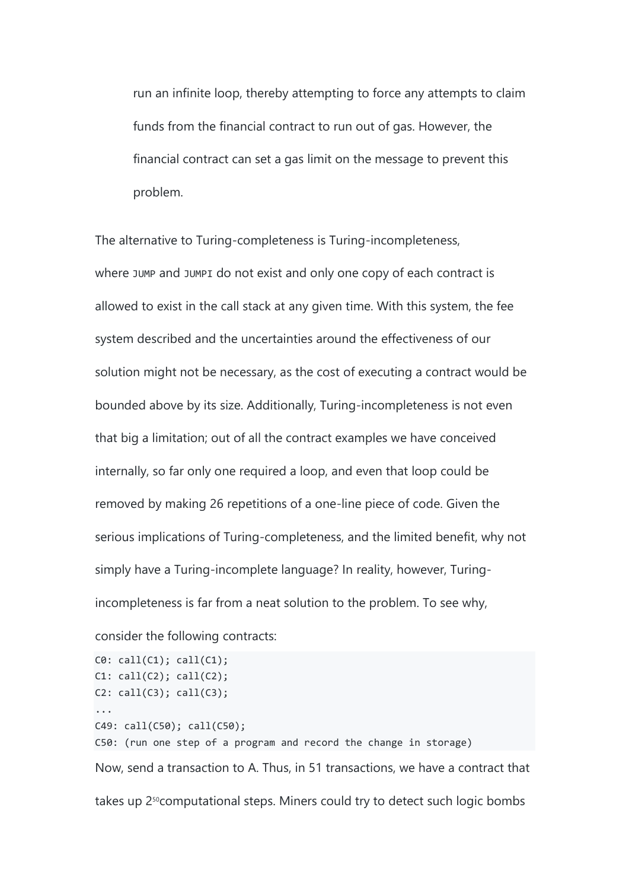run an infinite loop, thereby attempting to force any attempts to claim funds from the financial contract to run out of gas. However, the financial contract can set a gas limit on the message to prevent this problem.

The alternative to Turing-completeness is Turing-incompleteness, where `JUMP` and `JUMPI` do not exist and only one copy of each contract is allowed to exist in the call stack at any given time. With this system, the fee system described and the uncertainties around the effectiveness of our solution might not be necessary, as the cost of executing a contract would be bounded above by its size. Additionally, Turing-incompleteness is not even that big a limitation; out of all the contract examples we have conceived internally, so far only one required a loop, and even that loop could be removed by making 26 repetitions of a one-line piece of code. Given the serious implications of Turing-completeness, and the limited benefit, why not simply have a Turing-incomplete language? In reality, however, Turing-incompleteness is far from a neat solution to the problem. To see why, consider the following contracts:

```
C0: call(C1); call(C1);
C1: call(C2); call(C2);
C2: call(C3); call(C3);
...
C49: call(C50); call(C50);
C50: (run one step of a program and record the change in storage)
```

Now, send a transaction to A. Thus, in 51 transactions, we have a contract that takes up $2^{50}$computational steps. Miners could try to detect such logic bombs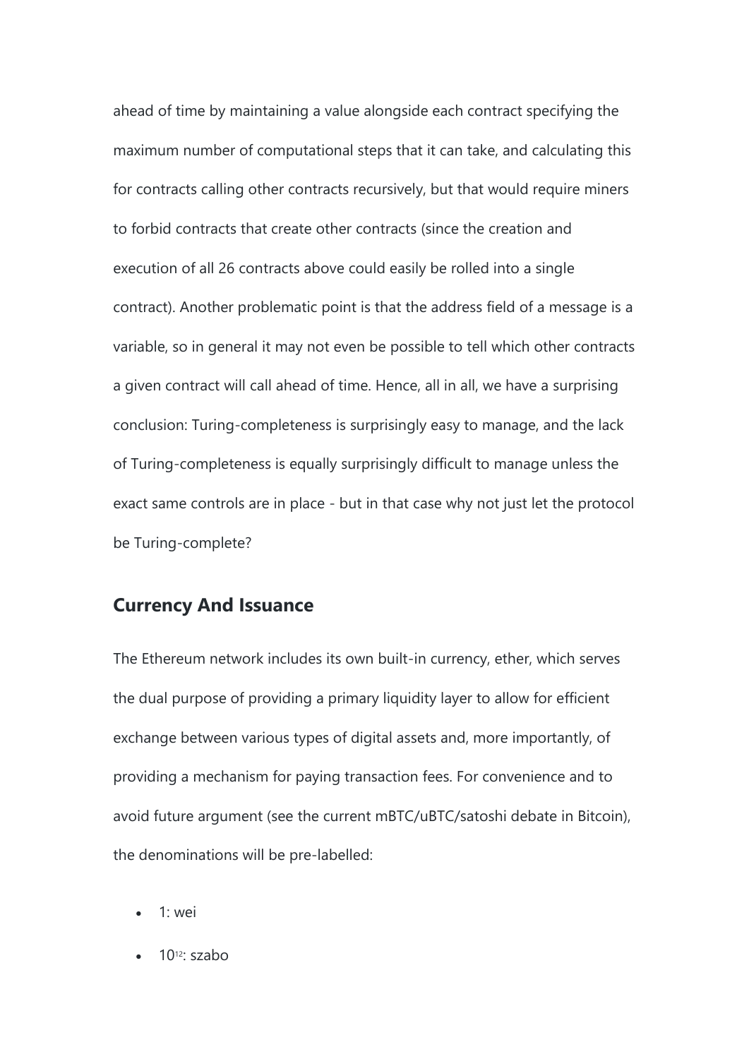ahead of time by maintaining a value alongside each contract specifying the maximum number of computational steps that it can take, and calculating this for contracts calling other contracts recursively, but that would require miners to forbid contracts that create other contracts (since the creation and execution of all 26 contracts above could easily be rolled into a single contract). Another problematic point is that the address field of a message is a variable, so in general it may not even be possible to tell which other contracts a given contract will call ahead of time. Hence, all in all, we have a surprising conclusion: Turing-completeness is surprisingly easy to manage, and the lack of Turing-completeness is equally surprisingly difficult to manage unless the exact same controls are in place - but in that case why not just let the protocol be Turing-complete?

## Currency And Issuance

The Ethereum network includes its own built-in currency, ether, which serves the dual purpose of providing a primary liquidity layer to allow for efficient exchange between various types of digital assets and, more importantly, of providing a mechanism for paying transaction fees. For convenience and to avoid future argument (see the current mBTC/uBTC/satoshi debate in Bitcoin), the denominations will be pre-labelled:

- 1: wei
- $10^{12}$: szabo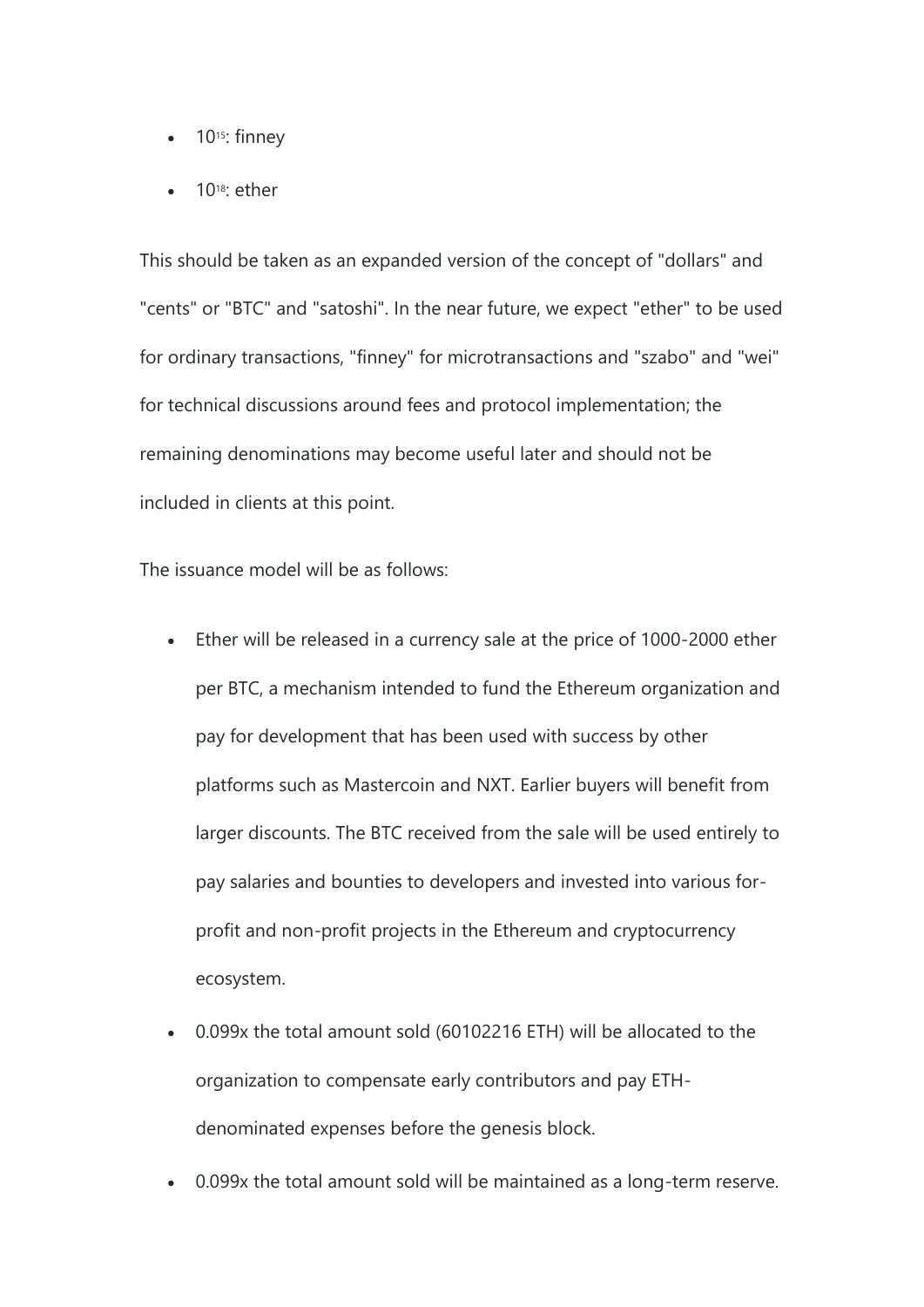- $10^{15}$: finney
- $10^{18}$: ether

This should be taken as an expanded version of the concept of "dollars" and "cents" or "BTC" and "satoshi". In the near future, we expect "ether" to be used for ordinary transactions, "finney" for microtransactions and "szabo" and "wei" for technical discussions around fees and protocol implementation; the remaining denominations may become useful later and should not be included in clients at this point.

The issuance model will be as follows:

- Ether will be released in a currency sale at the price of 1000-2000 ether per BTC, a mechanism intended to fund the Ethereum organization and pay for development that has been used with success by other platforms such as Mastercoin and NXT. Earlier buyers will benefit from larger discounts. The BTC received from the sale will be used entirely to pay salaries and bounties to developers and invested into various for-profit and non-profit projects in the Ethereum and cryptocurrency ecosystem.
- 0.099x the total amount sold (60102216 ETH) will be allocated to the organization to compensate early contributors and pay ETH-denominated expenses before the genesis block.
- 0.099x the total amount sold will be maintained as a long-term reserve.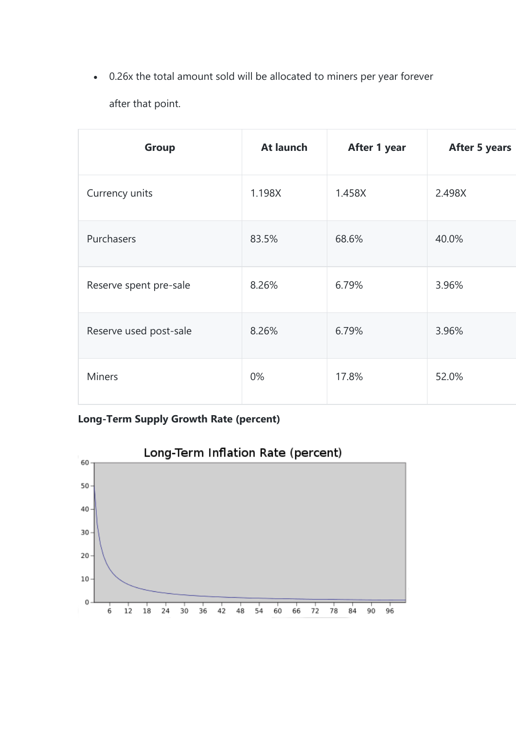- 0.26x the total amount sold will be allocated to miners per year forever after that point.

| Group | At launch | After 1 year | After 5 years |
| --- | --- | --- | --- |
| Currency units | 1.198X | 1.458X | 2.498X |
| Purchasers | 83.5% | 68.6% | 40.0% |
| Reserve spent pre-sale | 8.26% | 6.79% | 3.96% |
| Reserve used post-sale | 8.26% | 6.79% | 3.96% |
| Miners | 0% | 17.8% | 52.0% |

**Long-Term Supply Growth Rate (percent)**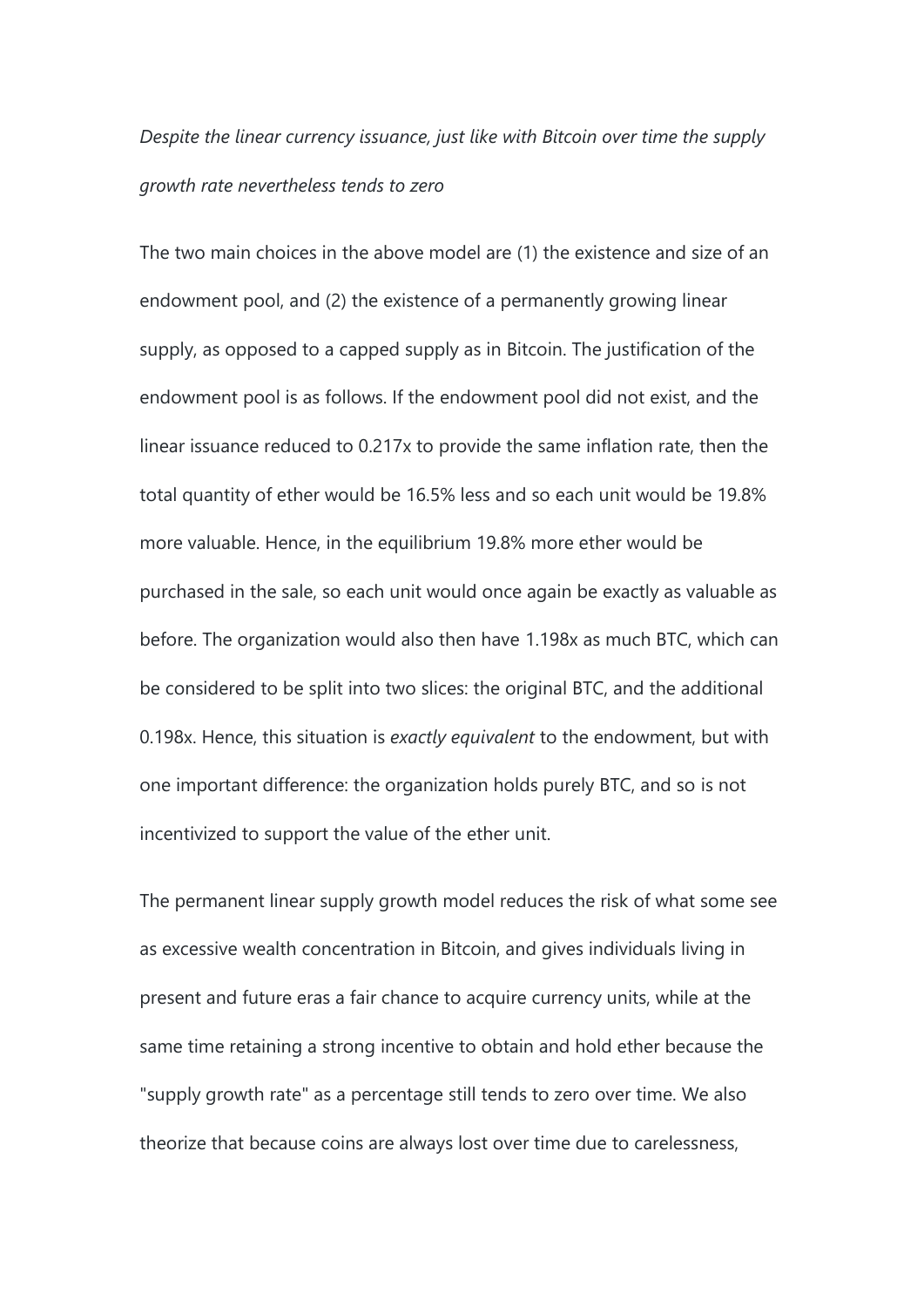*Despite the linear currency issuance, just like with Bitcoin over time the supply growth rate nevertheless tends to zero*

The two main choices in the above model are (1) the existence and size of an endowment pool, and (2) the existence of a permanently growing linear supply, as opposed to a capped supply as in Bitcoin. The justification of the endowment pool is as follows. If the endowment pool did not exist, and the linear issuance reduced to 0.217x to provide the same inflation rate, then the total quantity of ether would be 16.5% less and so each unit would be 19.8% more valuable. Hence, in the equilibrium 19.8% more ether would be purchased in the sale, so each unit would once again be exactly as valuable as before. The organization would also then have 1.198x as much BTC, which can be considered to be split into two slices: the original BTC, and the additional 0.198x. Hence, this situation is *exactly equivalent* to the endowment, but with one important difference: the organization holds purely BTC, and so is not incentivized to support the value of the ether unit.

The permanent linear supply growth model reduces the risk of what some see as excessive wealth concentration in Bitcoin, and gives individuals living in present and future eras a fair chance to acquire currency units, while at the same time retaining a strong incentive to obtain and hold ether because the "supply growth rate" as a percentage still tends to zero over time. We also theorize that because coins are always lost over time due to carelessness,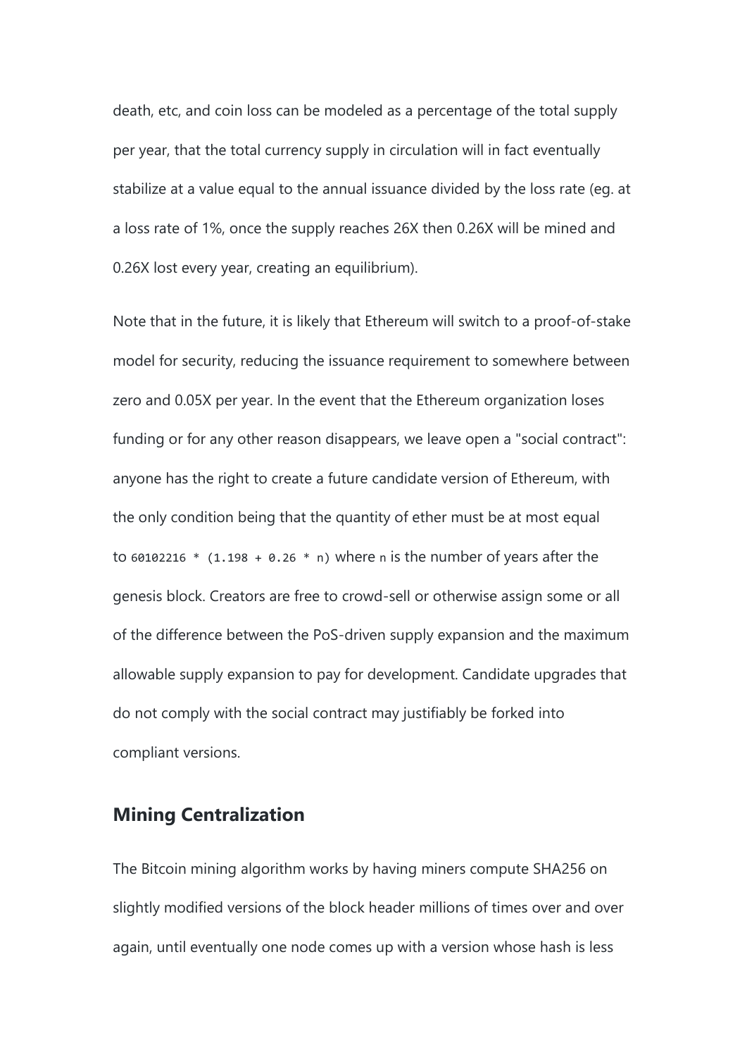death, etc, and coin loss can be modeled as a percentage of the total supply per year, that the total currency supply in circulation will in fact eventually stabilize at a value equal to the annual issuance divided by the loss rate (eg. at a loss rate of 1%, once the supply reaches 26X then 0.26X will be mined and 0.26X lost every year, creating an equilibrium).

Note that in the future, it is likely that Ethereum will switch to a proof-of-stake model for security, reducing the issuance requirement to somewhere between zero and 0.05X per year. In the event that the Ethereum organization loses funding or for any other reason disappears, we leave open a "social contract": anyone has the right to create a future candidate version of Ethereum, with the only condition being that the quantity of ether must be at most equal to `60102216 * (1.198 + 0.26 * n)` where `n` is the number of years after the genesis block. Creators are free to crowd-sell or otherwise assign some or all of the difference between the PoS-driven supply expansion and the maximum allowable supply expansion to pay for development. Candidate upgrades that do not comply with the social contract may justifiably be forked into compliant versions.

## Mining Centralization

The Bitcoin mining algorithm works by having miners compute SHA256 on slightly modified versions of the block header millions of times over and over again, until eventually one node comes up with a version whose hash is less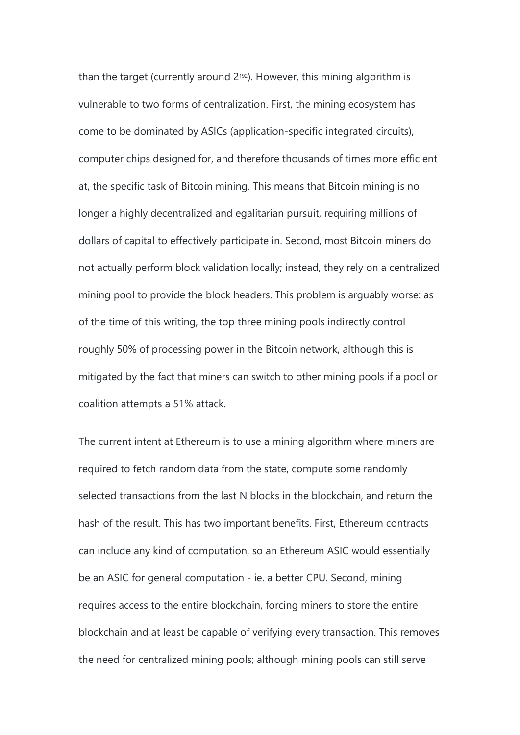than the target (currently around $2^{192}$). However, this mining algorithm is vulnerable to two forms of centralization. First, the mining ecosystem has come to be dominated by ASICs (application-specific integrated circuits), computer chips designed for, and therefore thousands of times more efficient at, the specific task of Bitcoin mining. This means that Bitcoin mining is no longer a highly decentralized and egalitarian pursuit, requiring millions of dollars of capital to effectively participate in. Second, most Bitcoin miners do not actually perform block validation locally; instead, they rely on a centralized mining pool to provide the block headers. This problem is arguably worse: as of the time of this writing, the top three mining pools indirectly control roughly 50% of processing power in the Bitcoin network, although this is mitigated by the fact that miners can switch to other mining pools if a pool or coalition attempts a 51% attack.

The current intent at Ethereum is to use a mining algorithm where miners are required to fetch random data from the state, compute some randomly selected transactions from the last N blocks in the blockchain, and return the hash of the result. This has two important benefits. First, Ethereum contracts can include any kind of computation, so an Ethereum ASIC would essentially be an ASIC for general computation - ie. a better CPU. Second, mining requires access to the entire blockchain, forcing miners to store the entire blockchain and at least be capable of verifying every transaction. This removes the need for centralized mining pools; although mining pools can still serve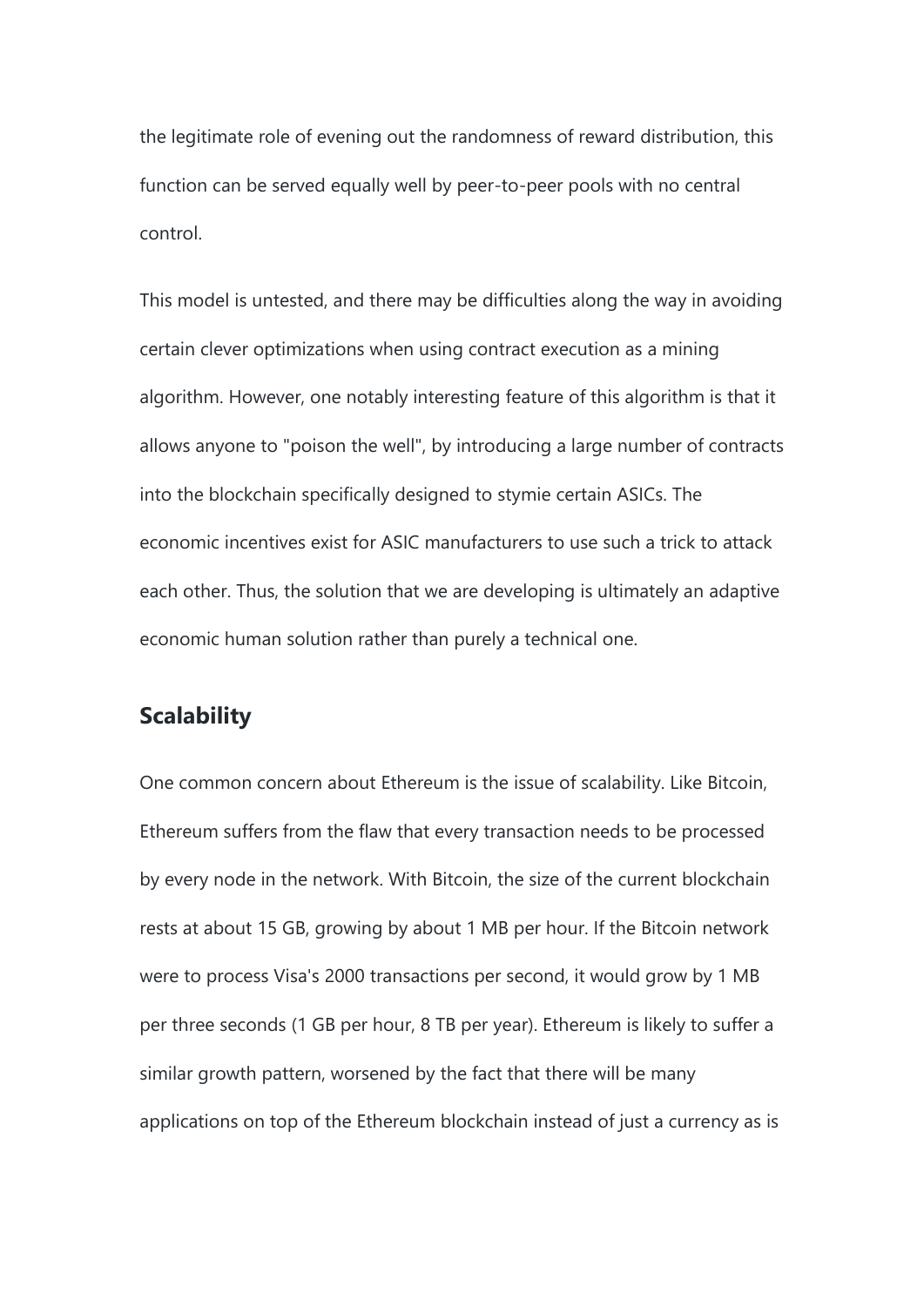the legitimate role of evening out the randomness of reward distribution, this function can be served equally well by peer-to-peer pools with no central control.

This model is untested, and there may be difficulties along the way in avoiding certain clever optimizations when using contract execution as a mining algorithm. However, one notably interesting feature of this algorithm is that it allows anyone to "poison the well", by introducing a large number of contracts into the blockchain specifically designed to stymie certain ASICs. The economic incentives exist for ASIC manufacturers to use such a trick to attack each other. Thus, the solution that we are developing is ultimately an adaptive economic human solution rather than purely a technical one.

## Scalability

One common concern about Ethereum is the issue of scalability. Like Bitcoin, Ethereum suffers from the flaw that every transaction needs to be processed by every node in the network. With Bitcoin, the size of the current blockchain rests at about 15 GB, growing by about 1 MB per hour. If the Bitcoin network were to process Visa's 2000 transactions per second, it would grow by 1 MB per three seconds (1 GB per hour, 8 TB per year). Ethereum is likely to suffer a similar growth pattern, worsened by the fact that there will be many applications on top of the Ethereum blockchain instead of just a currency as is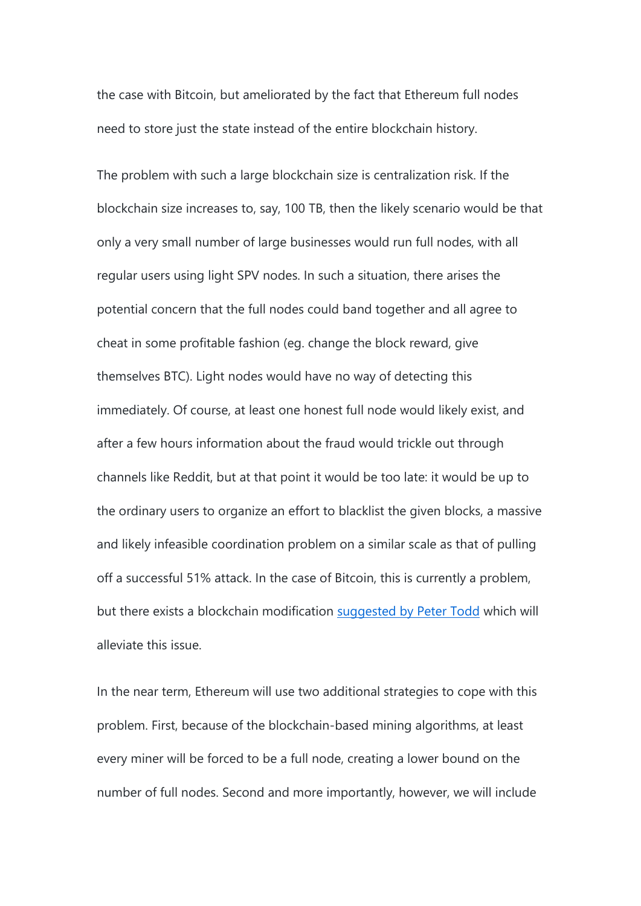the case with Bitcoin, but ameliorated by the fact that Ethereum full nodes need to store just the state instead of the entire blockchain history.

The problem with such a large blockchain size is centralization risk. If the blockchain size increases to, say, 100 TB, then the likely scenario would be that only a very small number of large businesses would run full nodes, with all regular users using light SPV nodes. In such a situation, there arises the potential concern that the full nodes could band together and all agree to cheat in some profitable fashion (eg. change the block reward, give themselves BTC). Light nodes would have no way of detecting this immediately. Of course, at least one honest full node would likely exist, and after a few hours information about the fraud would trickle out through channels like Reddit, but at that point it would be too late: it would be up to the ordinary users to organize an effort to blacklist the given blocks, a massive and likely infeasible coordination problem on a similar scale as that of pulling off a successful 51% attack. In the case of Bitcoin, this is currently a problem, but there exists a blockchain modification suggested by Peter Todd which will alleviate this issue.

In the near term, Ethereum will use two additional strategies to cope with this problem. First, because of the blockchain-based mining algorithms, at least every miner will be forced to be a full node, creating a lower bound on the number of full nodes. Second and more importantly, however, we will include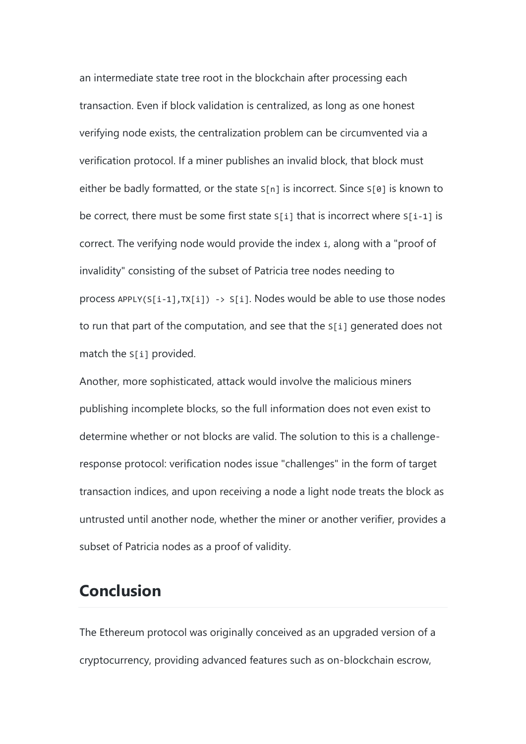an intermediate state tree root in the blockchain after processing each transaction. Even if block validation is centralized, as long as one honest verifying node exists, the centralization problem can be circumvented via a verification protocol. If a miner publishes an invalid block, that block must either be badly formatted, or the state `S[n]` is incorrect. Since `S[0]` is known to be correct, there must be some first state `S[i]` that is incorrect where `S[i-1]` is correct. The verifying node would provide the index `i`, along with a "proof of invalidity" consisting of the subset of Patricia tree nodes needing to process `APPLY(S[i-1],TX[i]) -> S[i]`. Nodes would be able to use those nodes to run that part of the computation, and see that the `S[i]` generated does not match the `S[i]` provided.

Another, more sophisticated, attack would involve the malicious miners publishing incomplete blocks, so the full information does not even exist to determine whether or not blocks are valid. The solution to this is a challenge-response protocol: verification nodes issue "challenges" in the form of target transaction indices, and upon receiving a node a light node treats the block as untrusted until another node, whether the miner or another verifier, provides a subset of Patricia nodes as a proof of validity.

## Conclusion

The Ethereum protocol was originally conceived as an upgraded version of a cryptocurrency, providing advanced features such as on-blockchain escrow,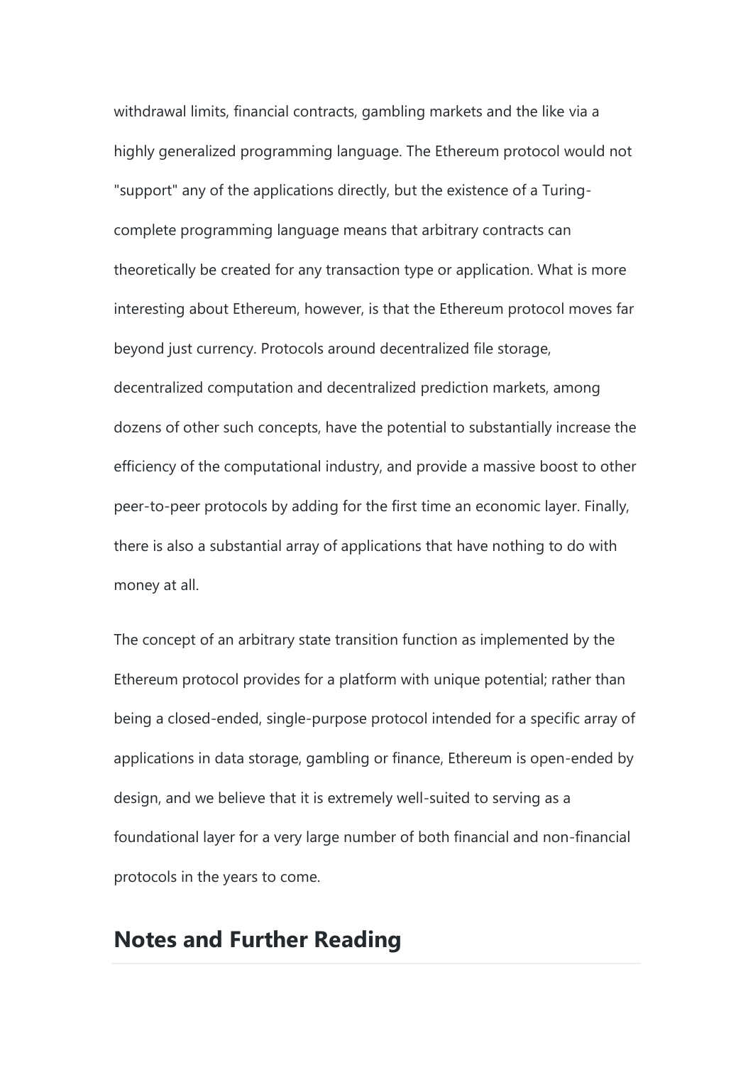withdrawal limits, financial contracts, gambling markets and the like via a highly generalized programming language. The Ethereum protocol would not "support" any of the applications directly, but the existence of a Turing-complete programming language means that arbitrary contracts can theoretically be created for any transaction type or application. What is more interesting about Ethereum, however, is that the Ethereum protocol moves far beyond just currency. Protocols around decentralized file storage, decentralized computation and decentralized prediction markets, among dozens of other such concepts, have the potential to substantially increase the efficiency of the computational industry, and provide a massive boost to other peer-to-peer protocols by adding for the first time an economic layer. Finally, there is also a substantial array of applications that have nothing to do with money at all.

The concept of an arbitrary state transition function as implemented by the Ethereum protocol provides for a platform with unique potential; rather than being a closed-ended, single-purpose protocol intended for a specific array of applications in data storage, gambling or finance, Ethereum is open-ended by design, and we believe that it is extremely well-suited to serving as a foundational layer for a very large number of both financial and non-financial protocols in the years to come.

## Notes and Further Reading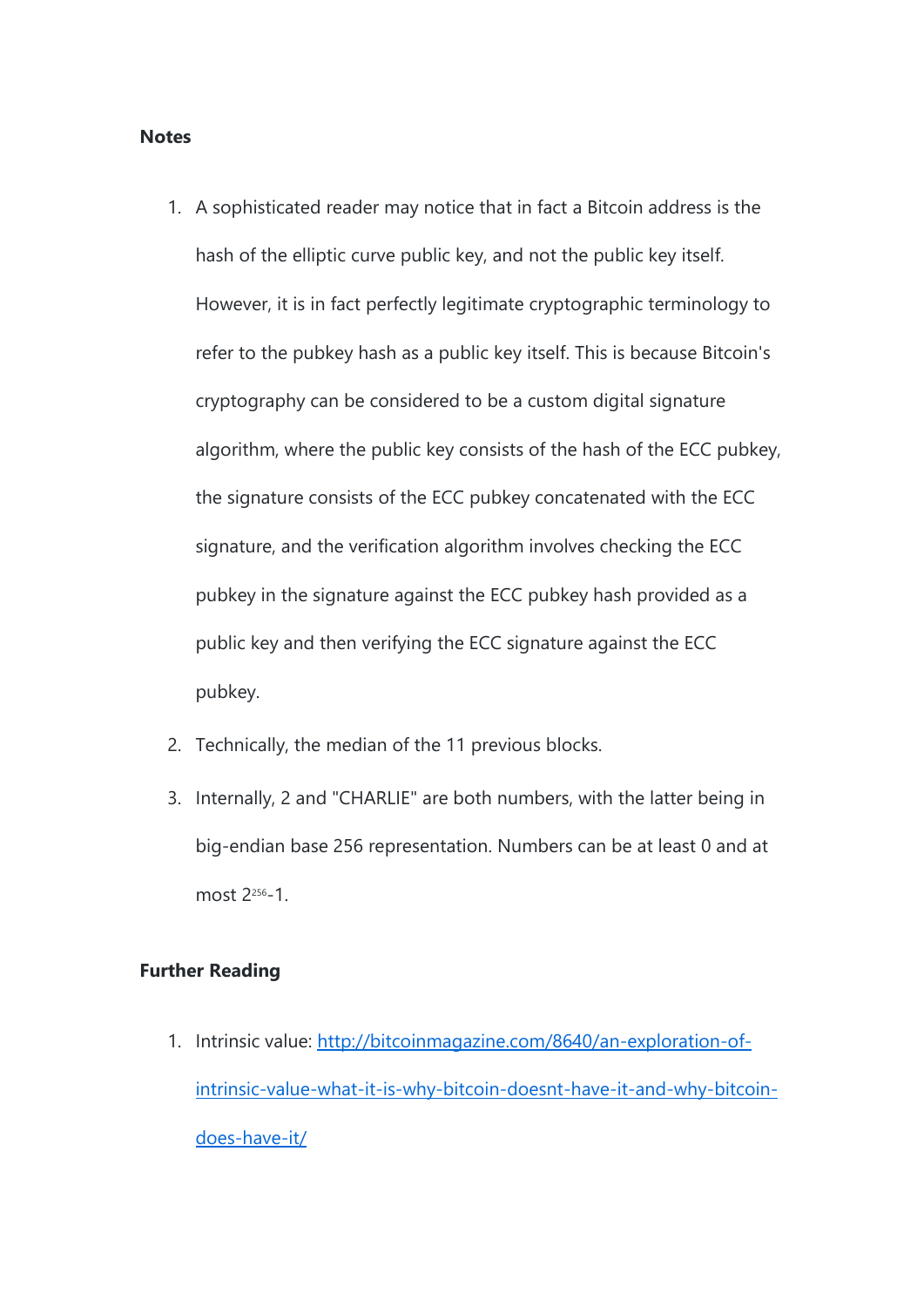**Notes**

1. A sophisticated reader may notice that in fact a Bitcoin address is the hash of the elliptic curve public key, and not the public key itself. However, it is in fact perfectly legitimate cryptographic terminology to refer to the pubkey hash as a public key itself. This is because Bitcoin's cryptography can be considered to be a custom digital signature algorithm, where the public key consists of the hash of the ECC pubkey, the signature consists of the ECC pubkey concatenated with the ECC signature, and the verification algorithm involves checking the ECC pubkey in the signature against the ECC pubkey hash provided as a public key and then verifying the ECC signature against the ECC pubkey.
2. Technically, the median of the 11 previous blocks.
3. Internally, 2 and "CHARLIE" are both numbers, with the latter being in big-endian base 256 representation. Numbers can be at least 0 and at most $2^{256}$-1.

**Further Reading**

1. Intrinsic value: [http://bitcoinmagazine.com/8640/an-exploration-of-intrinsic-value-what-it-is-why-bitcoin-doesnt-have-it-and-why-bitcoin-does-have-it/](http://bitcoinmagazine.com/8640/an-exploration-of-intrinsic-value-what-it-is-why-bitcoin-doesnt-have-it-and-why-bitcoin-does-have-it/)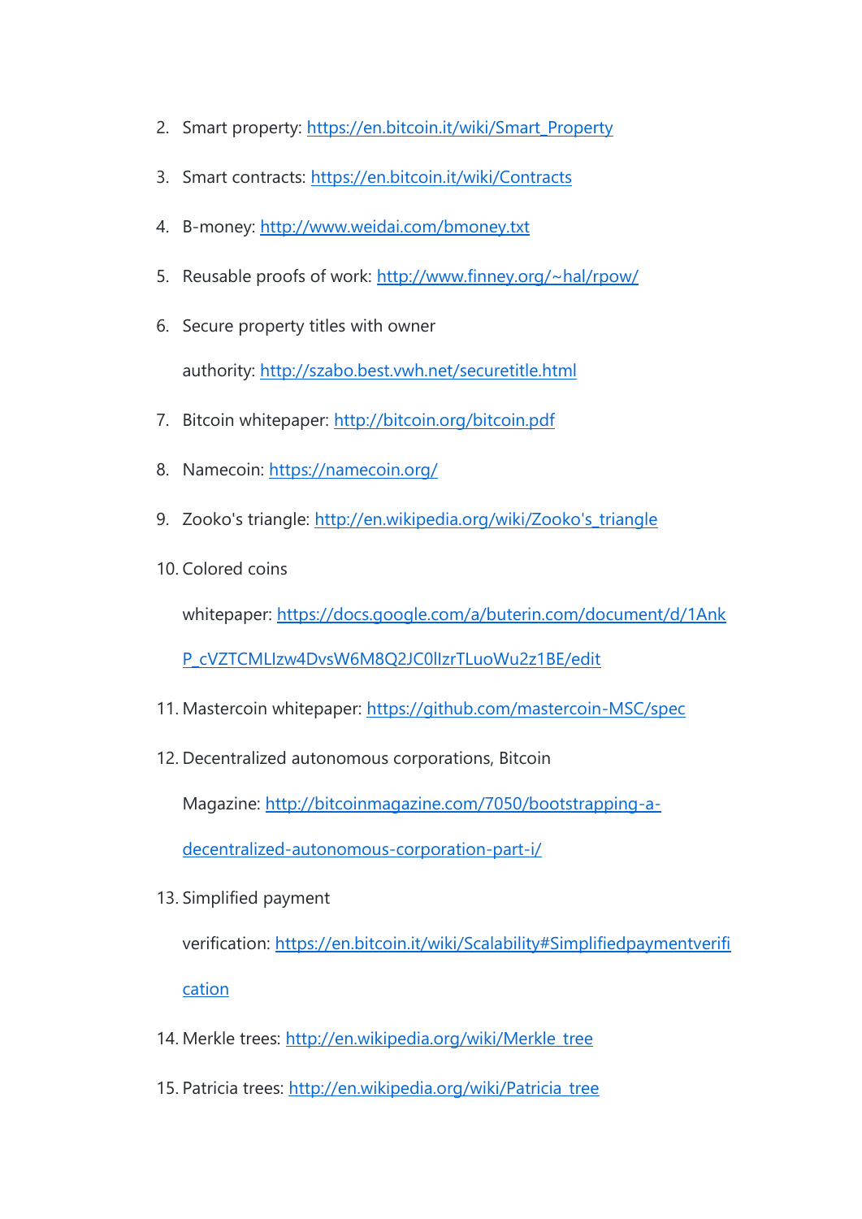2. Smart property: https://en.bitcoin.it/wiki/Smart_Property
3. Smart contracts: https://en.bitcoin.it/wiki/Contracts
4. B-money: http://www.weidai.com/bmoney.txt
5. Reusable proofs of work: http://www.finney.org/~hal/rpow/
6. Secure property titles with owner authority: http://szabo.best.vwh.net/securetitle.html
7. Bitcoin whitepaper: http://bitcoin.org/bitcoin.pdf
8. Namecoin: https://namecoin.org/
9. Zooko's triangle: http://en.wikipedia.org/wiki/Zooko's_triangle
10. Colored coins whitepaper: https://docs.google.com/a/buterin.com/document/d/1AnkP_cVZTCMLIzw4DvsW6M8Q2JC0lIzrTLuoWu2z1BE/edit
11. Mastercoin whitepaper: https://github.com/mastercoin-MSC/spec
12. Decentralized autonomous corporations, Bitcoin Magazine: http://bitcoinmagazine.com/7050/bootstrapping-a-decentralized-autonomous-corporation-part-i/
13. Simplified payment verification: https://en.bitcoin.it/wiki/Scalability#Simplifiedpaymentverification
14. Merkle trees: http://en.wikipedia.org/wiki/Merkle_tree
15. Patricia trees: http://en.wikipedia.org/wiki/Patricia_tree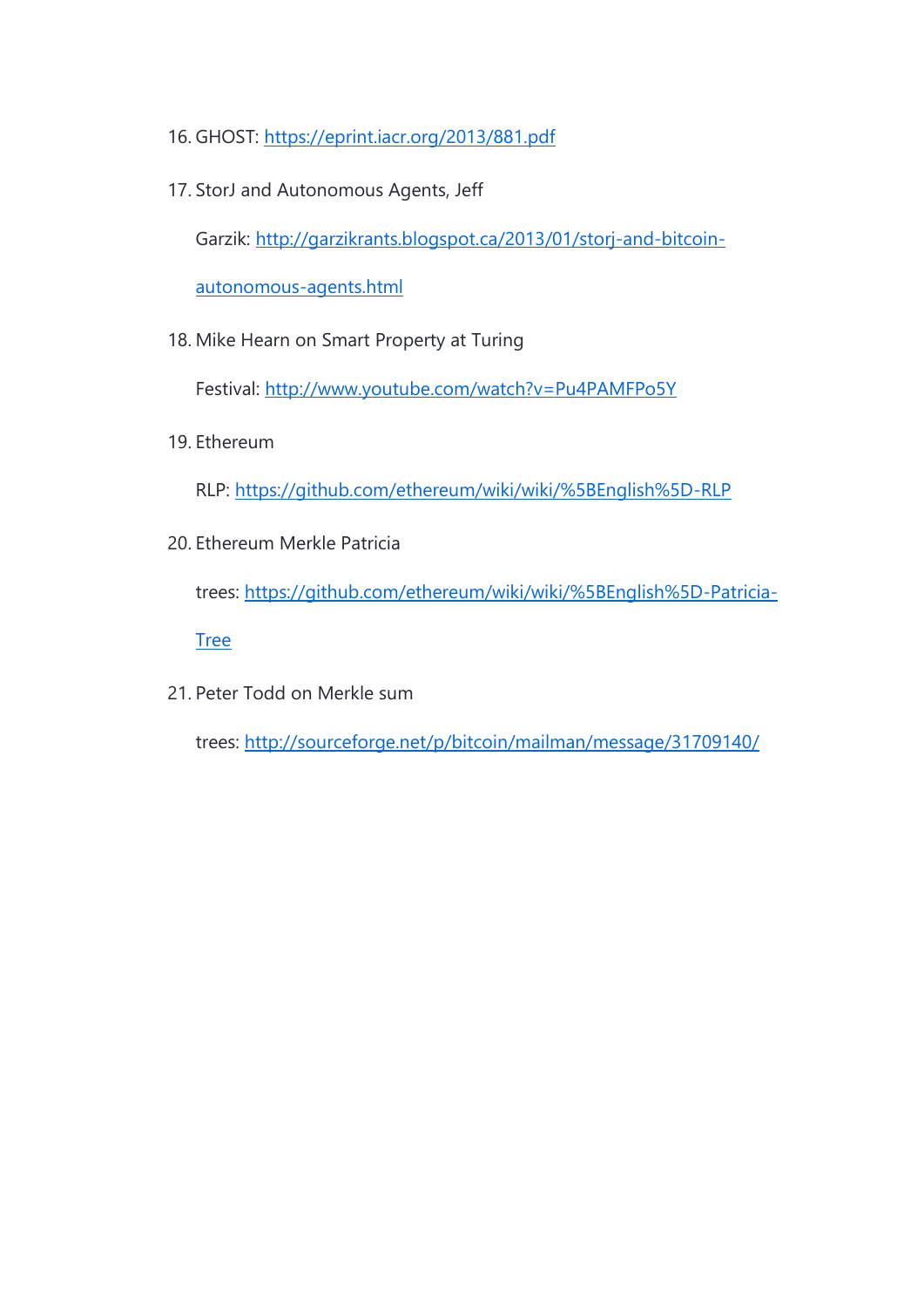16. GHOST: https://eprint.iacr.org/2013/881.pdf
17. StorJ and Autonomous Agents, Jeff Garzik: http://garzikrants.blogspot.ca/2013/01/storj-and-bitcoin-autonomous-agents.html
18. Mike Hearn on Smart Property at Turing Festival: http://www.youtube.com/watch?v=Pu4PAMFPo5Y
19. Ethereum RLP: https://github.com/ethereum/wiki/wiki/%5BEnglish%5D-RLP
20. Ethereum Merkle Patricia trees: https://github.com/ethereum/wiki/wiki/%5BEnglish%5D-Patricia-Tree
21. Peter Todd on Merkle sum trees: http://sourceforge.net/p/bitcoin/mailman/message/31709140/